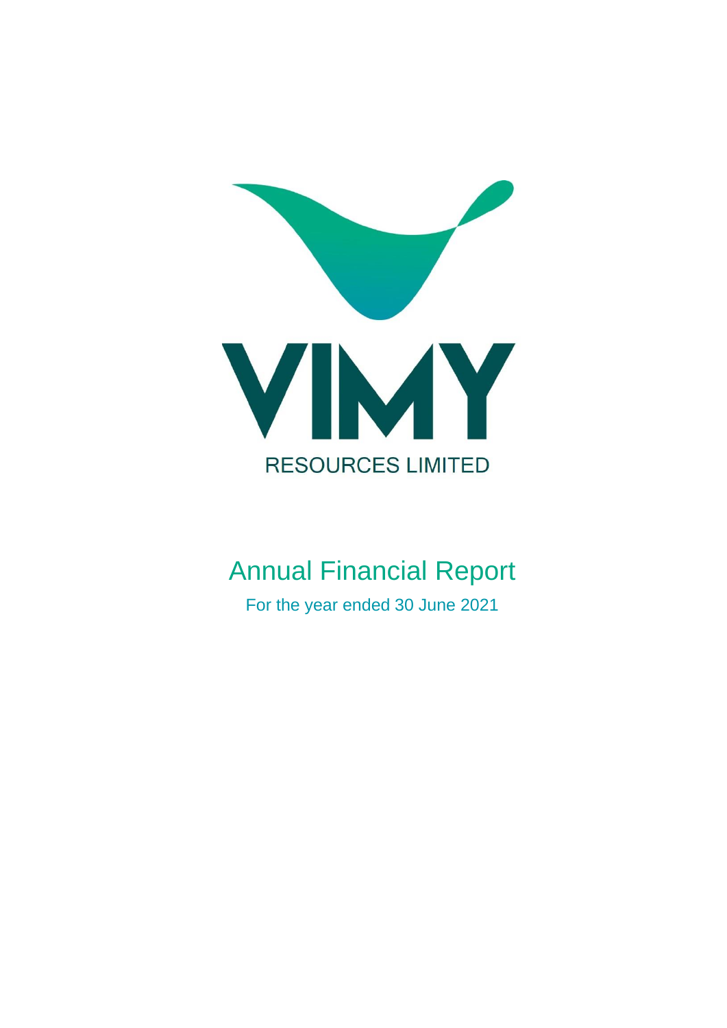# VIMY

RESOURCES LIMITED

# Annual Financial Report

For the year ended 30 June 2021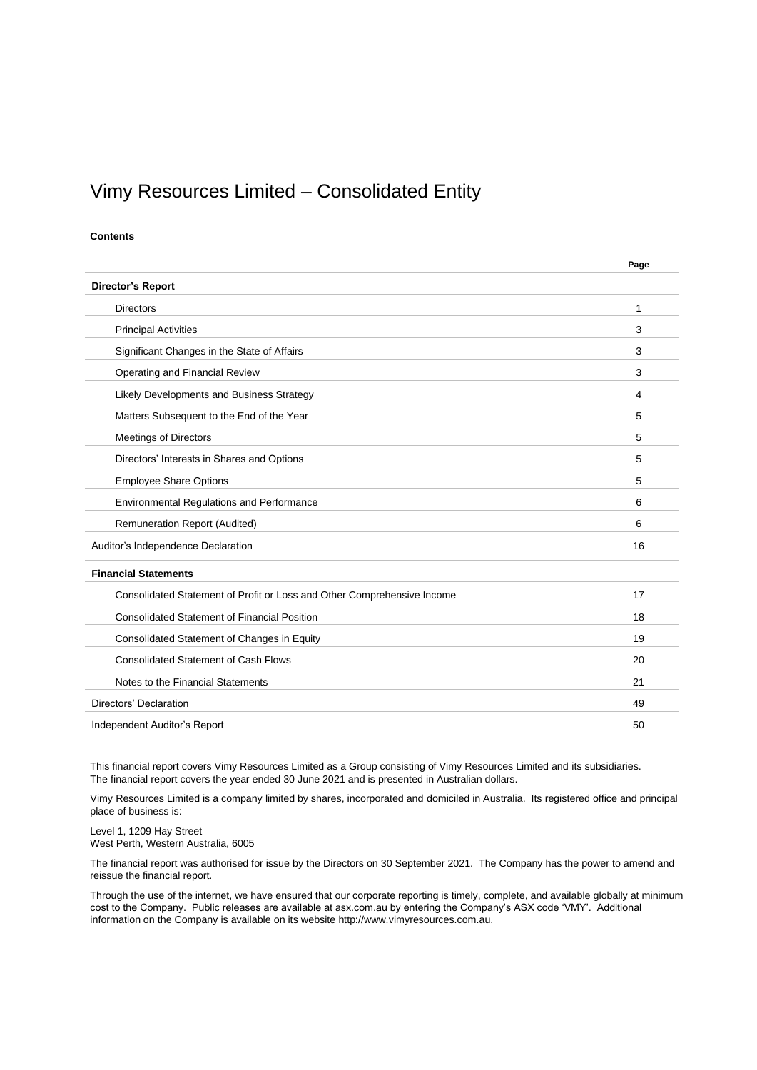# Vimy Resources Limited – Consolidated Entity

**Contents**

| | Page |
|---|---|
| **Director's Report** | |
| Directors | 1 |
| Principal Activities | 3 |
| Significant Changes in the State of Affairs | 3 |
| Operating and Financial Review | 3 |
| Likely Developments and Business Strategy | 4 |
| Matters Subsequent to the End of the Year | 5 |
| Meetings of Directors | 5 |
| Directors' Interests in Shares and Options | 5 |
| Employee Share Options | 5 |
| Environmental Regulations and Performance | 6 |
| Remuneration Report (Audited) | 6 |
| Auditor's Independence Declaration | 16 |
| **Financial Statements** | |
| Consolidated Statement of Profit or Loss and Other Comprehensive Income | 17 |
| Consolidated Statement of Financial Position | 18 |
| Consolidated Statement of Changes in Equity | 19 |
| Consolidated Statement of Cash Flows | 20 |
| Notes to the Financial Statements | 21 |
| Directors' Declaration | 49 |
| Independent Auditor's Report | 50 |

This financial report covers Vimy Resources Limited as a Group consisting of Vimy Resources Limited and its subsidiaries. The financial report covers the year ended 30 June 2021 and is presented in Australian dollars.

Vimy Resources Limited is a company limited by shares, incorporated and domiciled in Australia. Its registered office and principal place of business is:

Level 1, 1209 Hay Street
West Perth, Western Australia, 6005

The financial report was authorised for issue by the Directors on 30 September 2021. The Company has the power to amend and reissue the financial report.

Through the use of the internet, we have ensured that our corporate reporting is timely, complete, and available globally at minimum cost to the Company. Public releases are available at asx.com.au by entering the Company's ASX code 'VMY'. Additional information on the Company is available on its website http://www.vimyresources.com.au.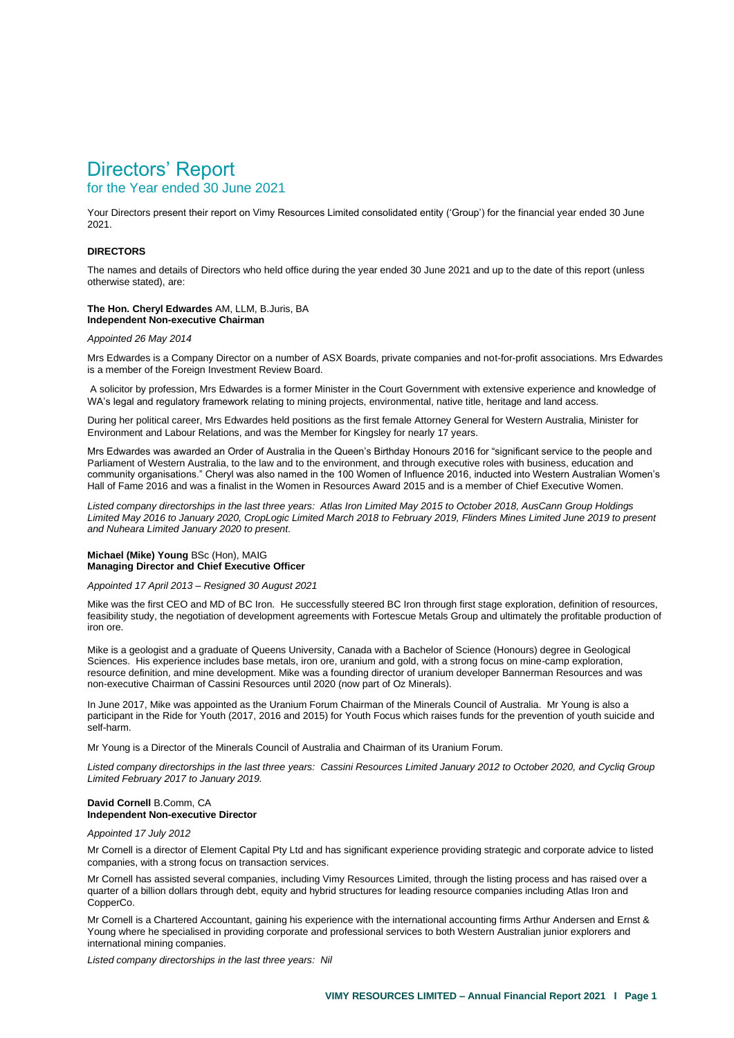# Directors' Report

## for the Year ended 30 June 2021

Your Directors present their report on Vimy Resources Limited consolidated entity ('Group') for the financial year ended 30 June 2021.

**DIRECTORS**

The names and details of Directors who held office during the year ended 30 June 2021 and up to the date of this report (unless otherwise stated), are:

**The Hon. Cheryl Edwardes** AM, LLM, B.Juris, BA
**Independent Non-executive Chairman**

*Appointed 26 May 2014*

Mrs Edwardes is a Company Director on a number of ASX Boards, private companies and not-for-profit associations. Mrs Edwardes is a member of the Foreign Investment Review Board.

A solicitor by profession, Mrs Edwardes is a former Minister in the Court Government with extensive experience and knowledge of WA's legal and regulatory framework relating to mining projects, environmental, native title, heritage and land access.

During her political career, Mrs Edwardes held positions as the first female Attorney General for Western Australia, Minister for Environment and Labour Relations, and was the Member for Kingsley for nearly 17 years.

Mrs Edwardes was awarded an Order of Australia in the Queen's Birthday Honours 2016 for "significant service to the people and Parliament of Western Australia, to the law and to the environment, and through executive roles with business, education and community organisations." Cheryl was also named in the 100 Women of Influence 2016, inducted into Western Australian Women's Hall of Fame 2016 and was a finalist in the Women in Resources Award 2015 and is a member of Chief Executive Women.

*Listed company directorships in the last three years: Atlas Iron Limited May 2015 to October 2018, AusCann Group Holdings Limited May 2016 to January 2020, CropLogic Limited March 2018 to February 2019, Flinders Mines Limited June 2019 to present and Nuheara Limited January 2020 to present.*

**Michael (Mike) Young** BSc (Hon), MAIG
**Managing Director and Chief Executive Officer**

*Appointed 17 April 2013 – Resigned 30 August 2021*

Mike was the first CEO and MD of BC Iron. He successfully steered BC Iron through first stage exploration, definition of resources, feasibility study, the negotiation of development agreements with Fortescue Metals Group and ultimately the profitable production of iron ore.

Mike is a geologist and a graduate of Queens University, Canada with a Bachelor of Science (Honours) degree in Geological Sciences. His experience includes base metals, iron ore, uranium and gold, with a strong focus on mine-camp exploration, resource definition, and mine development. Mike was a founding director of uranium developer Bannerman Resources and was non-executive Chairman of Cassini Resources until 2020 (now part of Oz Minerals).

In June 2017, Mike was appointed as the Uranium Forum Chairman of the Minerals Council of Australia. Mr Young is also a participant in the Ride for Youth (2017, 2016 and 2015) for Youth Focus which raises funds for the prevention of youth suicide and self-harm.

Mr Young is a Director of the Minerals Council of Australia and Chairman of its Uranium Forum.

*Listed company directorships in the last three years: Cassini Resources Limited January 2012 to October 2020, and Cycliq Group Limited February 2017 to January 2019.*

**David Cornell** B.Comm, CA
**Independent Non-executive Director**

*Appointed 17 July 2012*

Mr Cornell is a director of Element Capital Pty Ltd and has significant experience providing strategic and corporate advice to listed companies, with a strong focus on transaction services.

Mr Cornell has assisted several companies, including Vimy Resources Limited, through the listing process and has raised over a quarter of a billion dollars through debt, equity and hybrid structures for leading resource companies including Atlas Iron and CopperCo.

Mr Cornell is a Chartered Accountant, gaining his experience with the international accounting firms Arthur Andersen and Ernst & Young where he specialised in providing corporate and professional services to both Western Australian junior explorers and international mining companies.

*Listed company directorships in the last three years: Nil*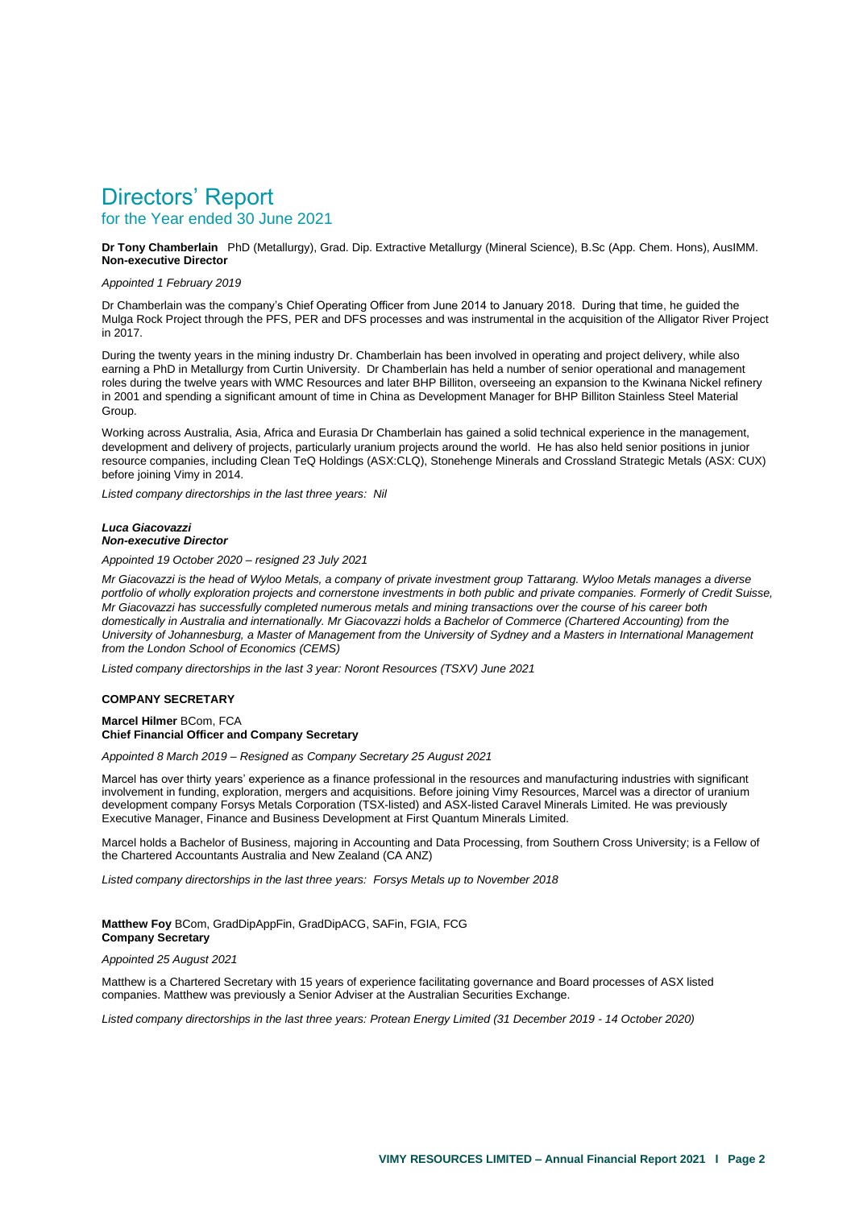# Directors' Report
for the Year ended 30 June 2021

**Dr Tony Chamberlain** PhD (Metallurgy), Grad. Dip. Extractive Metallurgy (Mineral Science), B.Sc (App. Chem. Hons), AusIMM.
**Non-executive Director**

*Appointed 1 February 2019*

Dr Chamberlain was the company's Chief Operating Officer from June 2014 to January 2018. During that time, he guided the Mulga Rock Project through the PFS, PER and DFS processes and was instrumental in the acquisition of the Alligator River Project in 2017.

During the twenty years in the mining industry Dr. Chamberlain has been involved in operating and project delivery, while also earning a PhD in Metallurgy from Curtin University. Dr Chamberlain has held a number of senior operational and management roles during the twelve years with WMC Resources and later BHP Billiton, overseeing an expansion to the Kwinana Nickel refinery in 2001 and spending a significant amount of time in China as Development Manager for BHP Billiton Stainless Steel Material Group.

Working across Australia, Asia, Africa and Eurasia Dr Chamberlain has gained a solid technical experience in the management, development and delivery of projects, particularly uranium projects around the world. He has also held senior positions in junior resource companies, including Clean TeQ Holdings (ASX:CLQ), Stonehenge Minerals and Crossland Strategic Metals (ASX: CUX) before joining Vimy in 2014.

*Listed company directorships in the last three years: Nil*

***Luca Giacovazzi***
***Non-executive Director***

*Appointed 19 October 2020 – resigned 23 July 2021*

*Mr Giacovazzi is the head of Wyloo Metals, a company of private investment group Tattarang. Wyloo Metals manages a diverse portfolio of wholly exploration projects and cornerstone investments in both public and private companies. Formerly of Credit Suisse, Mr Giacovazzi has successfully completed numerous metals and mining transactions over the course of his career both domestically in Australia and internationally. Mr Giacovazzi holds a Bachelor of Commerce (Chartered Accounting) from the University of Johannesburg, a Master of Management from the University of Sydney and a Masters in International Management from the London School of Economics (CEMS)*

*Listed company directorships in the last 3 year: Noront Resources (TSXV) June 2021*

## COMPANY SECRETARY

**Marcel Hilmer** BCom, FCA
**Chief Financial Officer and Company Secretary**

*Appointed 8 March 2019 – Resigned as Company Secretary 25 August 2021*

Marcel has over thirty years' experience as a finance professional in the resources and manufacturing industries with significant involvement in funding, exploration, mergers and acquisitions. Before joining Vimy Resources, Marcel was a director of uranium development company Forsys Metals Corporation (TSX-listed) and ASX-listed Caravel Minerals Limited. He was previously Executive Manager, Finance and Business Development at First Quantum Minerals Limited.

Marcel holds a Bachelor of Business, majoring in Accounting and Data Processing, from Southern Cross University; is a Fellow of the Chartered Accountants Australia and New Zealand (CA ANZ)

*Listed company directorships in the last three years: Forsys Metals up to November 2018*

**Matthew Foy** BCom, GradDipAppFin, GradDipACG, SAFin, FGIA, FCG
**Company Secretary**

*Appointed 25 August 2021*

Matthew is a Chartered Secretary with 15 years of experience facilitating governance and Board processes of ASX listed companies. Matthew was previously a Senior Adviser at the Australian Securities Exchange.

*Listed company directorships in the last three years: Protean Energy Limited (31 December 2019 - 14 October 2020)*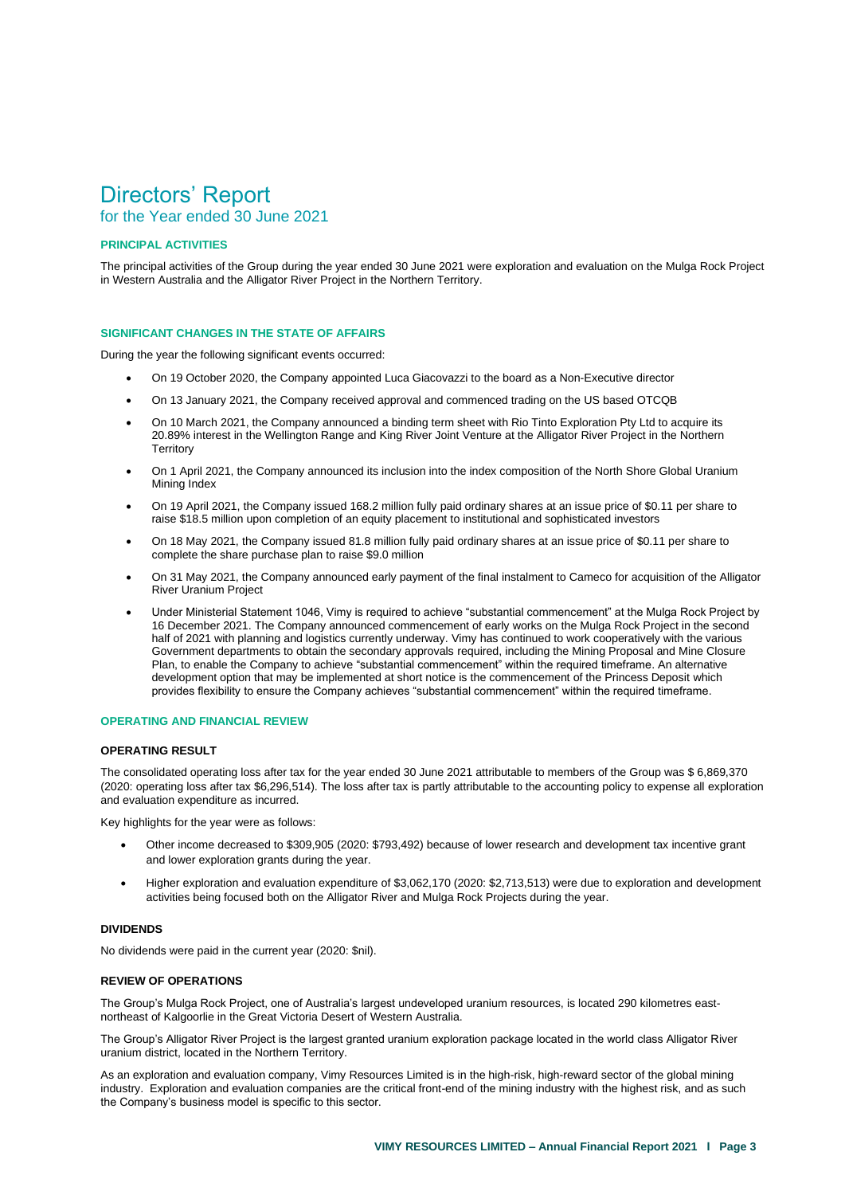# Directors' Report

## for the Year ended 30 June 2021

### PRINCIPAL ACTIVITIES

The principal activities of the Group during the year ended 30 June 2021 were exploration and evaluation on the Mulga Rock Project in Western Australia and the Alligator River Project in the Northern Territory.

### SIGNIFICANT CHANGES IN THE STATE OF AFFAIRS

During the year the following significant events occurred:

- On 19 October 2020, the Company appointed Luca Giacovazzi to the board as a Non-Executive director
- On 13 January 2021, the Company received approval and commenced trading on the US based OTCQB
- On 10 March 2021, the Company announced a binding term sheet with Rio Tinto Exploration Pty Ltd to acquire its 20.89% interest in the Wellington Range and King River Joint Venture at the Alligator River Project in the Northern Territory
- On 1 April 2021, the Company announced its inclusion into the index composition of the North Shore Global Uranium Mining Index
- On 19 April 2021, the Company issued 168.2 million fully paid ordinary shares at an issue price of $0.11 per share to raise $18.5 million upon completion of an equity placement to institutional and sophisticated investors
- On 18 May 2021, the Company issued 81.8 million fully paid ordinary shares at an issue price of $0.11 per share to complete the share purchase plan to raise $9.0 million
- On 31 May 2021, the Company announced early payment of the final instalment to Cameco for acquisition of the Alligator River Uranium Project
- Under Ministerial Statement 1046, Vimy is required to achieve "substantial commencement" at the Mulga Rock Project by 16 December 2021. The Company announced commencement of early works on the Mulga Rock Project in the second half of 2021 with planning and logistics currently underway. Vimy has continued to work cooperatively with the various Government departments to obtain the secondary approvals required, including the Mining Proposal and Mine Closure Plan, to enable the Company to achieve "substantial commencement" within the required timeframe. An alternative development option that may be implemented at short notice is the commencement of the Princess Deposit which provides flexibility to ensure the Company achieves "substantial commencement" within the required timeframe.

### OPERATING AND FINANCIAL REVIEW

#### OPERATING RESULT

The consolidated operating loss after tax for the year ended 30 June 2021 attributable to members of the Group was $ 6,869,370 (2020: operating loss after tax $6,296,514). The loss after tax is partly attributable to the accounting policy to expense all exploration and evaluation expenditure as incurred.

Key highlights for the year were as follows:

- Other income decreased to $309,905 (2020: $793,492) because of lower research and development tax incentive grant and lower exploration grants during the year.
- Higher exploration and evaluation expenditure of $3,062,170 (2020: $2,713,513) were due to exploration and development activities being focused both on the Alligator River and Mulga Rock Projects during the year.

#### DIVIDENDS

No dividends were paid in the current year (2020: $nil).

#### REVIEW OF OPERATIONS

The Group's Mulga Rock Project, one of Australia's largest undeveloped uranium resources, is located 290 kilometres east-northeast of Kalgoorlie in the Great Victoria Desert of Western Australia.

The Group's Alligator River Project is the largest granted uranium exploration package located in the world class Alligator River uranium district, located in the Northern Territory.

As an exploration and evaluation company, Vimy Resources Limited is in the high-risk, high-reward sector of the global mining industry. Exploration and evaluation companies are the critical front-end of the mining industry with the highest risk, and as such the Company's business model is specific to this sector.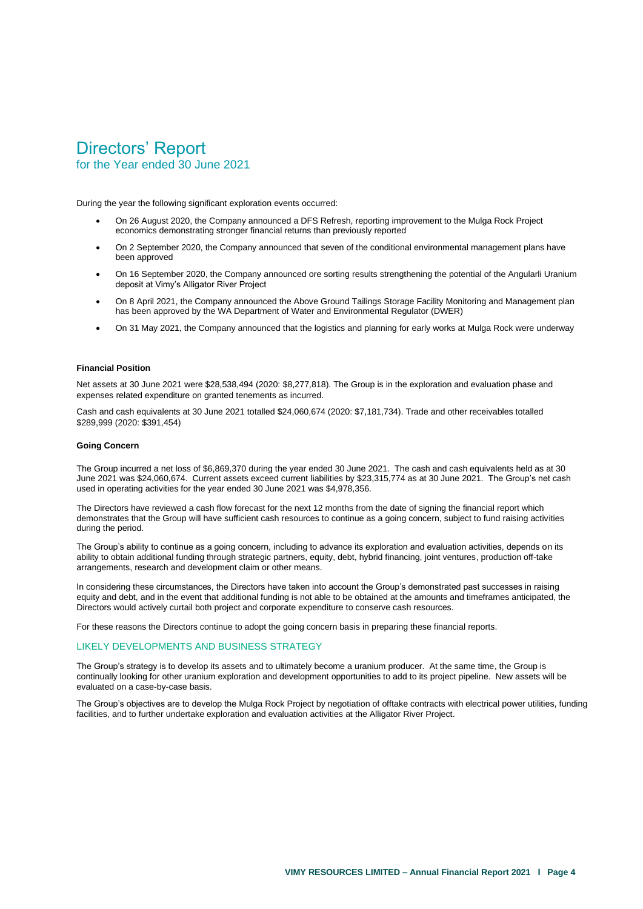# Directors' Report
for the Year ended 30 June 2021

During the year the following significant exploration events occurred:

- On 26 August 2020, the Company announced a DFS Refresh, reporting improvement to the Mulga Rock Project economics demonstrating stronger financial returns than previously reported
- On 2 September 2020, the Company announced that seven of the conditional environmental management plans have been approved
- On 16 September 2020, the Company announced ore sorting results strengthening the potential of the Angularli Uranium deposit at Vimy's Alligator River Project
- On 8 April 2021, the Company announced the Above Ground Tailings Storage Facility Monitoring and Management plan has been approved by the WA Department of Water and Environmental Regulator (DWER)
- On 31 May 2021, the Company announced that the logistics and planning for early works at Mulga Rock were underway

**Financial Position**

Net assets at 30 June 2021 were $28,538,494 (2020: $8,277,818). The Group is in the exploration and evaluation phase and expenses related expenditure on granted tenements as incurred.

Cash and cash equivalents at 30 June 2021 totalled $24,060,674 (2020: $7,181,734). Trade and other receivables totalled $289,999 (2020: $391,454)

**Going Concern**

The Group incurred a net loss of $6,869,370 during the year ended 30 June 2021. The cash and cash equivalents held as at 30 June 2021 was $24,060,674. Current assets exceed current liabilities by $23,315,774 as at 30 June 2021. The Group's net cash used in operating activities for the year ended 30 June 2021 was $4,978,356.

The Directors have reviewed a cash flow forecast for the next 12 months from the date of signing the financial report which demonstrates that the Group will have sufficient cash resources to continue as a going concern, subject to fund raising activities during the period.

The Group's ability to continue as a going concern, including to advance its exploration and evaluation activities, depends on its ability to obtain additional funding through strategic partners, equity, debt, hybrid financing, joint ventures, production off-take arrangements, research and development claim or other means.

In considering these circumstances, the Directors have taken into account the Group's demonstrated past successes in raising equity and debt, and in the event that additional funding is not able to be obtained at the amounts and timeframes anticipated, the Directors would actively curtail both project and corporate expenditure to conserve cash resources.

For these reasons the Directors continue to adopt the going concern basis in preparing these financial reports.

## LIKELY DEVELOPMENTS AND BUSINESS STRATEGY

The Group's strategy is to develop its assets and to ultimately become a uranium producer. At the same time, the Group is continually looking for other uranium exploration and development opportunities to add to its project pipeline. New assets will be evaluated on a case-by-case basis.

The Group's objectives are to develop the Mulga Rock Project by negotiation of offtake contracts with electrical power utilities, funding facilities, and to further undertake exploration and evaluation activities at the Alligator River Project.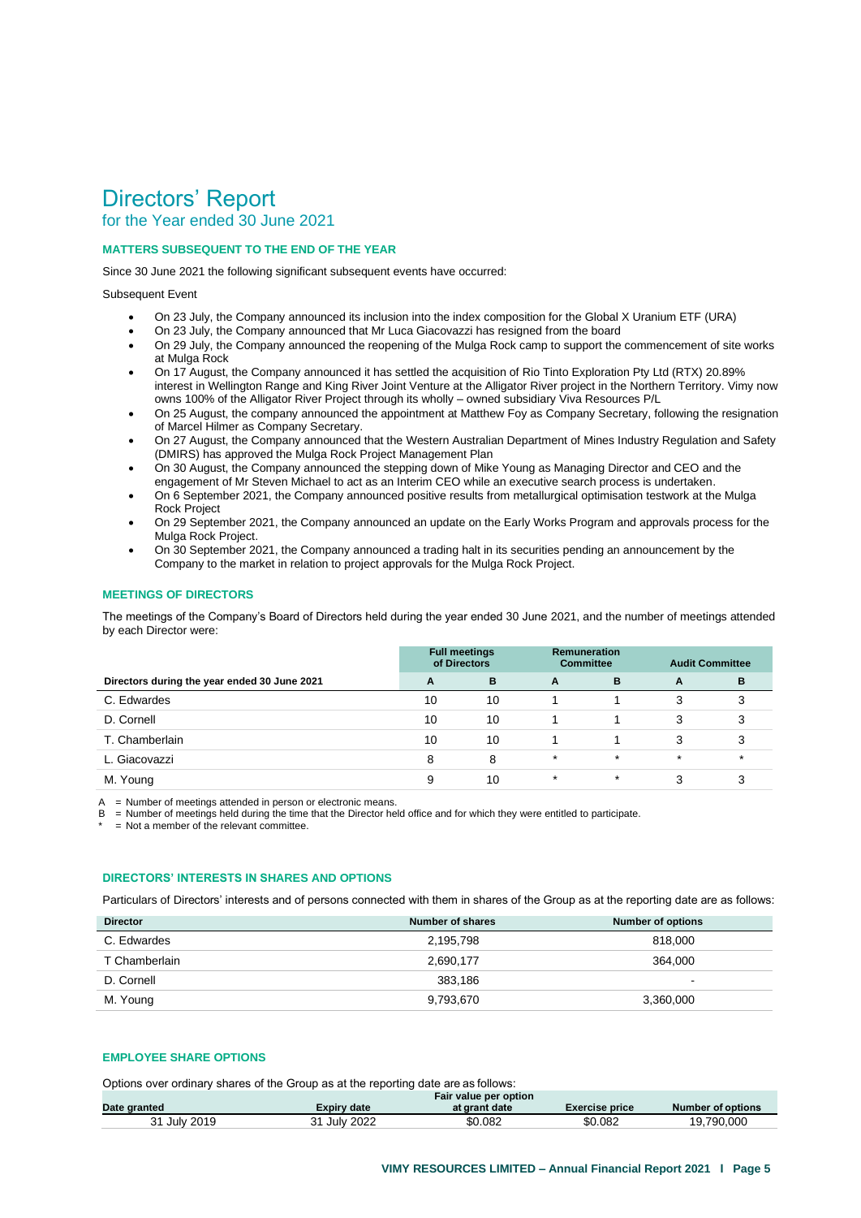# Directors' Report

for the Year ended 30 June 2021

### MATTERS SUBSEQUENT TO THE END OF THE YEAR

Since 30 June 2021 the following significant subsequent events have occurred:

Subsequent Event

- On 23 July, the Company announced its inclusion into the index composition for the Global X Uranium ETF (URA)
- On 23 July, the Company announced that Mr Luca Giacovazzi has resigned from the board
- On 29 July, the Company announced the reopening of the Mulga Rock camp to support the commencement of site works at Mulga Rock
- On 17 August, the Company announced it has settled the acquisition of Rio Tinto Exploration Pty Ltd (RTX) 20.89% interest in Wellington Range and King River Joint Venture at the Alligator River project in the Northern Territory. Vimy now owns 100% of the Alligator River Project through its wholly – owned subsidiary Viva Resources P/L
- On 25 August, the company announced the appointment at Matthew Foy as Company Secretary, following the resignation of Marcel Hilmer as Company Secretary.
- On 27 August, the Company announced that the Western Australian Department of Mines Industry Regulation and Safety (DMIRS) has approved the Mulga Rock Project Management Plan
- On 30 August, the Company announced the stepping down of Mike Young as Managing Director and CEO and the engagement of Mr Steven Michael to act as an Interim CEO while an executive search process is undertaken.
- On 6 September 2021, the Company announced positive results from metallurgical optimisation testwork at the Mulga Rock Project
- On 29 September 2021, the Company announced an update on the Early Works Program and approvals process for the Mulga Rock Project.
- On 30 September 2021, the Company announced a trading halt in its securities pending an announcement by the Company to the market in relation to project approvals for the Mulga Rock Project.

### MEETINGS OF DIRECTORS

The meetings of the Company's Board of Directors held during the year ended 30 June 2021, and the number of meetings attended by each Director were:

| | Full meetings of Directors | | Remuneration Committee | | Audit Committee | |
|---|---|---|---|---|---|---|
| **Directors during the year ended 30 June 2021** | **A** | **B** | **A** | **B** | **A** | **B** |
| C. Edwardes | 10 | 10 | 1 | 1 | 3 | 3 |
| D. Cornell | 10 | 10 | 1 | 1 | 3 | 3 |
| T. Chamberlain | 10 | 10 | 1 | 1 | 3 | 3 |
| L. Giacovazzi | 8 | 8 | * | * | * | * |
| M. Young | 9 | 10 | * | * | 3 | 3 |

A = Number of meetings attended in person or electronic means.
B = Number of meetings held during the time that the Director held office and for which they were entitled to participate.
* = Not a member of the relevant committee.

### DIRECTORS' INTERESTS IN SHARES AND OPTIONS

Particulars of Directors' interests and of persons connected with them in shares of the Group as at the reporting date are as follows:

| Director | Number of shares | Number of options |
|---|---|---|
| C. Edwardes | 2,195,798 | 818,000 |
| T Chamberlain | 2,690,177 | 364,000 |
| D. Cornell | 383,186 | - |
| M. Young | 9,793,670 | 3,360,000 |

### EMPLOYEE SHARE OPTIONS

Options over ordinary shares of the Group as at the reporting date are as follows:

| Date granted | Expiry date | Fair value per option at grant date | Exercise price | Number of options |
|---|---|---|---|---|
| 31 July 2019 | 31 July 2022 | $0.082 | $0.082 | 19,790,000 |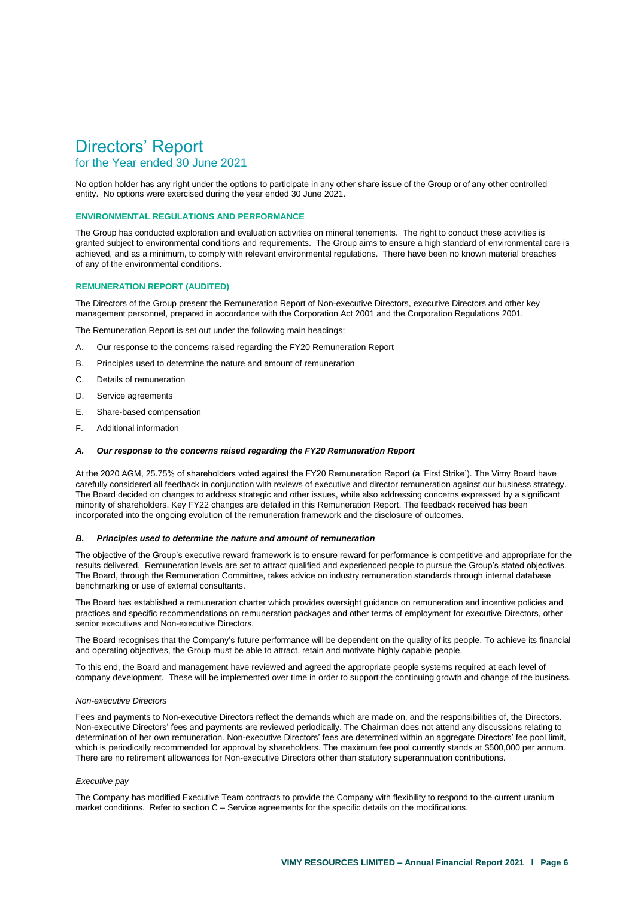# Directors' Report
## for the Year ended 30 June 2021

No option holder has any right under the options to participate in any other share issue of the Group or of any other controlled entity. No options were exercised during the year ended 30 June 2021.

### ENVIRONMENTAL REGULATIONS AND PERFORMANCE

The Group has conducted exploration and evaluation activities on mineral tenements. The right to conduct these activities is granted subject to environmental conditions and requirements. The Group aims to ensure a high standard of environmental care is achieved, and as a minimum, to comply with relevant environmental regulations. There have been no known material breaches of any of the environmental conditions.

### REMUNERATION REPORT (AUDITED)

The Directors of the Group present the Remuneration Report of Non-executive Directors, executive Directors and other key management personnel, prepared in accordance with the Corporation Act 2001 and the Corporation Regulations 2001.

The Remuneration Report is set out under the following main headings:

A. Our response to the concerns raised regarding the FY20 Remuneration Report
B. Principles used to determine the nature and amount of remuneration
C. Details of remuneration
D. Service agreements
E. Share-based compensation
F. Additional information

#### *A. Our response to the concerns raised regarding the FY20 Remuneration Report*

At the 2020 AGM, 25.75% of shareholders voted against the FY20 Remuneration Report (a 'First Strike'). The Vimy Board have carefully considered all feedback in conjunction with reviews of executive and director remuneration against our business strategy. The Board decided on changes to address strategic and other issues, while also addressing concerns expressed by a significant minority of shareholders. Key FY22 changes are detailed in this Remuneration Report. The feedback received has been incorporated into the ongoing evolution of the remuneration framework and the disclosure of outcomes.

#### *B. Principles used to determine the nature and amount of remuneration*

The objective of the Group's executive reward framework is to ensure reward for performance is competitive and appropriate for the results delivered. Remuneration levels are set to attract qualified and experienced people to pursue the Group's stated objectives. The Board, through the Remuneration Committee, takes advice on industry remuneration standards through internal database benchmarking or use of external consultants.

The Board has established a remuneration charter which provides oversight guidance on remuneration and incentive policies and practices and specific recommendations on remuneration packages and other terms of employment for executive Directors, other senior executives and Non-executive Directors.

The Board recognises that the Company's future performance will be dependent on the quality of its people. To achieve its financial and operating objectives, the Group must be able to attract, retain and motivate highly capable people.

To this end, the Board and management have reviewed and agreed the appropriate people systems required at each level of company development. These will be implemented over time in order to support the continuing growth and change of the business.

*Non-executive Directors*

Fees and payments to Non-executive Directors reflect the demands which are made on, and the responsibilities of, the Directors. Non-executive Directors' fees and payments are reviewed periodically. The Chairman does not attend any discussions relating to determination of her own remuneration. Non-executive Directors' fees are determined within an aggregate Directors' fee pool limit, which is periodically recommended for approval by shareholders. The maximum fee pool currently stands at $500,000 per annum. There are no retirement allowances for Non-executive Directors other than statutory superannuation contributions.

*Executive pay*

The Company has modified Executive Team contracts to provide the Company with flexibility to respond to the current uranium market conditions. Refer to section C – Service agreements for the specific details on the modifications.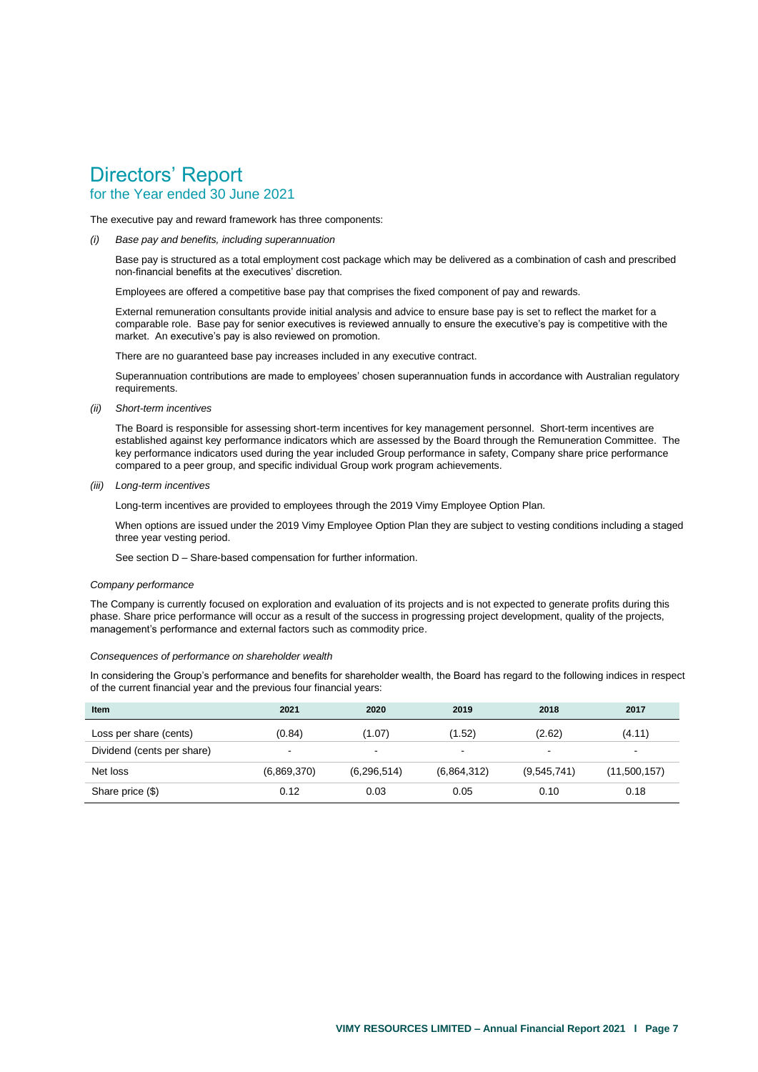# Directors' Report
## for the Year ended 30 June 2021

The executive pay and reward framework has three components:

*(i) Base pay and benefits, including superannuation*

Base pay is structured as a total employment cost package which may be delivered as a combination of cash and prescribed non-financial benefits at the executives' discretion.

Employees are offered a competitive base pay that comprises the fixed component of pay and rewards.

External remuneration consultants provide initial analysis and advice to ensure base pay is set to reflect the market for a comparable role. Base pay for senior executives is reviewed annually to ensure the executive's pay is competitive with the market. An executive's pay is also reviewed on promotion.

There are no guaranteed base pay increases included in any executive contract.

Superannuation contributions are made to employees' chosen superannuation funds in accordance with Australian regulatory requirements.

*(ii) Short-term incentives*

The Board is responsible for assessing short-term incentives for key management personnel. Short-term incentives are established against key performance indicators which are assessed by the Board through the Remuneration Committee. The key performance indicators used during the year included Group performance in safety, Company share price performance compared to a peer group, and specific individual Group work program achievements.

*(iii) Long-term incentives*

Long-term incentives are provided to employees through the 2019 Vimy Employee Option Plan.

When options are issued under the 2019 Vimy Employee Option Plan they are subject to vesting conditions including a staged three year vesting period.

See section D – Share-based compensation for further information.

*Company performance*

The Company is currently focused on exploration and evaluation of its projects and is not expected to generate profits during this phase. Share price performance will occur as a result of the success in progressing project development, quality of the projects, management's performance and external factors such as commodity price.

*Consequences of performance on shareholder wealth*

In considering the Group's performance and benefits for shareholder wealth, the Board has regard to the following indices in respect of the current financial year and the previous four financial years:

| Item | 2021 | 2020 | 2019 | 2018 | 2017 |
|---|---|---|---|---|---|
| Loss per share (cents) | (0.84) | (1.07) | (1.52) | (2.62) | (4.11) |
| Dividend (cents per share) | - | - | - | - | - |
| Net loss | (6,869,370) | (6,296,514) | (6,864,312) | (9,545,741) | (11,500,157) |
| Share price ($) | 0.12 | 0.03 | 0.05 | 0.10 | 0.18 |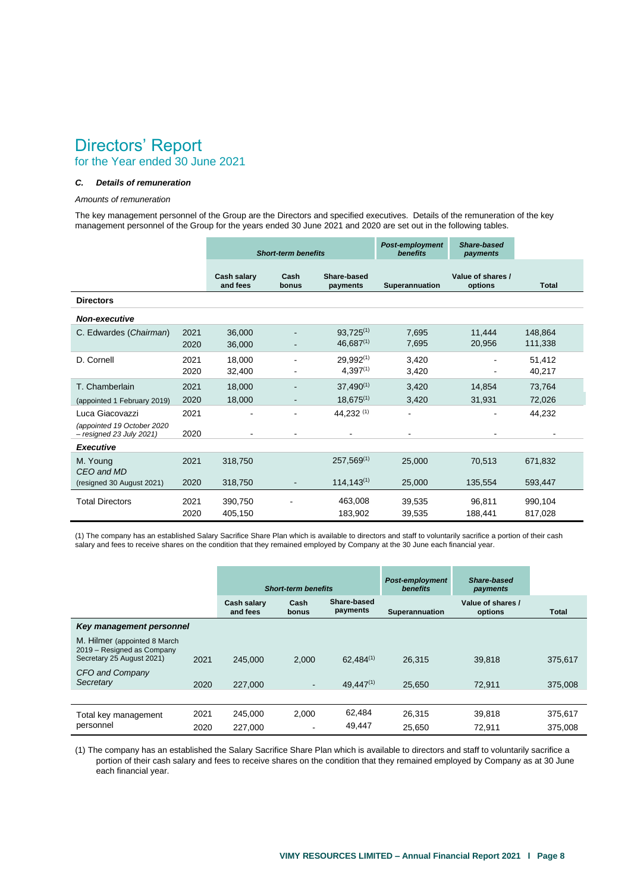# Directors' Report
## for the Year ended 30 June 2021

### C. *Details of remuneration*

*Amounts of remuneration*

The key management personnel of the Group are the Directors and specified executives. Details of the remuneration of the key management personnel of the Group for the years ended 30 June 2021 and 2020 are set out in the following tables.

| | | *Short-term benefits* | | | *Post-employment benefits* | *Share-based payments* | |
|---|---|---|---|---|---|---|---|
| | | Cash salary and fees | Cash bonus | Share-based payments | Superannuation | Value of shares / options | Total |
| **Directors** | | | | | | | |
| ***Non-executive*** | | | | | | | |
| C. Edwardes (*Chairman*) | 2021 | 36,000 | - | 93,725[(1)] | 7,695 | 11,444 | 148,864 |
| | 2020 | 36,000 | - | 46,687[(1)] | 7,695 | 20,956 | 111,338 |
| D. Cornell | 2021 | 18,000 | - | 29,992[(1)] | 3,420 | - | 51,412 |
| | 2020 | 32,400 | - | 4,397[(1)] | 3,420 | - | 40,217 |
| T. Chamberlain | 2021 | 18,000 | - | 37,490[(1)] | 3,420 | 14,854 | 73,764 |
| (appointed 1 February 2019) | 2020 | 18,000 | - | 18,675[(1)] | 3,420 | 31,931 | 72,026 |
| Luca Giacovazzi | 2021 | - | - | 44,232 [(1)] | - | - | 44,232 |
| *(appointed 19 October 2020 – resigned 23 July 2021)* | 2020 | - | - | - | - | - | - |
| ***Executive*** | | | | | | | |
| M. Young *CEO and MD* | 2021 | 318,750 | | 257,569[(1)] | 25,000 | 70,513 | 671,832 |
| (resigned 30 August 2021) | 2020 | 318,750 | - | 114,143[(1)] | 25,000 | 135,554 | 593,447 |
| Total Directors | 2021 | 390,750 | - | 463,008 | 39,535 | 96,811 | 990,104 |
| | 2020 | 405,150 | | 183,902 | 39,535 | 188,441 | 817,028 |

(1) The company has an established Salary Sacrifice Share Plan which is available to directors and staff to voluntarily sacrifice a portion of their cash salary and fees to receive shares on the condition that they remained employed by Company at the 30 June each financial year.

| | | *Short-term benefits* | | | *Post-employment benefits* | *Share-based payments* | |
|---|---|---|---|---|---|---|---|
| | | Cash salary and fees | Cash bonus | Share-based payments | Superannuation | Value of shares / options | Total |
| ***Key management personnel*** | | | | | | | |
| M. Hilmer (appointed 8 March 2019 – Resigned as Company Secretary 25 August 2021) | 2021 | 245,000 | 2,000 | 62,484[(1)] | 26,315 | 39,818 | 375,617 |
| *CFO and Company Secretary* | 2020 | 227,000 | - | 49,447[(1)] | 25,650 | 72,911 | 375,008 |
| Total key management personnel | 2021 | 245,000 | 2,000 | 62,484 | 26,315 | 39,818 | 375,617 |
| | 2020 | 227,000 | - | 49,447 | 25,650 | 72,911 | 375,008 |

(1) The company has an established the Salary Sacrifice Share Plan which is available to directors and staff to voluntarily sacrifice a portion of their cash salary and fees to receive shares on the condition that they remained employed by Company as at 30 June each financial year.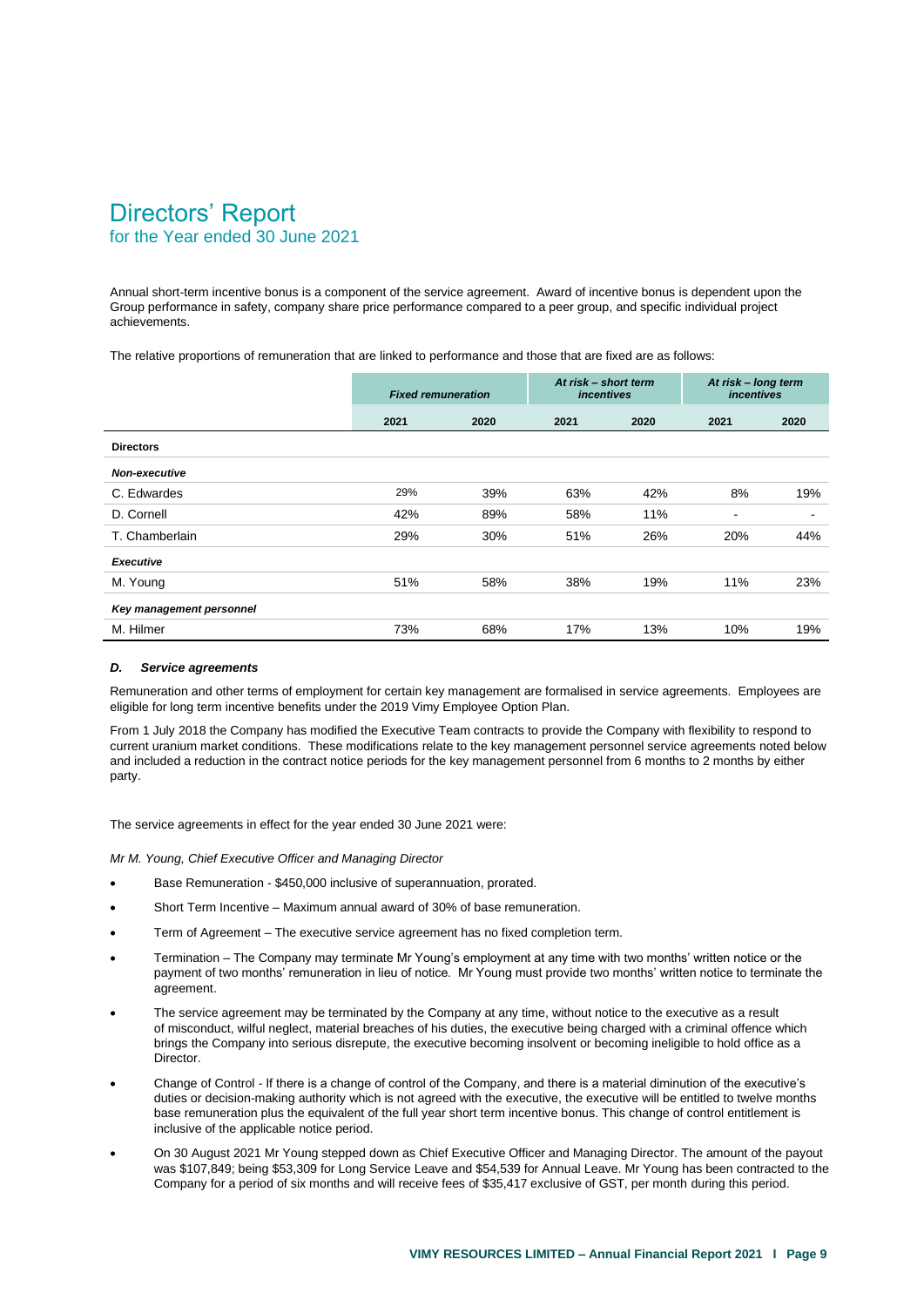# Directors' Report
for the Year ended 30 June 2021

Annual short-term incentive bonus is a component of the service agreement. Award of incentive bonus is dependent upon the Group performance in safety, company share price performance compared to a peer group, and specific individual project achievements.

The relative proportions of remuneration that are linked to performance and those that are fixed are as follows:

| | *Fixed remuneration* | | *At risk – short term incentives* | | *At risk – long term incentives* | |
|---|---|---|---|---|---|---|
| | 2021 | 2020 | 2021 | 2020 | 2021 | 2020 |
| **Directors** | | | | | | |
| ***Non-executive*** | | | | | | |
| C. Edwardes | 29% | 39% | 63% | 42% | 8% | 19% |
| D. Cornell | 42% | 89% | 58% | 11% | - | - |
| T. Chamberlain | 29% | 30% | 51% | 26% | 20% | 44% |
| ***Executive*** | | | | | | |
| M. Young | 51% | 58% | 38% | 19% | 11% | 23% |
| ***Key management personnel*** | | | | | | |
| M. Hilmer | 73% | 68% | 17% | 13% | 10% | 19% |

### *D. Service agreements*

Remuneration and other terms of employment for certain key management are formalised in service agreements. Employees are eligible for long term incentive benefits under the 2019 Vimy Employee Option Plan.

From 1 July 2018 the Company has modified the Executive Team contracts to provide the Company with flexibility to respond to current uranium market conditions. These modifications relate to the key management personnel service agreements noted below and included a reduction in the contract notice periods for the key management personnel from 6 months to 2 months by either party.

The service agreements in effect for the year ended 30 June 2021 were:

*Mr M. Young, Chief Executive Officer and Managing Director*

- Base Remuneration - $450,000 inclusive of superannuation, prorated.
- Short Term Incentive – Maximum annual award of 30% of base remuneration.
- Term of Agreement – The executive service agreement has no fixed completion term.
- Termination – The Company may terminate Mr Young's employment at any time with two months' written notice or the payment of two months' remuneration in lieu of notice. Mr Young must provide two months' written notice to terminate the agreement.
- The service agreement may be terminated by the Company at any time, without notice to the executive as a result of misconduct, wilful neglect, material breaches of his duties, the executive being charged with a criminal offence which brings the Company into serious disrepute, the executive becoming insolvent or becoming ineligible to hold office as a Director.
- Change of Control - If there is a change of control of the Company, and there is a material diminution of the executive's duties or decision-making authority which is not agreed with the executive, the executive will be entitled to twelve months base remuneration plus the equivalent of the full year short term incentive bonus. This change of control entitlement is inclusive of the applicable notice period.
- On 30 August 2021 Mr Young stepped down as Chief Executive Officer and Managing Director. The amount of the payout was $107,849; being $53,309 for Long Service Leave and $54,539 for Annual Leave. Mr Young has been contracted to the Company for a period of six months and will receive fees of $35,417 exclusive of GST, per month during this period.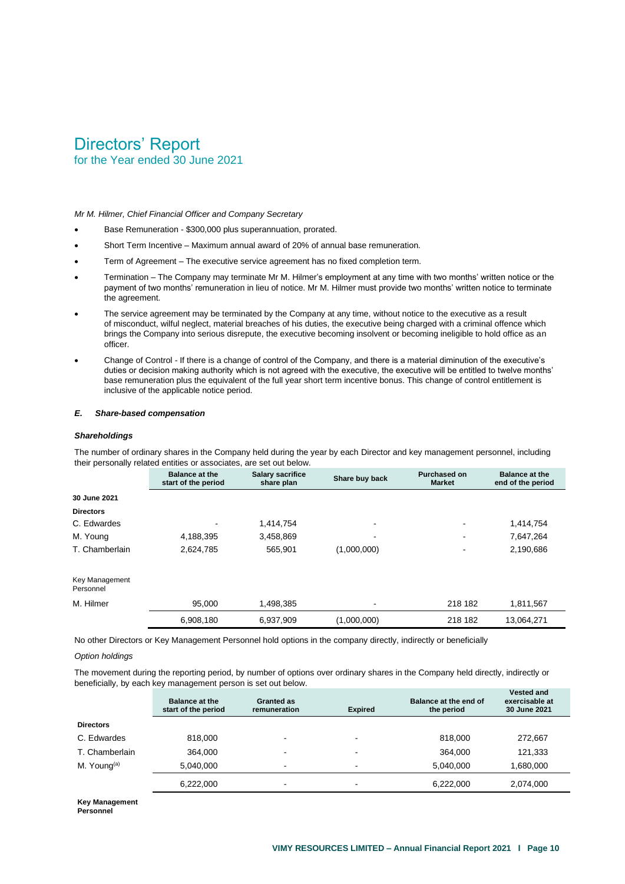# Directors' Report
## for the Year ended 30 June 2021

*Mr M. Hilmer, Chief Financial Officer and Company Secretary*

- Base Remuneration - $300,000 plus superannuation, prorated.
- Short Term Incentive – Maximum annual award of 20% of annual base remuneration.
- Term of Agreement – The executive service agreement has no fixed completion term.
- Termination – The Company may terminate Mr M. Hilmer's employment at any time with two months' written notice or the payment of two months' remuneration in lieu of notice. Mr M. Hilmer must provide two months' written notice to terminate the agreement.
- The service agreement may be terminated by the Company at any time, without notice to the executive as a result of misconduct, wilful neglect, material breaches of his duties, the executive being charged with a criminal offence which brings the Company into serious disrepute, the executive becoming insolvent or becoming ineligible to hold office as an officer.
- Change of Control - If there is a change of control of the Company, and there is a material diminution of the executive's duties or decision making authority which is not agreed with the executive, the executive will be entitled to twelve months' base remuneration plus the equivalent of the full year short term incentive bonus. This change of control entitlement is inclusive of the applicable notice period.

### *E. Share-based compensation*

***Shareholdings***

The number of ordinary shares in the Company held during the year by each Director and key management personnel, including their personally related entities or associates, are set out below.

| | Balance at the start of the period | Salary sacrifice share plan | Share buy back | Purchased on Market | Balance at the end of the period |
|---|---|---|---|---|---|
| **30 June 2021** | | | | | |
| **Directors** | | | | | |
| C. Edwardes | - | 1,414,754 | - | - | 1,414,754 |
| M. Young | 4,188,395 | 3,458,869 | - | - | 7,647,264 |
| T. Chamberlain | 2,624,785 | 565,901 | (1,000,000) | - | 2,190,686 |
| Key Management Personnel | | | | | |
| M. Hilmer | 95,000 | 1,498,385 | - | 218 182 | 1,811,567 |
| | 6,908,180 | 6,937,909 | (1,000,000) | 218 182 | 13,064,271 |

No other Directors or Key Management Personnel hold options in the company directly, indirectly or beneficially

*Option holdings*

The movement during the reporting period, by number of options over ordinary shares in the Company held directly, indirectly or beneficially, by each key management person is set out below.

| | Balance at the start of the period | Granted as remuneration | Expired | Balance at the end of the period | Vested and exercisable at 30 June 2021 |
|---|---|---|---|---|---|
| **Directors** | | | | | |
| C. Edwardes | 818,000 | - | - | 818,000 | 272,667 |
| T. Chamberlain | 364,000 | - | - | 364,000 | 121,333 |
| M. Young[(a)] | 5,040,000 | - | - | 5,040,000 | 1,680,000 |
| | 6,222,000 | - | - | 6,222,000 | 2,074,000 |

**Key Management Personnel**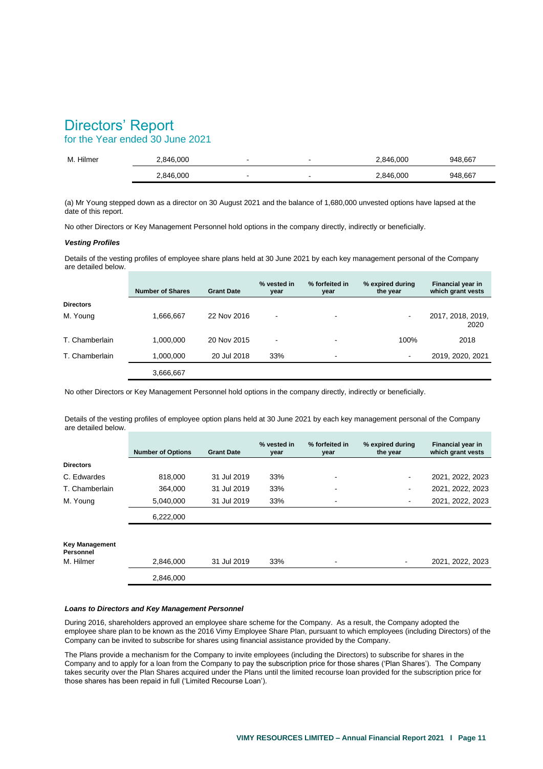# Directors' Report
## for the Year ended 30 June 2021

| | | | | | |
|---|---|---|---|---|---|
| M. Hilmer | 2,846,000 | - | - | 2,846,000 | 948,667 |
| | 2,846,000 | - | - | 2,846,000 | 948,667 |

(a) Mr Young stepped down as a director on 30 August 2021 and the balance of 1,680,000 unvested options have lapsed at the date of this report.

No other Directors or Key Management Personnel hold options in the company directly, indirectly or beneficially.

***Vesting Profiles***

Details of the vesting profiles of employee share plans held at 30 June 2021 by each key management personal of the Company are detailed below.

| | Number of Shares | Grant Date | % vested in year | % forfeited in year | % expired during the year | Financial year in which grant vests |
|---|---|---|---|---|---|---|
| **Directors** | | | | | | |
| M. Young | 1,666,667 | 22 Nov 2016 | - | - | - | 2017, 2018, 2019, 2020 |
| T. Chamberlain | 1,000,000 | 20 Nov 2015 | - | - | 100% | 2018 |
| T. Chamberlain | 1,000,000 | 20 Jul 2018 | 33% | - | - | 2019, 2020, 2021 |
| | 3,666,667 | | | | | |

No other Directors or Key Management Personnel hold options in the company directly, indirectly or beneficially.

Details of the vesting profiles of employee option plans held at 30 June 2021 by each key management personal of the Company are detailed below.

| | Number of Options | Grant Date | % vested in year | % forfeited in year | % expired during the year | Financial year in which grant vests |
|---|---|---|---|---|---|---|
| **Directors** | | | | | | |
| C. Edwardes | 818,000 | 31 Jul 2019 | 33% | - | - | 2021, 2022, 2023 |
| T. Chamberlain | 364,000 | 31 Jul 2019 | 33% | - | - | 2021, 2022, 2023 |
| M. Young | 5,040,000 | 31 Jul 2019 | 33% | - | - | 2021, 2022, 2023 |
| | 6,222,000 | | | | | |
| **Key Management Personnel** | | | | | | |
| M. Hilmer | 2,846,000 | 31 Jul 2019 | 33% | - | - | 2021, 2022, 2023 |
| | 2,846,000 | | | | | |

***Loans to Directors and Key Management Personnel***

During 2016, shareholders approved an employee share scheme for the Company. As a result, the Company adopted the employee share plan to be known as the 2016 Vimy Employee Share Plan, pursuant to which employees (including Directors) of the Company can be invited to subscribe for shares using financial assistance provided by the Company.

The Plans provide a mechanism for the Company to invite employees (including the Directors) to subscribe for shares in the Company and to apply for a loan from the Company to pay the subscription price for those shares ('Plan Shares'). The Company takes security over the Plan Shares acquired under the Plans until the limited recourse loan provided for the subscription price for those shares has been repaid in full ('Limited Recourse Loan').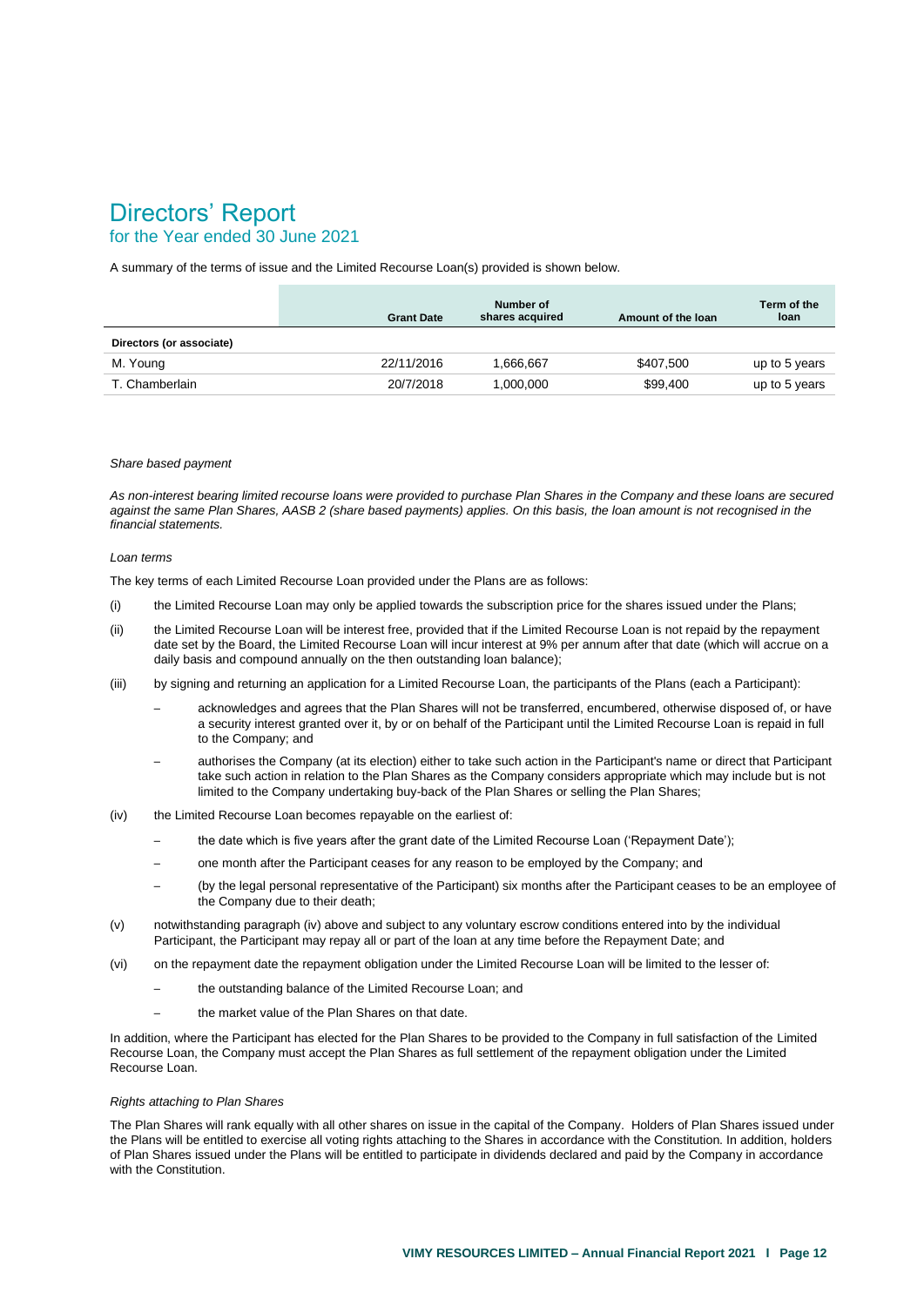# Directors' Report
## for the Year ended 30 June 2021

A summary of the terms of issue and the Limited Recourse Loan(s) provided is shown below.

| | Grant Date | Number of shares acquired | Amount of the loan | Term of the loan |
|---|---|---|---|---|
| **Directors (or associate)** | | | | |
| M. Young | 22/11/2016 | 1,666,667 | $407,500 | up to 5 years |
| T. Chamberlain | 20/7/2018 | 1,000,000 | $99,400 | up to 5 years |

*Share based payment*

*As non-interest bearing limited recourse loans were provided to purchase Plan Shares in the Company and these loans are secured against the same Plan Shares, AASB 2 (share based payments) applies. On this basis, the loan amount is not recognised in the financial statements.*

*Loan terms*

The key terms of each Limited Recourse Loan provided under the Plans are as follows:

(i) the Limited Recourse Loan may only be applied towards the subscription price for the shares issued under the Plans;

(ii) the Limited Recourse Loan will be interest free, provided that if the Limited Recourse Loan is not repaid by the repayment date set by the Board, the Limited Recourse Loan will incur interest at 9% per annum after that date (which will accrue on a daily basis and compound annually on the then outstanding loan balance);

(iii) by signing and returning an application for a Limited Recourse Loan, the participants of the Plans (each a Participant):

- acknowledges and agrees that the Plan Shares will not be transferred, encumbered, otherwise disposed of, or have a security interest granted over it, by or on behalf of the Participant until the Limited Recourse Loan is repaid in full to the Company; and
- authorises the Company (at its election) either to take such action in the Participant's name or direct that Participant take such action in relation to the Plan Shares as the Company considers appropriate which may include but is not limited to the Company undertaking buy-back of the Plan Shares or selling the Plan Shares;

(iv) the Limited Recourse Loan becomes repayable on the earliest of:

- the date which is five years after the grant date of the Limited Recourse Loan ('Repayment Date');
- one month after the Participant ceases for any reason to be employed by the Company; and
- (by the legal personal representative of the Participant) six months after the Participant ceases to be an employee of the Company due to their death;

(v) notwithstanding paragraph (iv) above and subject to any voluntary escrow conditions entered into by the individual Participant, the Participant may repay all or part of the loan at any time before the Repayment Date; and

(vi) on the repayment date the repayment obligation under the Limited Recourse Loan will be limited to the lesser of:

- the outstanding balance of the Limited Recourse Loan; and
- the market value of the Plan Shares on that date.

In addition, where the Participant has elected for the Plan Shares to be provided to the Company in full satisfaction of the Limited Recourse Loan, the Company must accept the Plan Shares as full settlement of the repayment obligation under the Limited Recourse Loan.

*Rights attaching to Plan Shares*

The Plan Shares will rank equally with all other shares on issue in the capital of the Company. Holders of Plan Shares issued under the Plans will be entitled to exercise all voting rights attaching to the Shares in accordance with the Constitution. In addition, holders of Plan Shares issued under the Plans will be entitled to participate in dividends declared and paid by the Company in accordance with the Constitution.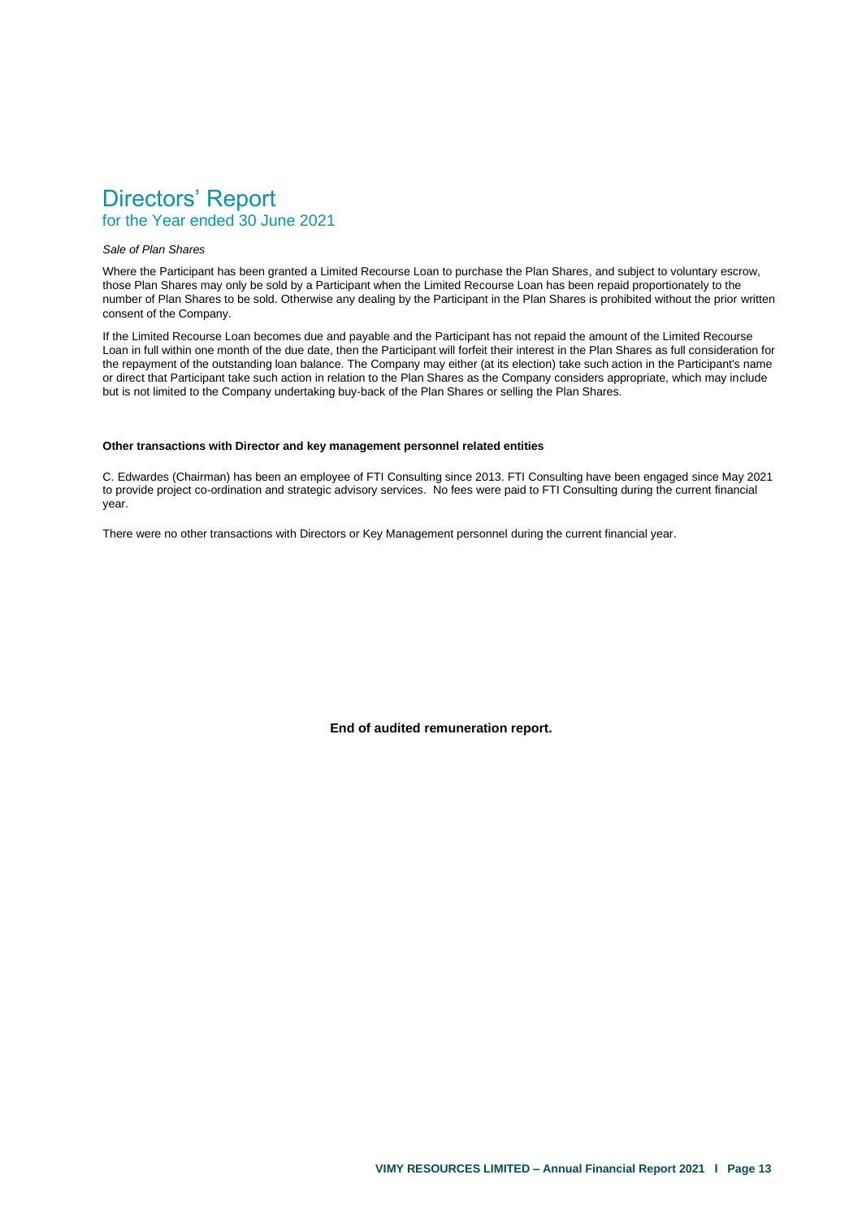# Directors' Report
## for the Year ended 30 June 2021

*Sale of Plan Shares*

Where the Participant has been granted a Limited Recourse Loan to purchase the Plan Shares, and subject to voluntary escrow, those Plan Shares may only be sold by a Participant when the Limited Recourse Loan has been repaid proportionately to the number of Plan Shares to be sold. Otherwise any dealing by the Participant in the Plan Shares is prohibited without the prior written consent of the Company.

If the Limited Recourse Loan becomes due and payable and the Participant has not repaid the amount of the Limited Recourse Loan in full within one month of the due date, then the Participant will forfeit their interest in the Plan Shares as full consideration for the repayment of the outstanding loan balance. The Company may either (at its election) take such action in the Participant's name or direct that Participant take such action in relation to the Plan Shares as the Company considers appropriate, which may include but is not limited to the Company undertaking buy-back of the Plan Shares or selling the Plan Shares.

**Other transactions with Director and key management personnel related entities**

C. Edwardes (Chairman) has been an employee of FTI Consulting since 2013. FTI Consulting have been engaged since May 2021 to provide project co-ordination and strategic advisory services. No fees were paid to FTI Consulting during the current financial year.

There were no other transactions with Directors or Key Management personnel during the current financial year.

**End of audited remuneration report.**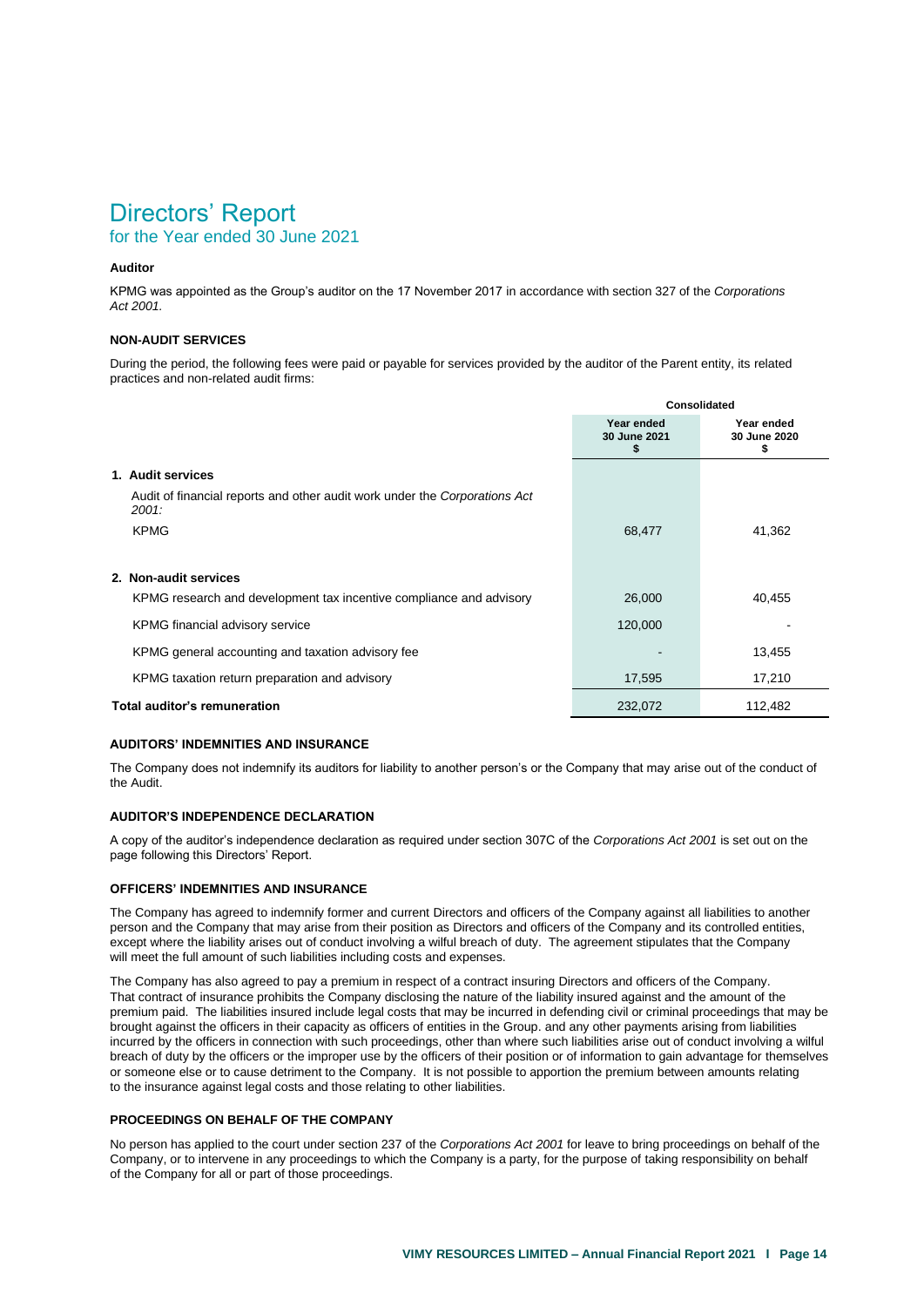# Directors' Report
## for the Year ended 30 June 2021

**Auditor**

KPMG was appointed as the Group's auditor on the 17 November 2017 in accordance with section 327 of the *Corporations Act 2001.*

**NON-AUDIT SERVICES**

During the period, the following fees were paid or payable for services provided by the auditor of the Parent entity, its related practices and non-related audit firms:

| | Consolidated | |
|---|---|---|
| | Year ended 30 June 2021 $ | Year ended 30 June 2020 $ |
| **1. Audit services** | | |
| Audit of financial reports and other audit work under the *Corporations Act 2001:* | | |
| KPMG | 68,477 | 41,362 |
| **2. Non-audit services** | | |
| KPMG research and development tax incentive compliance and advisory | 26,000 | 40,455 |
| KPMG financial advisory service | 120,000 | - |
| KPMG general accounting and taxation advisory fee | - | 13,455 |
| KPMG taxation return preparation and advisory | 17,595 | 17,210 |
| **Total auditor's remuneration** | 232,072 | 112,482 |

**AUDITORS' INDEMNITIES AND INSURANCE**

The Company does not indemnify its auditors for liability to another person's or the Company that may arise out of the conduct of the Audit.

**AUDITOR'S INDEPENDENCE DECLARATION**

A copy of the auditor's independence declaration as required under section 307C of the *Corporations Act 2001* is set out on the page following this Directors' Report.

**OFFICERS' INDEMNITIES AND INSURANCE**

The Company has agreed to indemnify former and current Directors and officers of the Company against all liabilities to another person and the Company that may arise from their position as Directors and officers of the Company and its controlled entities, except where the liability arises out of conduct involving a wilful breach of duty. The agreement stipulates that the Company will meet the full amount of such liabilities including costs and expenses.

The Company has also agreed to pay a premium in respect of a contract insuring Directors and officers of the Company. That contract of insurance prohibits the Company disclosing the nature of the liability insured against and the amount of the premium paid. The liabilities insured include legal costs that may be incurred in defending civil or criminal proceedings that may be brought against the officers in their capacity as officers of entities in the Group. and any other payments arising from liabilities incurred by the officers in connection with such proceedings, other than where such liabilities arise out of conduct involving a wilful breach of duty by the officers or the improper use by the officers of their position or of information to gain advantage for themselves or someone else or to cause detriment to the Company. It is not possible to apportion the premium between amounts relating to the insurance against legal costs and those relating to other liabilities.

**PROCEEDINGS ON BEHALF OF THE COMPANY**

No person has applied to the court under section 237 of the *Corporations Act 2001* for leave to bring proceedings on behalf of the Company, or to intervene in any proceedings to which the Company is a party, for the purpose of taking responsibility on behalf of the Company for all or part of those proceedings.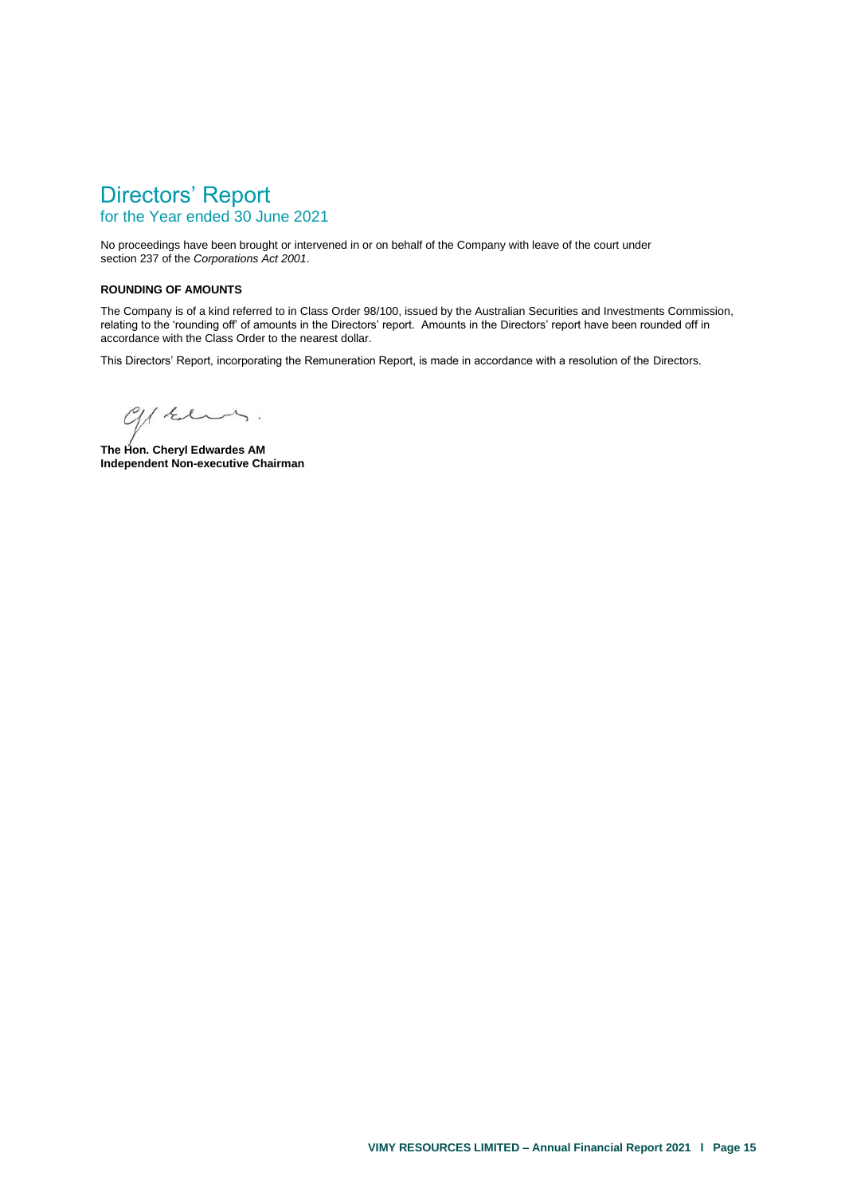# Directors' Report

## for the Year ended 30 June 2021

No proceedings have been brought or intervened in or on behalf of the Company with leave of the court under section 237 of the *Corporations Act 2001*.

**ROUNDING OF AMOUNTS**

The Company is of a kind referred to in Class Order 98/100, issued by the Australian Securities and Investments Commission, relating to the 'rounding off' of amounts in the Directors' report. Amounts in the Directors' report have been rounded off in accordance with the Class Order to the nearest dollar.

This Directors' Report, incorporating the Remuneration Report, is made in accordance with a resolution of the Directors.

**The Hon. Cheryl Edwardes AM**
**Independent Non-executive Chairman**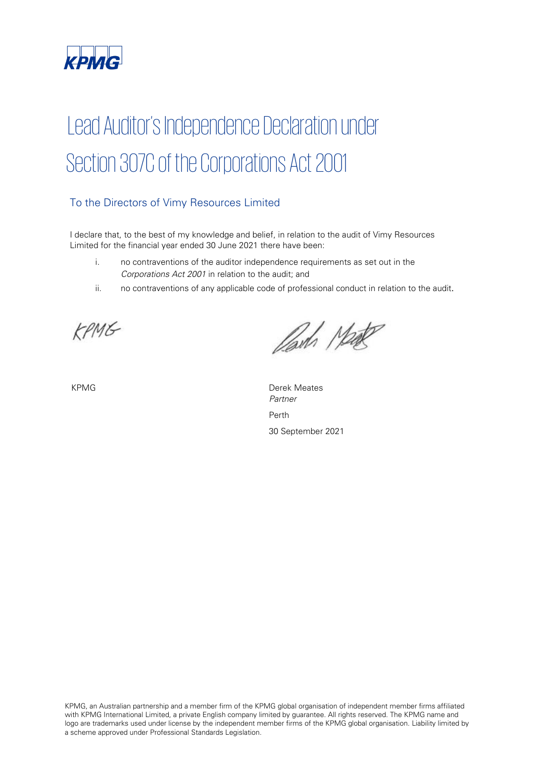# Lead Auditor's Independence Declaration under Section 307C of the Corporations Act 2001

## To the Directors of Vimy Resources Limited

I declare that, to the best of my knowledge and belief, in relation to the audit of Vimy Resources Limited for the financial year ended 30 June 2021 there have been:

i. no contraventions of the auditor independence requirements as set out in the *Corporations Act 2001* in relation to the audit; and

ii. no contraventions of any applicable code of professional conduct in relation to the audit.

KPMG

Derek Meates
*Partner*

Perth

30 September 2021

KPMG, an Australian partnership and a member firm of the KPMG global organisation of independent member firms affiliated with KPMG International Limited, a private English company limited by guarantee. All rights reserved. The KPMG name and logo are trademarks used under license by the independent member firms of the KPMG global organisation. Liability limited by a scheme approved under Professional Standards Legislation.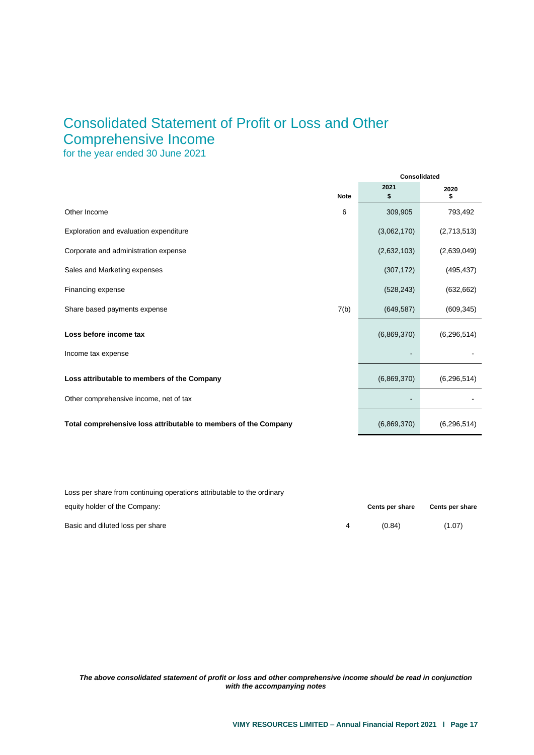# Consolidated Statement of Profit or Loss and Other Comprehensive Income

for the year ended 30 June 2021

| | Note | Consolidated 2021 $ | 2020 $ |
|---|---|---|---|
| Other Income | 6 | 309,905 | 793,492 |
| Exploration and evaluation expenditure | | (3,062,170) | (2,713,513) |
| Corporate and administration expense | | (2,632,103) | (2,639,049) |
| Sales and Marketing expenses | | (307,172) | (495,437) |
| Financing expense | | (528,243) | (632,662) |
| Share based payments expense | 7(b) | (649,587) | (609,345) |
| **Loss before income tax** | | (6,869,370) | (6,296,514) |
| Income tax expense | | - | - |
| **Loss attributable to members of the Company** | | (6,869,370) | (6,296,514) |
| Other comprehensive income, net of tax | | - | - |
| **Total comprehensive loss attributable to members of the Company** | | (6,869,370) | (6,296,514) |

| Loss per share from continuing operations attributable to the ordinary equity holder of the Company: | | Cents per share | Cents per share |
|---|---|---|---|
| Basic and diluted loss per share | 4 | (0.84) | (1.07) |

***The above consolidated statement of profit or loss and other comprehensive income should be read in conjunction with the accompanying notes***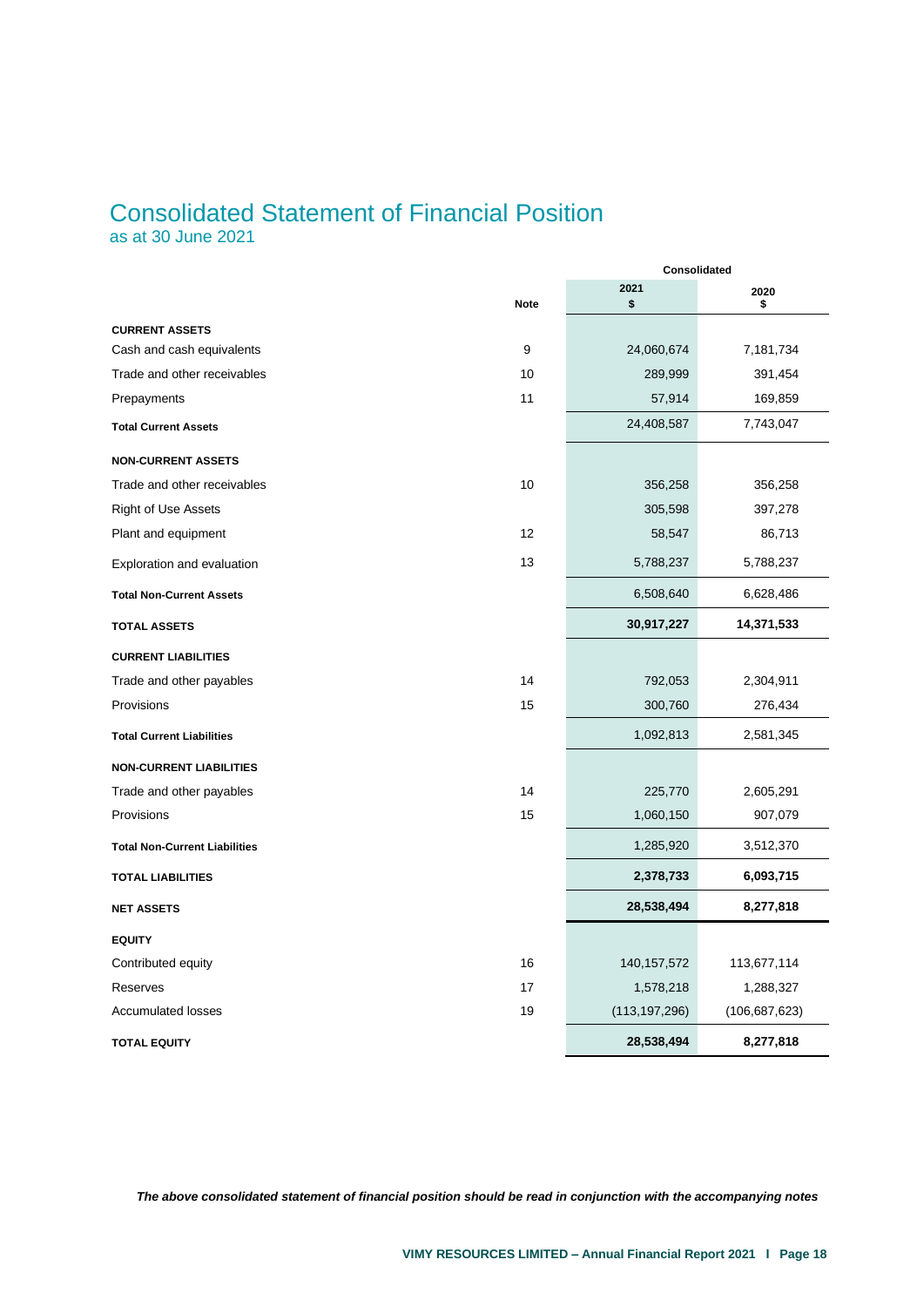# Consolidated Statement of Financial Position

as at 30 June 2021

| | Note | Consolidated 2021 $ | 2020 $ |
|---|---|---|---|
| **CURRENT ASSETS** | | | |
| Cash and cash equivalents | 9 | 24,060,674 | 7,181,734 |
| Trade and other receivables | 10 | 289,999 | 391,454 |
| Prepayments | 11 | 57,914 | 169,859 |
| **Total Current Assets** | | 24,408,587 | 7,743,047 |
| **NON-CURRENT ASSETS** | | | |
| Trade and other receivables | 10 | 356,258 | 356,258 |
| Right of Use Assets | | 305,598 | 397,278 |
| Plant and equipment | 12 | 58,547 | 86,713 |
| Exploration and evaluation | 13 | 5,788,237 | 5,788,237 |
| **Total Non-Current Assets** | | 6,508,640 | 6,628,486 |
| **TOTAL ASSETS** | | **30,917,227** | **14,371,533** |
| **CURRENT LIABILITIES** | | | |
| Trade and other payables | 14 | 792,053 | 2,304,911 |
| Provisions | 15 | 300,760 | 276,434 |
| **Total Current Liabilities** | | 1,092,813 | 2,581,345 |
| **NON-CURRENT LIABILITIES** | | | |
| Trade and other payables | 14 | 225,770 | 2,605,291 |
| Provisions | 15 | 1,060,150 | 907,079 |
| **Total Non-Current Liabilities** | | 1,285,920 | 3,512,370 |
| **TOTAL LIABILITIES** | | **2,378,733** | **6,093,715** |
| **NET ASSETS** | | **28,538,494** | **8,277,818** |
| **EQUITY** | | | |
| Contributed equity | 16 | 140,157,572 | 113,677,114 |
| Reserves | 17 | 1,578,218 | 1,288,327 |
| Accumulated losses | 19 | (113,197,296) | (106,687,623) |
| **TOTAL EQUITY** | | **28,538,494** | **8,277,818** |

***The above consolidated statement of financial position should be read in conjunction with the accompanying notes***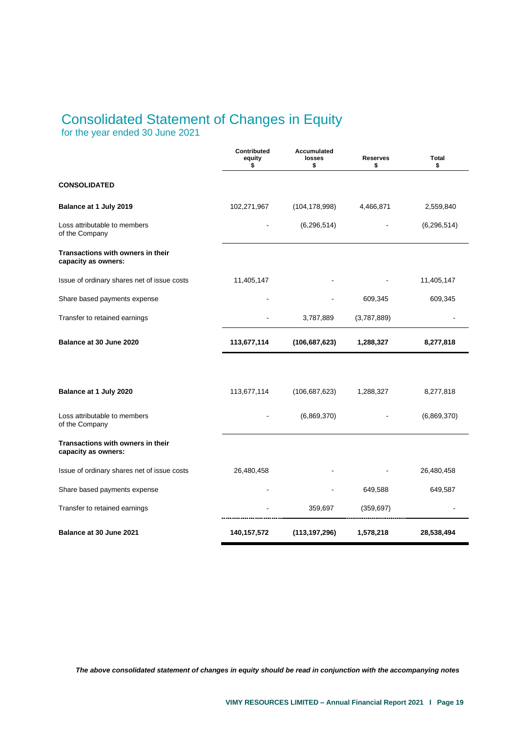# Consolidated Statement of Changes in Equity

for the year ended 30 June 2021

| | Contributed equity $ | Accumulated losses $ | Reserves $ | Total $ |
|---|---|---|---|---|
| **CONSOLIDATED** | | | | |
| **Balance at 1 July 2019** | 102,271,967 | (104,178,998) | 4,466,871 | 2,559,840 |
| Loss attributable to members of the Company | - | (6,296,514) | - | (6,296,514) |
| **Transactions with owners in their capacity as owners:** | | | | |
| Issue of ordinary shares net of issue costs | 11,405,147 | - | - | 11,405,147 |
| Share based payments expense | - | - | 609,345 | 609,345 |
| Transfer to retained earnings | - | 3,787,889 | (3,787,889) | - |
| **Balance at 30 June 2020** | **113,677,114** | **(106,687,623)** | **1,288,327** | **8,277,818** |
| | | | | |
| **Balance at 1 July 2020** | 113,677,114 | (106,687,623) | 1,288,327 | 8,277,818 |
| Loss attributable to members of the Company | - | (6,869,370) | - | (6,869,370) |
| **Transactions with owners in their capacity as owners:** | | | | |
| Issue of ordinary shares net of issue costs | 26,480,458 | - | - | 26,480,458 |
| Share based payments expense | - | - | 649,588 | 649,587 |
| Transfer to retained earnings | - | 359,697 | (359,697) | - |
| **Balance at 30 June 2021** | **140,157,572** | **(113,197,296)** | **1,578,218** | **28,538,494** |

***The above consolidated statement of changes in equity should be read in conjunction with the accompanying notes***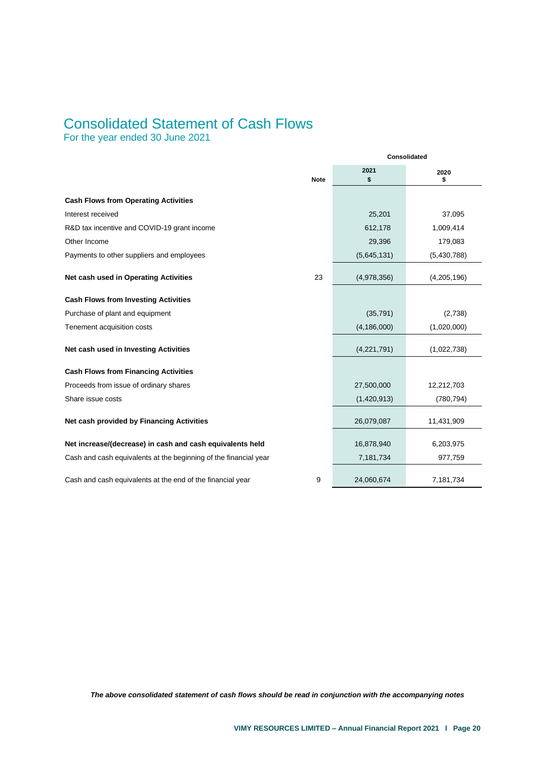# Consolidated Statement of Cash Flows

## For the year ended 30 June 2021

| | Note | Consolidated 2021 $ | Consolidated 2020 $ |
|---|---|---|---|
| **Cash Flows from Operating Activities** | | | |
| Interest received | | 25,201 | 37,095 |
| R&D tax incentive and COVID-19 grant income | | 612,178 | 1,009,414 |
| Other Income | | 29,396 | 179,083 |
| Payments to other suppliers and employees | | (5,645,131) | (5,430,788) |
| **Net cash used in Operating Activities** | 23 | (4,978,356) | (4,205,196) |
| **Cash Flows from Investing Activities** | | | |
| Purchase of plant and equipment | | (35,791) | (2,738) |
| Tenement acquisition costs | | (4,186,000) | (1,020,000) |
| **Net cash used in Investing Activities** | | (4,221,791) | (1,022,738) |
| **Cash Flows from Financing Activities** | | | |
| Proceeds from issue of ordinary shares | | 27,500,000 | 12,212,703 |
| Share issue costs | | (1,420,913) | (780,794) |
| **Net cash provided by Financing Activities** | | 26,079,087 | 11,431,909 |
| **Net increase/(decrease) in cash and cash equivalents held** | | 16,878,940 | 6,203,975 |
| Cash and cash equivalents at the beginning of the financial year | | 7,181,734 | 977,759 |
| Cash and cash equivalents at the end of the financial year | 9 | 24,060,674 | 7,181,734 |

***The above consolidated statement of cash flows should be read in conjunction with the accompanying notes***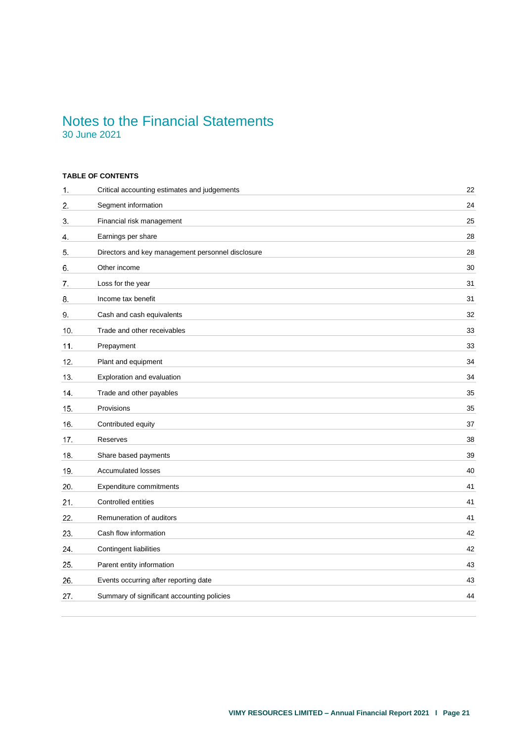# Notes to the Financial Statements

30 June 2021

**TABLE OF CONTENTS**

| | | |
|---|---|---|
| 1. | Critical accounting estimates and judgements | 22 |
| 2. | Segment information | 24 |
| 3. | Financial risk management | 25 |
| 4. | Earnings per share | 28 |
| 5. | Directors and key management personnel disclosure | 28 |
| 6. | Other income | 30 |
| 7. | Loss for the year | 31 |
| 8. | Income tax benefit | 31 |
| 9. | Cash and cash equivalents | 32 |
| 10. | Trade and other receivables | 33 |
| 11. | Prepayment | 33 |
| 12. | Plant and equipment | 34 |
| 13. | Exploration and evaluation | 34 |
| 14. | Trade and other payables | 35 |
| 15. | Provisions | 35 |
| 16. | Contributed equity | 37 |
| 17. | Reserves | 38 |
| 18. | Share based payments | 39 |
| 19. | Accumulated losses | 40 |
| 20. | Expenditure commitments | 41 |
| 21. | Controlled entities | 41 |
| 22. | Remuneration of auditors | 41 |
| 23. | Cash flow information | 42 |
| 24. | Contingent liabilities | 42 |
| 25. | Parent entity information | 43 |
| 26. | Events occurring after reporting date | 43 |
| 27. | Summary of significant accounting policies | 44 |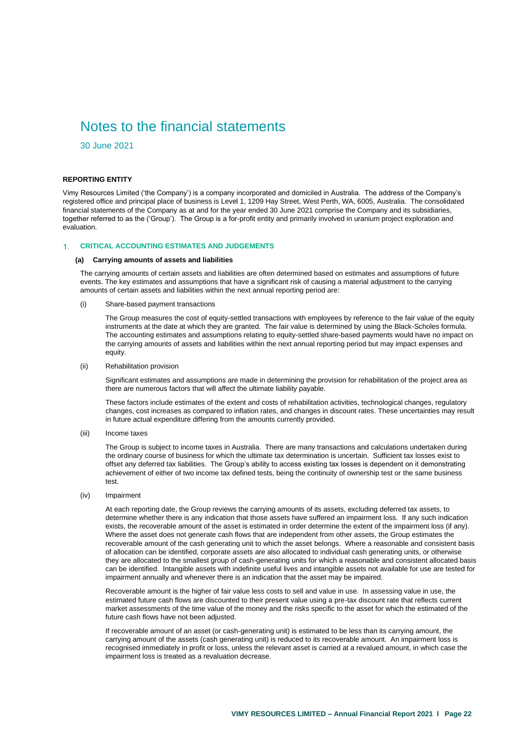# Notes to the financial statements

30 June 2021

**REPORTING ENTITY**

Vimy Resources Limited ('the Company') is a company incorporated and domiciled in Australia. The address of the Company's registered office and principal place of business is Level 1, 1209 Hay Street, West Perth, WA, 6005, Australia. The consolidated financial statements of the Company as at and for the year ended 30 June 2021 comprise the Company and its subsidiaries, together referred to as the ('Group'). The Group is a for-profit entity and primarily involved in uranium project exploration and evaluation.

## 1. CRITICAL ACCOUNTING ESTIMATES AND JUDGEMENTS

### (a) Carrying amounts of assets and liabilities

The carrying amounts of certain assets and liabilities are often determined based on estimates and assumptions of future events. The key estimates and assumptions that have a significant risk of causing a material adjustment to the carrying amounts of certain assets and liabilities within the next annual reporting period are:

(i) Share-based payment transactions

The Group measures the cost of equity-settled transactions with employees by reference to the fair value of the equity instruments at the date at which they are granted. The fair value is determined by using the Black-Scholes formula. The accounting estimates and assumptions relating to equity-settled share-based payments would have no impact on the carrying amounts of assets and liabilities within the next annual reporting period but may impact expenses and equity.

(ii) Rehabilitation provision

Significant estimates and assumptions are made in determining the provision for rehabilitation of the project area as there are numerous factors that will affect the ultimate liability payable.

These factors include estimates of the extent and costs of rehabilitation activities, technological changes, regulatory changes, cost increases as compared to inflation rates, and changes in discount rates. These uncertainties may result in future actual expenditure differing from the amounts currently provided.

(iii) Income taxes

The Group is subject to income taxes in Australia. There are many transactions and calculations undertaken during the ordinary course of business for which the ultimate tax determination is uncertain. Sufficient tax losses exist to offset any deferred tax liabilities. The Group's ability to access existing tax losses is dependent on it demonstrating achievement of either of two income tax defined tests, being the continuity of ownership test or the same business test.

(iv) Impairment

At each reporting date, the Group reviews the carrying amounts of its assets, excluding deferred tax assets, to determine whether there is any indication that those assets have suffered an impairment loss. If any such indication exists, the recoverable amount of the asset is estimated in order determine the extent of the impairment loss (if any). Where the asset does not generate cash flows that are independent from other assets, the Group estimates the recoverable amount of the cash generating unit to which the asset belongs. Where a reasonable and consistent basis of allocation can be identified, corporate assets are also allocated to individual cash generating units, or otherwise they are allocated to the smallest group of cash-generating units for which a reasonable and consistent allocated basis can be identified. Intangible assets with indefinite useful lives and intangible assets not available for use are tested for impairment annually and whenever there is an indication that the asset may be impaired.

Recoverable amount is the higher of fair value less costs to sell and value in use. In assessing value in use, the estimated future cash flows are discounted to their present value using a pre-tax discount rate that reflects current market assessments of the time value of the money and the risks specific to the asset for which the estimated of the future cash flows have not been adjusted.

If recoverable amount of an asset (or cash-generating unit) is estimated to be less than its carrying amount, the carrying amount of the assets (cash generating unit) is reduced to its recoverable amount. An impairment loss is recognised immediately in profit or loss, unless the relevant asset is carried at a revalued amount, in which case the impairment loss is treated as a revaluation decrease.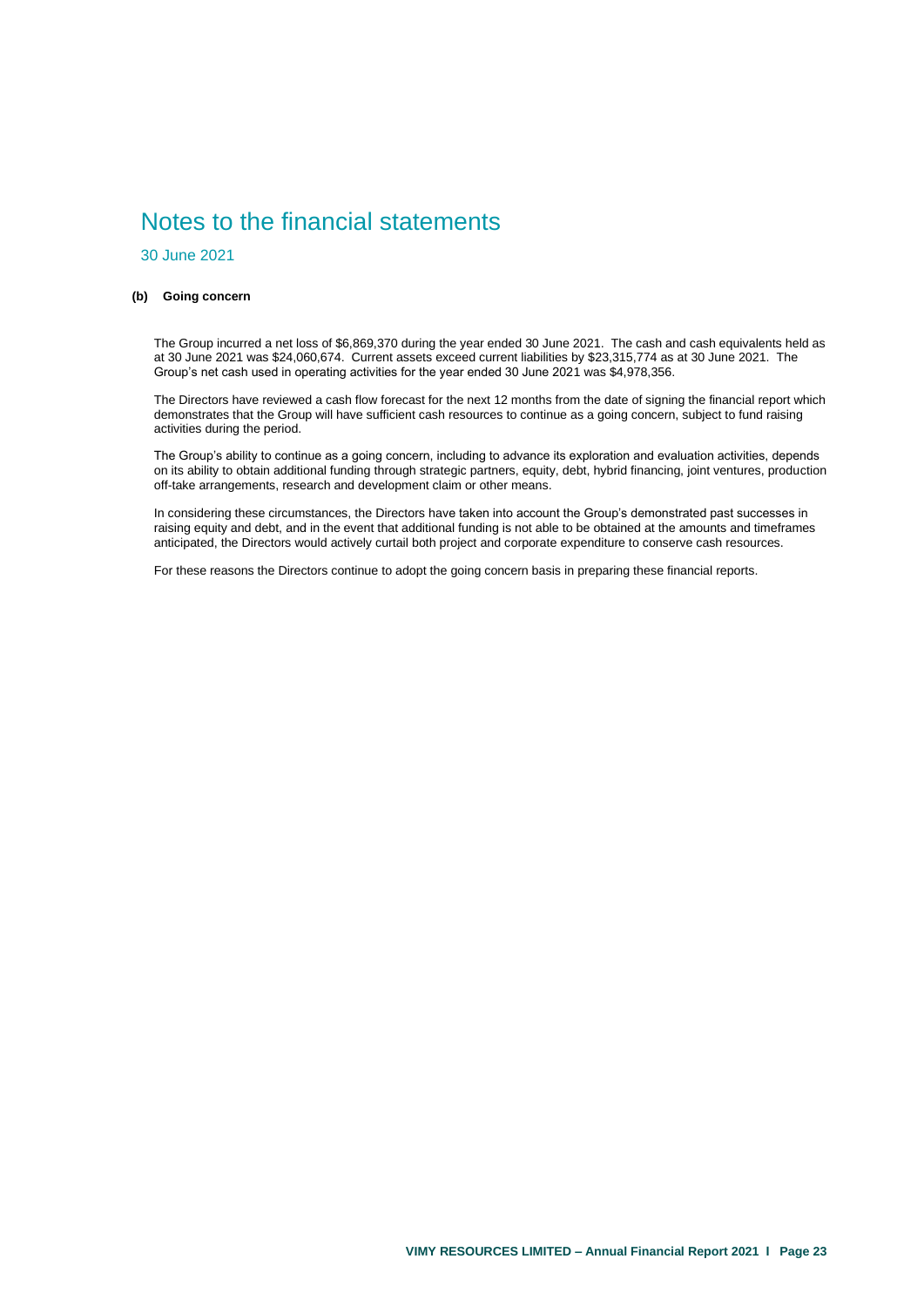# Notes to the financial statements

30 June 2021

### (b) Going concern

The Group incurred a net loss of $6,869,370 during the year ended 30 June 2021. The cash and cash equivalents held as at 30 June 2021 was $24,060,674. Current assets exceed current liabilities by $23,315,774 as at 30 June 2021. The Group's net cash used in operating activities for the year ended 30 June 2021 was $4,978,356.

The Directors have reviewed a cash flow forecast for the next 12 months from the date of signing the financial report which demonstrates that the Group will have sufficient cash resources to continue as a going concern, subject to fund raising activities during the period.

The Group's ability to continue as a going concern, including to advance its exploration and evaluation activities, depends on its ability to obtain additional funding through strategic partners, equity, debt, hybrid financing, joint ventures, production off-take arrangements, research and development claim or other means.

In considering these circumstances, the Directors have taken into account the Group's demonstrated past successes in raising equity and debt, and in the event that additional funding is not able to be obtained at the amounts and timeframes anticipated, the Directors would actively curtail both project and corporate expenditure to conserve cash resources.

For these reasons the Directors continue to adopt the going concern basis in preparing these financial reports.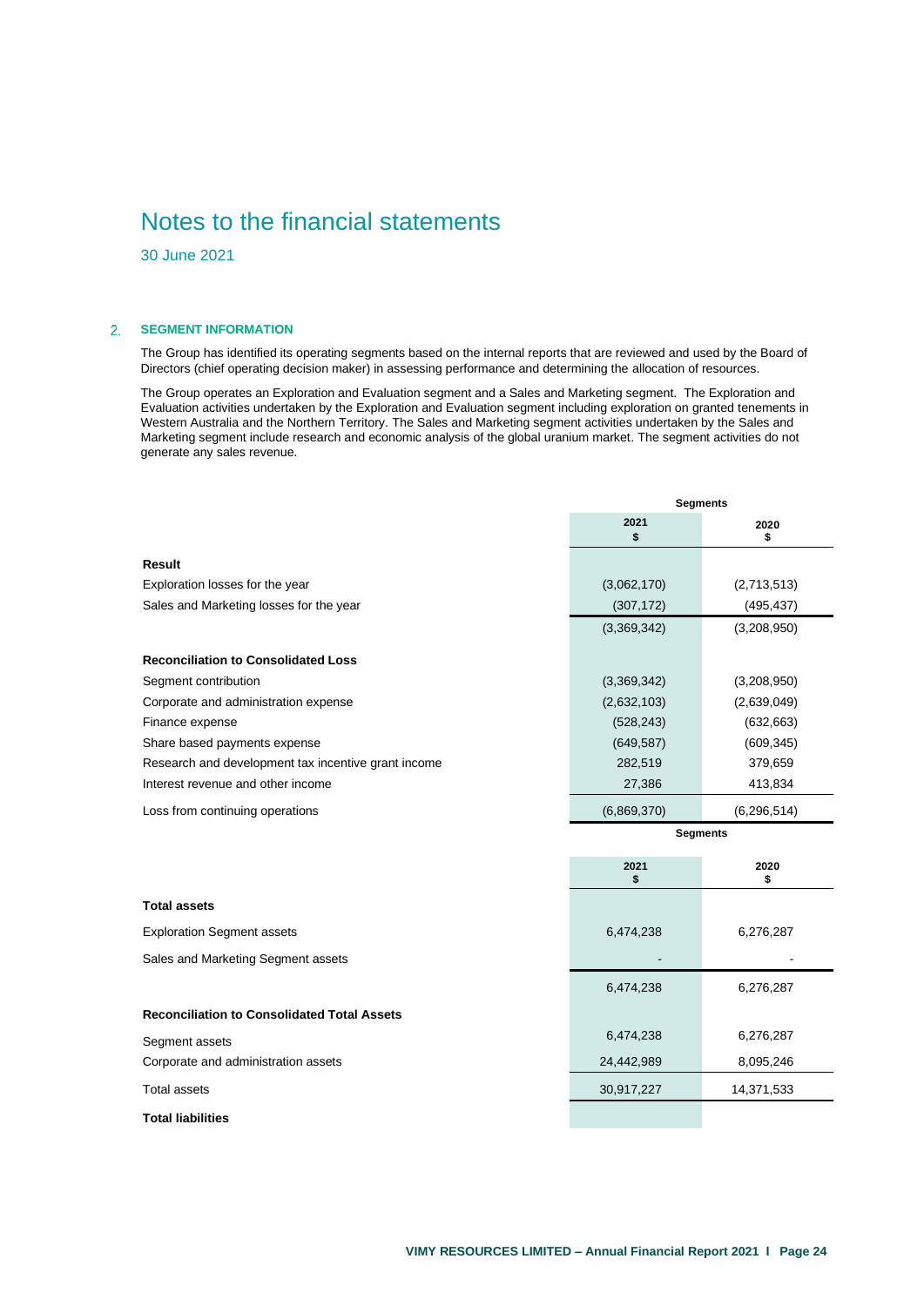# Notes to the financial statements

30 June 2021

## 2. SEGMENT INFORMATION

The Group has identified its operating segments based on the internal reports that are reviewed and used by the Board of Directors (chief operating decision maker) in assessing performance and determining the allocation of resources.

The Group operates an Exploration and Evaluation segment and a Sales and Marketing segment. The Exploration and Evaluation activities undertaken by the Exploration and Evaluation segment including exploration on granted tenements in Western Australia and the Northern Territory. The Sales and Marketing segment activities undertaken by the Sales and Marketing segment include research and economic analysis of the global uranium market. The segment activities do not generate any sales revenue.

| | Segments | |
|---|---|---|
| | **2021 $** | **2020 $** |
| **Result** | | |
| Exploration losses for the year | (3,062,170) | (2,713,513) |
| Sales and Marketing losses for the year | (307,172) | (495,437) |
| | (3,369,342) | (3,208,950) |
| **Reconciliation to Consolidated Loss** | | |
| Segment contribution | (3,369,342) | (3,208,950) |
| Corporate and administration expense | (2,632,103) | (2,639,049) |
| Finance expense | (528,243) | (632,663) |
| Share based payments expense | (649,587) | (609,345) |
| Research and development tax incentive grant income | 282,519 | 379,659 |
| Interest revenue and other income | 27,386 | 413,834 |
| Loss from continuing operations | (6,869,370) | (6,296,514) |

| | Segments | |
|---|---|---|
| | **2021 $** | **2020 $** |
| **Total assets** | | |
| Exploration Segment assets | 6,474,238 | 6,276,287 |
| Sales and Marketing Segment assets | - | - |
| | 6,474,238 | 6,276,287 |
| **Reconciliation to Consolidated Total Assets** | | |
| Segment assets | 6,474,238 | 6,276,287 |
| Corporate and administration assets | 24,442,989 | 8,095,246 |
| Total assets | 30,917,227 | 14,371,533 |
| **Total liabilities** | | |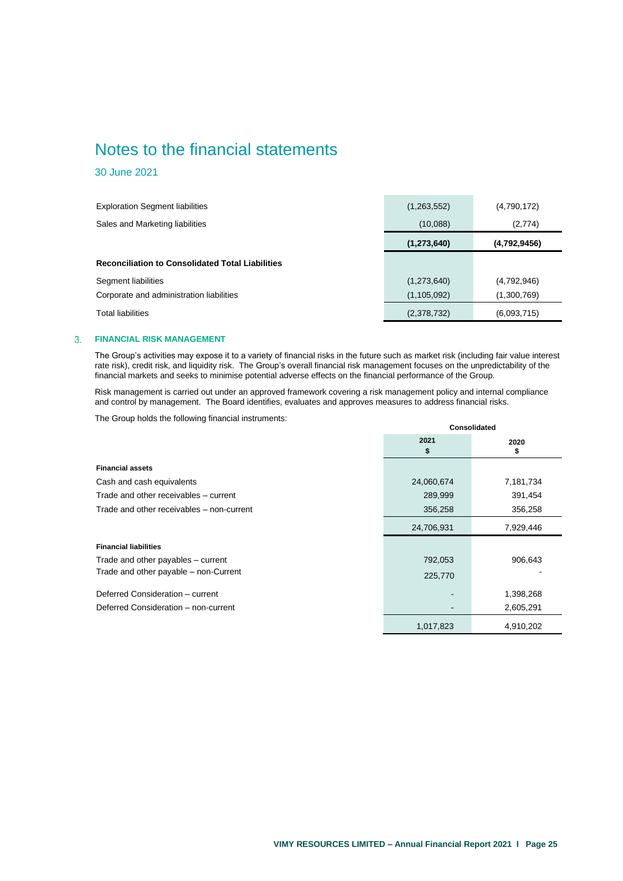# Notes to the financial statements

30 June 2021

| | | |
|---|---|---|
| Exploration Segment liabilities | (1,263,552) | (4,790,172) |
| Sales and Marketing liabilities | (10,088) | (2,774) |
| | **(1,273,640)** | **(4,792,9456)** |
| **Reconciliation to Consolidated Total Liabilities** | | |
| Segment liabilities | (1,273,640) | (4,792,946) |
| Corporate and administration liabilities | (1,105,092) | (1,300,769) |
| Total liabilities | (2,378,732) | (6,093,715) |

## 3. FINANCIAL RISK MANAGEMENT

The Group's activities may expose it to a variety of financial risks in the future such as market risk (including fair value interest rate risk), credit risk, and liquidity risk. The Group's overall financial risk management focuses on the unpredictability of the financial markets and seeks to minimise potential adverse effects on the financial performance of the Group.

Risk management is carried out under an approved framework covering a risk management policy and internal compliance and control by management. The Board identifies, evaluates and approves measures to address financial risks.

The Group holds the following financial instruments:

| | Consolidated | |
|---|---|---|
| | **2021 $** | **2020 $** |
| **Financial assets** | | |
| Cash and cash equivalents | 24,060,674 | 7,181,734 |
| Trade and other receivables – current | 289,999 | 391,454 |
| Trade and other receivables – non-current | 356,258 | 356,258 |
| | 24,706,931 | 7,929,446 |
| **Financial liabilities** | | |
| Trade and other payables – current | 792,053 | 906,643 |
| Trade and other payable – non-Current | 225,770 | - |
| Deferred Consideration – current | - | 1,398,268 |
| Deferred Consideration – non-current | - | 2,605,291 |
| | 1,017,823 | 4,910,202 |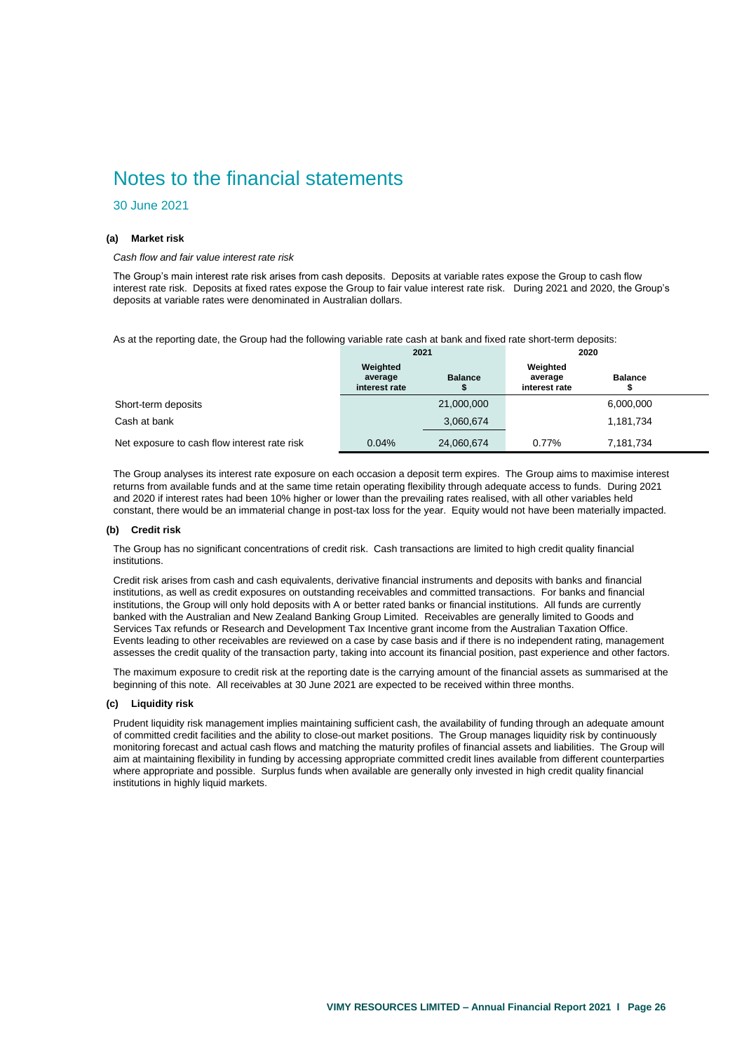# Notes to the financial statements

30 June 2021

### (a) Market risk

*Cash flow and fair value interest rate risk*

The Group's main interest rate risk arises from cash deposits. Deposits at variable rates expose the Group to cash flow interest rate risk. Deposits at fixed rates expose the Group to fair value interest rate risk. During 2021 and 2020, the Group's deposits at variable rates were denominated in Australian dollars.

As at the reporting date, the Group had the following variable rate cash at bank and fixed rate short-term deposits:

| | 2021 | | 2020 | |
|---|---|---|---|---|
| | Weighted average interest rate | Balance $ | Weighted average interest rate | Balance $ |
| Short-term deposits | | 21,000,000 | | 6,000,000 |
| Cash at bank | | 3,060,674 | | 1,181,734 |
| Net exposure to cash flow interest rate risk | 0.04% | 24,060,674 | 0.77% | 7,181,734 |

The Group analyses its interest rate exposure on each occasion a deposit term expires. The Group aims to maximise interest returns from available funds and at the same time retain operating flexibility through adequate access to funds. During 2021 and 2020 if interest rates had been 10% higher or lower than the prevailing rates realised, with all other variables held constant, there would be an immaterial change in post-tax loss for the year. Equity would not have been materially impacted.

### (b) Credit risk

The Group has no significant concentrations of credit risk. Cash transactions are limited to high credit quality financial institutions.

Credit risk arises from cash and cash equivalents, derivative financial instruments and deposits with banks and financial institutions, as well as credit exposures on outstanding receivables and committed transactions. For banks and financial institutions, the Group will only hold deposits with A or better rated banks or financial institutions. All funds are currently banked with the Australian and New Zealand Banking Group Limited. Receivables are generally limited to Goods and Services Tax refunds or Research and Development Tax Incentive grant income from the Australian Taxation Office. Events leading to other receivables are reviewed on a case by case basis and if there is no independent rating, management assesses the credit quality of the transaction party, taking into account its financial position, past experience and other factors.

The maximum exposure to credit risk at the reporting date is the carrying amount of the financial assets as summarised at the beginning of this note. All receivables at 30 June 2021 are expected to be received within three months.

### (c) Liquidity risk

Prudent liquidity risk management implies maintaining sufficient cash, the availability of funding through an adequate amount of committed credit facilities and the ability to close-out market positions. The Group manages liquidity risk by continuously monitoring forecast and actual cash flows and matching the maturity profiles of financial assets and liabilities. The Group will aim at maintaining flexibility in funding by accessing appropriate committed credit lines available from different counterparties where appropriate and possible. Surplus funds when available are generally only invested in high credit quality financial institutions in highly liquid markets.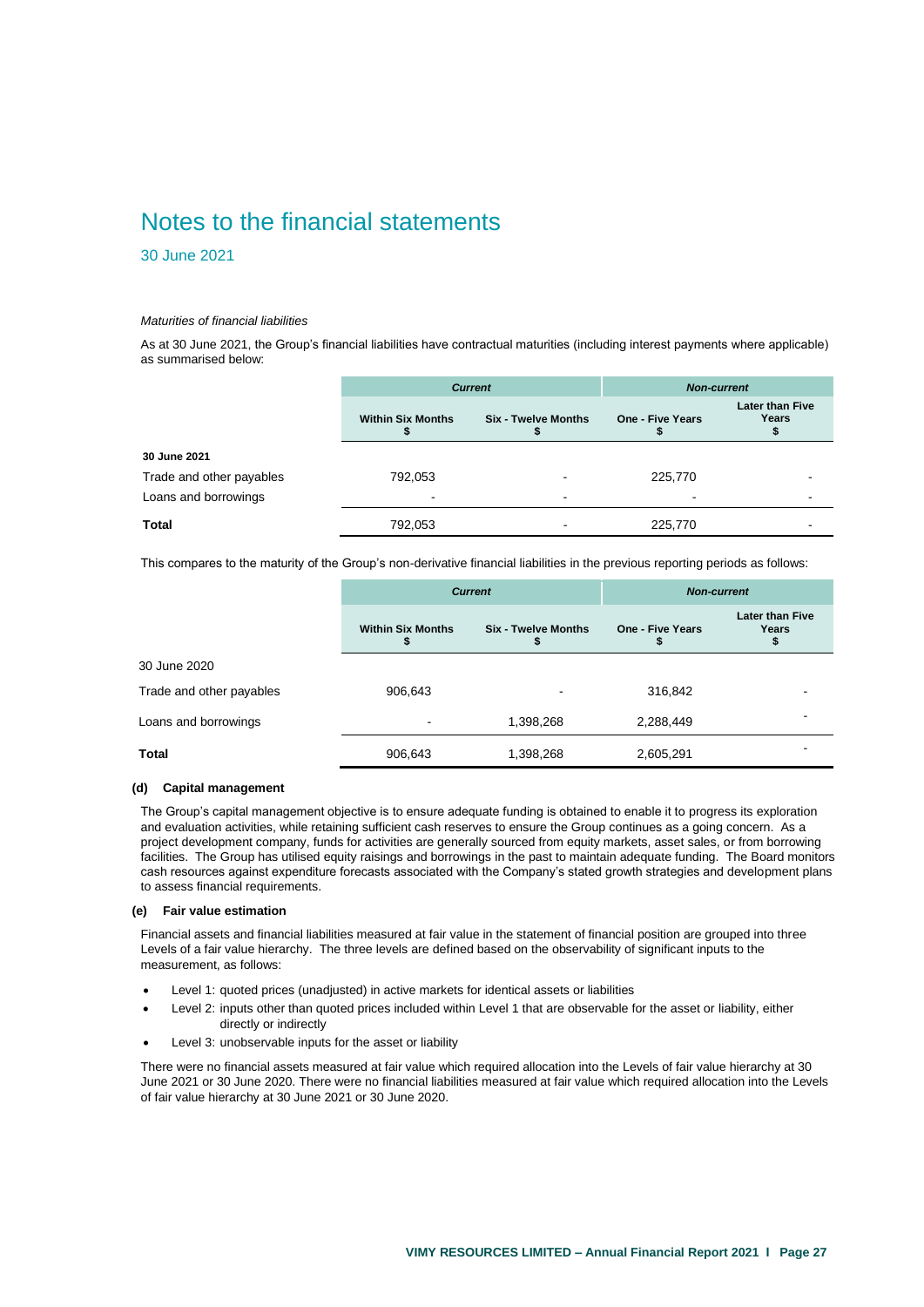# Notes to the financial statements

30 June 2021

*Maturities of financial liabilities*

As at 30 June 2021, the Group's financial liabilities have contractual maturities (including interest payments where applicable) as summarised below:

| | *Current* | | *Non-current* | |
|---|---|---|---|---|
| | **Within Six Months $** | **Six - Twelve Months $** | **One - Five Years $** | **Later than Five Years $** |
| **30 June 2021** | | | | |
| Trade and other payables | 792,053 | - | 225,770 | - |
| Loans and borrowings | - | - | - | - |
| **Total** | 792,053 | - | 225,770 | - |

This compares to the maturity of the Group's non-derivative financial liabilities in the previous reporting periods as follows:

| | *Current* | | *Non-current* | |
|---|---|---|---|---|
| | **Within Six Months $** | **Six - Twelve Months $** | **One - Five Years $** | **Later than Five Years $** |
| 30 June 2020 | | | | |
| Trade and other payables | 906,643 | - | 316,842 | - |
| Loans and borrowings | - | 1,398,268 | 2,288,449 | - |
| **Total** | 906,643 | 1,398,268 | 2,605,291 | - |

#### (d) Capital management

The Group's capital management objective is to ensure adequate funding is obtained to enable it to progress its exploration and evaluation activities, while retaining sufficient cash reserves to ensure the Group continues as a going concern. As a project development company, funds for activities are generally sourced from equity markets, asset sales, or from borrowing facilities. The Group has utilised equity raisings and borrowings in the past to maintain adequate funding. The Board monitors cash resources against expenditure forecasts associated with the Company's stated growth strategies and development plans to assess financial requirements.

#### (e) Fair value estimation

Financial assets and financial liabilities measured at fair value in the statement of financial position are grouped into three Levels of a fair value hierarchy. The three levels are defined based on the observability of significant inputs to the measurement, as follows:

- Level 1: quoted prices (unadjusted) in active markets for identical assets or liabilities
- Level 2: inputs other than quoted prices included within Level 1 that are observable for the asset or liability, either directly or indirectly
- Level 3: unobservable inputs for the asset or liability

There were no financial assets measured at fair value which required allocation into the Levels of fair value hierarchy at 30 June 2021 or 30 June 2020. There were no financial liabilities measured at fair value which required allocation into the Levels of fair value hierarchy at 30 June 2021 or 30 June 2020.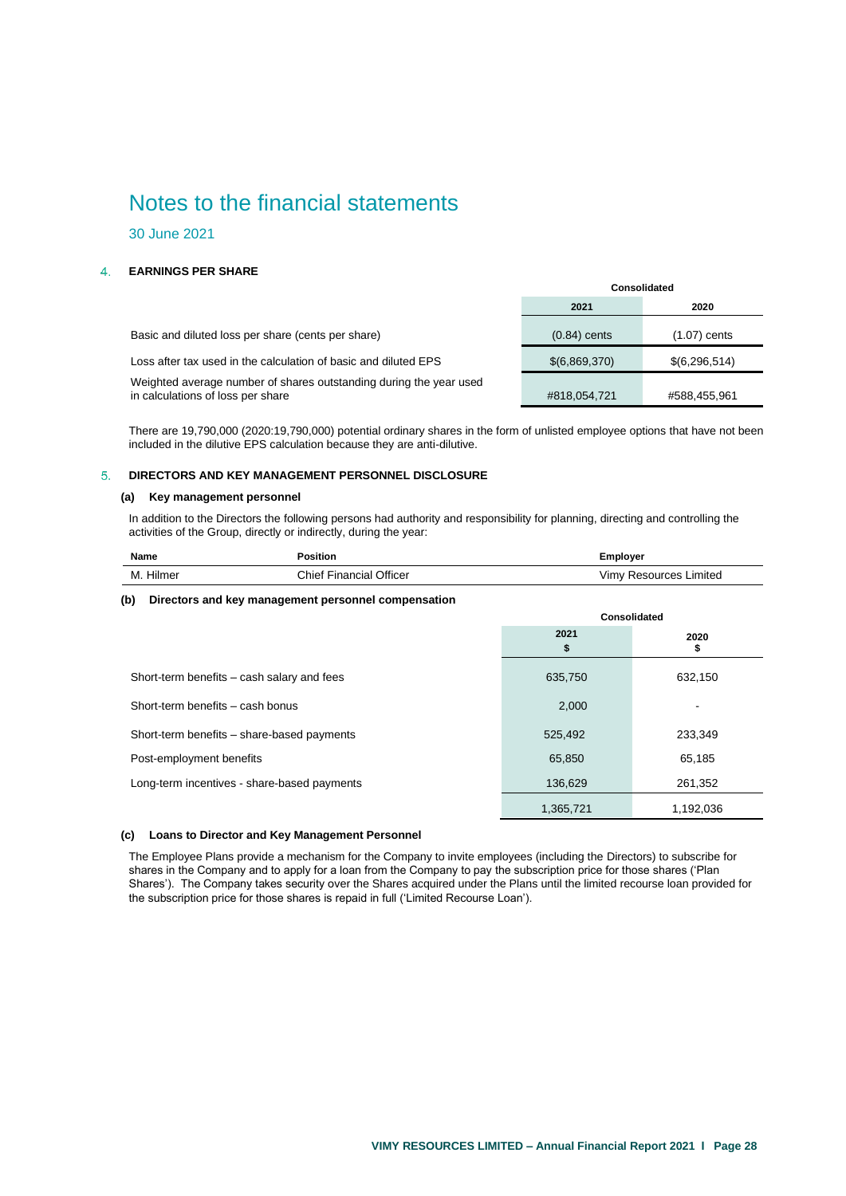# Notes to the financial statements

30 June 2021

## 4. EARNINGS PER SHARE

| | Consolidated | |
|---|---|---|
| | 2021 | 2020 |
| Basic and diluted loss per share (cents per share) | (0.84) cents | (1.07) cents |
| Loss after tax used in the calculation of basic and diluted EPS | $(6,869,370) | $(6,296,514) |
| Weighted average number of shares outstanding during the year used in calculations of loss per share | #818,054,721 | #588,455,961 |

There are 19,790,000 (2020:19,790,000) potential ordinary shares in the form of unlisted employee options that have not been included in the dilutive EPS calculation because they are anti-dilutive.

## 5. DIRECTORS AND KEY MANAGEMENT PERSONNEL DISCLOSURE

### (a) Key management personnel

In addition to the Directors the following persons had authority and responsibility for planning, directing and controlling the activities of the Group, directly or indirectly, during the year:

| Name | Position | Employer |
|---|---|---|
| M. Hilmer | Chief Financial Officer | Vimy Resources Limited |

### (b) Directors and key management personnel compensation

| | Consolidated | |
|---|---|---|
| | 2021<br>$ | 2020<br>$ |
| Short-term benefits – cash salary and fees | 635,750 | 632,150 |
| Short-term benefits – cash bonus | 2,000 | - |
| Short-term benefits – share-based payments | 525,492 | 233,349 |
| Post-employment benefits | 65,850 | 65,185 |
| Long-term incentives - share-based payments | 136,629 | 261,352 |
| | 1,365,721 | 1,192,036 |

### (c) Loans to Director and Key Management Personnel

The Employee Plans provide a mechanism for the Company to invite employees (including the Directors) to subscribe for shares in the Company and to apply for a loan from the Company to pay the subscription price for those shares ('Plan Shares'). The Company takes security over the Shares acquired under the Plans until the limited recourse loan provided for the subscription price for those shares is repaid in full ('Limited Recourse Loan').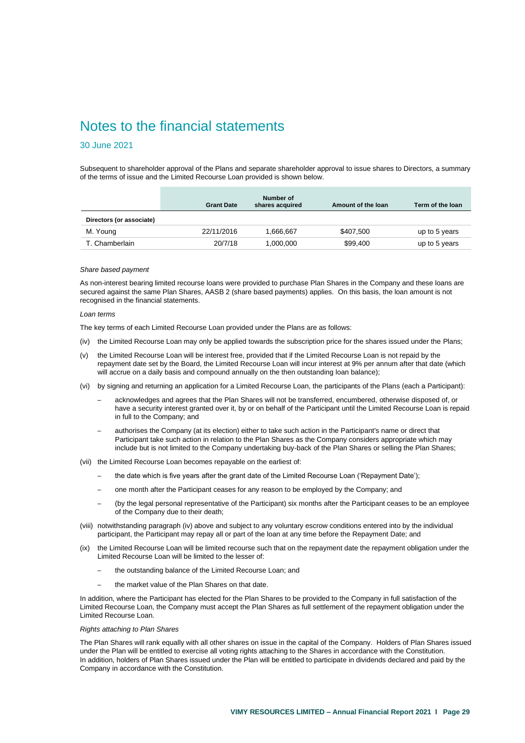# Notes to the financial statements

## 30 June 2021

Subsequent to shareholder approval of the Plans and separate shareholder approval to issue shares to Directors, a summary of the terms of issue and the Limited Recourse Loan provided is shown below.

| | Grant Date | Number of shares acquired | Amount of the loan | Term of the loan |
|---|---|---|---|---|
| **Directors (or associate)** | | | | |
| M. Young | 22/11/2016 | 1,666,667 | $407,500 | up to 5 years |
| T. Chamberlain | 20/7/18 | 1,000,000 | $99,400 | up to 5 years |

*Share based payment*

As non-interest bearing limited recourse loans were provided to purchase Plan Shares in the Company and these loans are secured against the same Plan Shares, AASB 2 (share based payments) applies. On this basis, the loan amount is not recognised in the financial statements.

*Loan terms*

The key terms of each Limited Recourse Loan provided under the Plans are as follows:

(iv) the Limited Recourse Loan may only be applied towards the subscription price for the shares issued under the Plans;

(v) the Limited Recourse Loan will be interest free, provided that if the Limited Recourse Loan is not repaid by the repayment date set by the Board, the Limited Recourse Loan will incur interest at 9% per annum after that date (which will accrue on a daily basis and compound annually on the then outstanding loan balance);

(vi) by signing and returning an application for a Limited Recourse Loan, the participants of the Plans (each a Participant):

- acknowledges and agrees that the Plan Shares will not be transferred, encumbered, otherwise disposed of, or have a security interest granted over it, by or on behalf of the Participant until the Limited Recourse Loan is repaid in full to the Company; and
- authorises the Company (at its election) either to take such action in the Participant's name or direct that Participant take such action in relation to the Plan Shares as the Company considers appropriate which may include but is not limited to the Company undertaking buy-back of the Plan Shares or selling the Plan Shares;

(vii) the Limited Recourse Loan becomes repayable on the earliest of:

- the date which is five years after the grant date of the Limited Recourse Loan ('Repayment Date');
- one month after the Participant ceases for any reason to be employed by the Company; and
- (by the legal personal representative of the Participant) six months after the Participant ceases to be an employee of the Company due to their death;

(viii) notwithstanding paragraph (iv) above and subject to any voluntary escrow conditions entered into by the individual participant, the Participant may repay all or part of the loan at any time before the Repayment Date; and

(ix) the Limited Recourse Loan will be limited recourse such that on the repayment date the repayment obligation under the Limited Recourse Loan will be limited to the lesser of:

- the outstanding balance of the Limited Recourse Loan; and
- the market value of the Plan Shares on that date.

In addition, where the Participant has elected for the Plan Shares to be provided to the Company in full satisfaction of the Limited Recourse Loan, the Company must accept the Plan Shares as full settlement of the repayment obligation under the Limited Recourse Loan.

*Rights attaching to Plan Shares*

The Plan Shares will rank equally with all other shares on issue in the capital of the Company. Holders of Plan Shares issued under the Plan will be entitled to exercise all voting rights attaching to the Shares in accordance with the Constitution. In addition, holders of Plan Shares issued under the Plan will be entitled to participate in dividends declared and paid by the Company in accordance with the Constitution.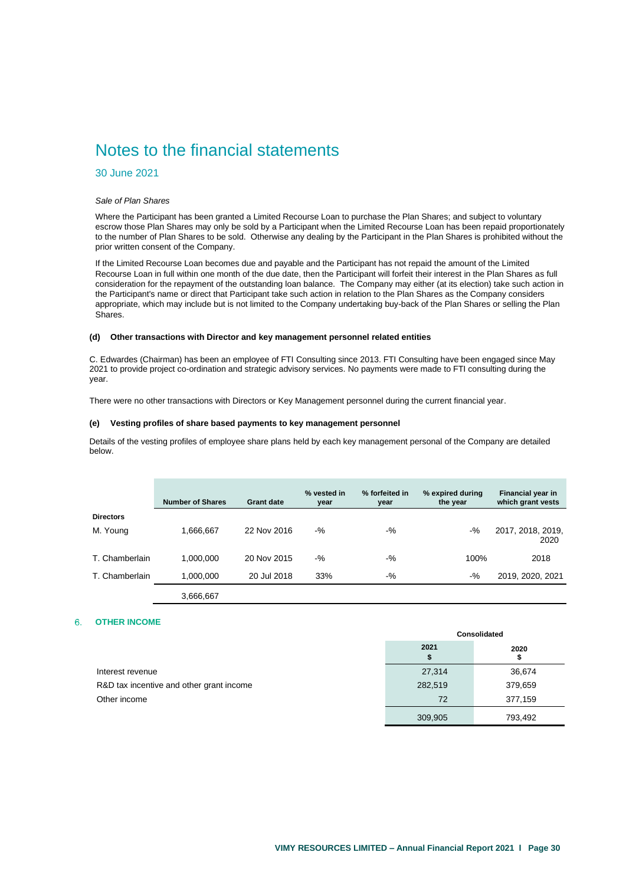# Notes to the financial statements

## 30 June 2021

*Sale of Plan Shares*

Where the Participant has been granted a Limited Recourse Loan to purchase the Plan Shares; and subject to voluntary escrow those Plan Shares may only be sold by a Participant when the Limited Recourse Loan has been repaid proportionately to the number of Plan Shares to be sold. Otherwise any dealing by the Participant in the Plan Shares is prohibited without the prior written consent of the Company.

If the Limited Recourse Loan becomes due and payable and the Participant has not repaid the amount of the Limited Recourse Loan in full within one month of the due date, then the Participant will forfeit their interest in the Plan Shares as full consideration for the repayment of the outstanding loan balance. The Company may either (at its election) take such action in the Participant's name or direct that Participant take such action in relation to the Plan Shares as the Company considers appropriate, which may include but is not limited to the Company undertaking buy-back of the Plan Shares or selling the Plan Shares.

**(d) Other transactions with Director and key management personnel related entities**

C. Edwardes (Chairman) has been an employee of FTI Consulting since 2013. FTI Consulting have been engaged since May 2021 to provide project co-ordination and strategic advisory services. No payments were made to FTI consulting during the year.

There were no other transactions with Directors or Key Management personnel during the current financial year.

**(e) Vesting profiles of share based payments to key management personnel**

Details of the vesting profiles of employee share plans held by each key management personal of the Company are detailed below.

| | Number of Shares | Grant date | % vested in year | % forfeited in year | % expired during the year | Financial year in which grant vests |
|---|---|---|---|---|---|---|
| **Directors** | | | | | | |
| M. Young | 1,666,667 | 22 Nov 2016 | -% | -% | -% | 2017, 2018, 2019, 2020 |
| T. Chamberlain | 1,000,000 | 20 Nov 2015 | -% | -% | 100% | 2018 |
| T. Chamberlain | 1,000,000 | 20 Jul 2018 | 33% | -% | -% | 2019, 2020, 2021 |
| | 3,666,667 | | | | | |

## 6. OTHER INCOME

| | Consolidated | |
|---|---|---|
| | 2021 $ | 2020 $ |
| Interest revenue | 27,314 | 36,674 |
| R&D tax incentive and other grant income | 282,519 | 379,659 |
| Other income | 72 | 377,159 |
| | 309,905 | 793,492 |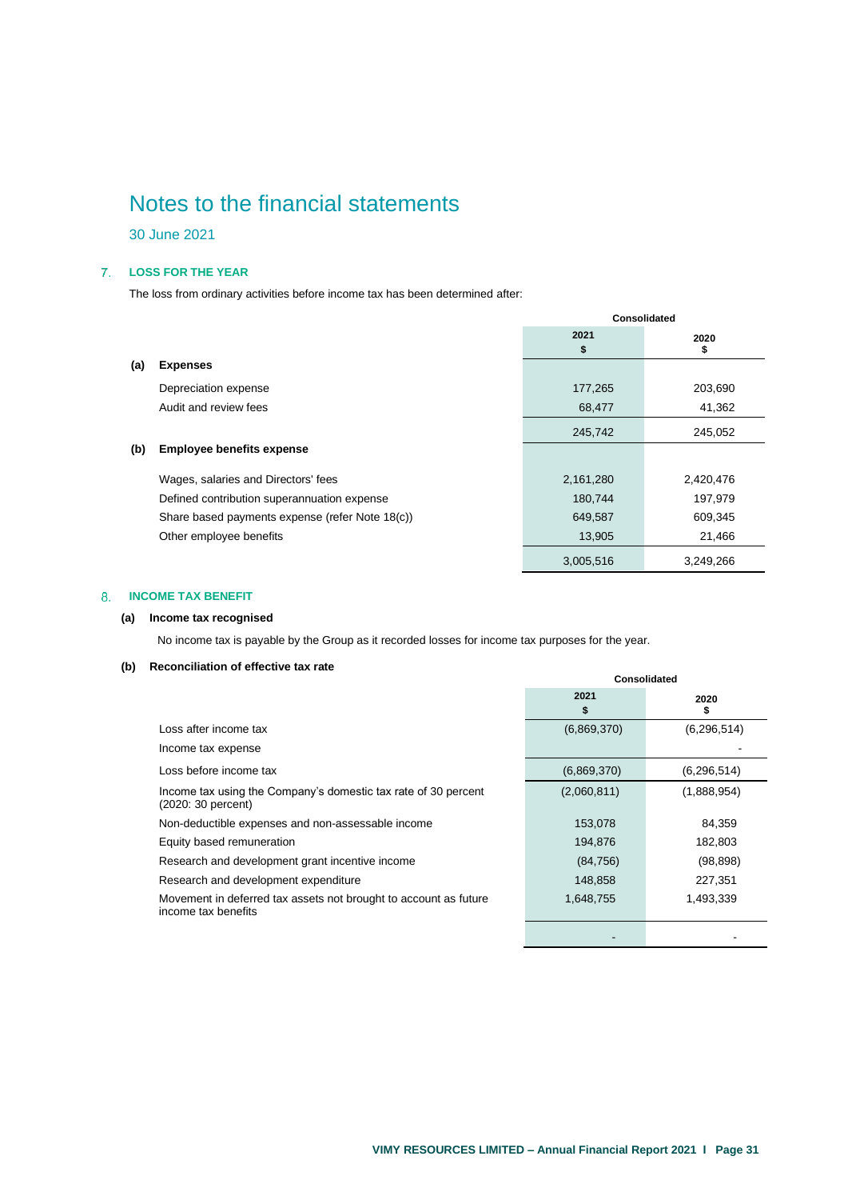# Notes to the financial statements

30 June 2021

## 7. LOSS FOR THE YEAR

The loss from ordinary activities before income tax has been determined after:

| | | Consolidated | |
|---|---|---|---|
| | | 2021 $ | 2020 $ |
| **(a)** | **Expenses** | | |
| | Depreciation expense | 177,265 | 203,690 |
| | Audit and review fees | 68,477 | 41,362 |
| | | 245,742 | 245,052 |
| **(b)** | **Employee benefits expense** | | |
| | Wages, salaries and Directors' fees | 2,161,280 | 2,420,476 |
| | Defined contribution superannuation expense | 180,744 | 197,979 |
| | Share based payments expense (refer Note 18(c)) | 649,587 | 609,345 |
| | Other employee benefits | 13,905 | 21,466 |
| | | 3,005,516 | 3,249,266 |

## 8. INCOME TAX BENEFIT

### (a) Income tax recognised

No income tax is payable by the Group as it recorded losses for income tax purposes for the year.

### (b) Reconciliation of effective tax rate

| | Consolidated | |
|---|---|---|
| | 2021 $ | 2020 $ |
| Loss after income tax | (6,869,370) | (6,296,514) |
| Income tax expense | | - |
| Loss before income tax | (6,869,370) | (6,296,514) |
| Income tax using the Company's domestic tax rate of 30 percent (2020: 30 percent) | (2,060,811) | (1,888,954) |
| Non-deductible expenses and non-assessable income | 153,078 | 84,359 |
| Equity based remuneration | 194,876 | 182,803 |
| Research and development grant incentive income | (84,756) | (98,898) |
| Research and development expenditure | 148,858 | 227,351 |
| Movement in deferred tax assets not brought to account as future income tax benefits | 1,648,755 | 1,493,339 |
| | - | - |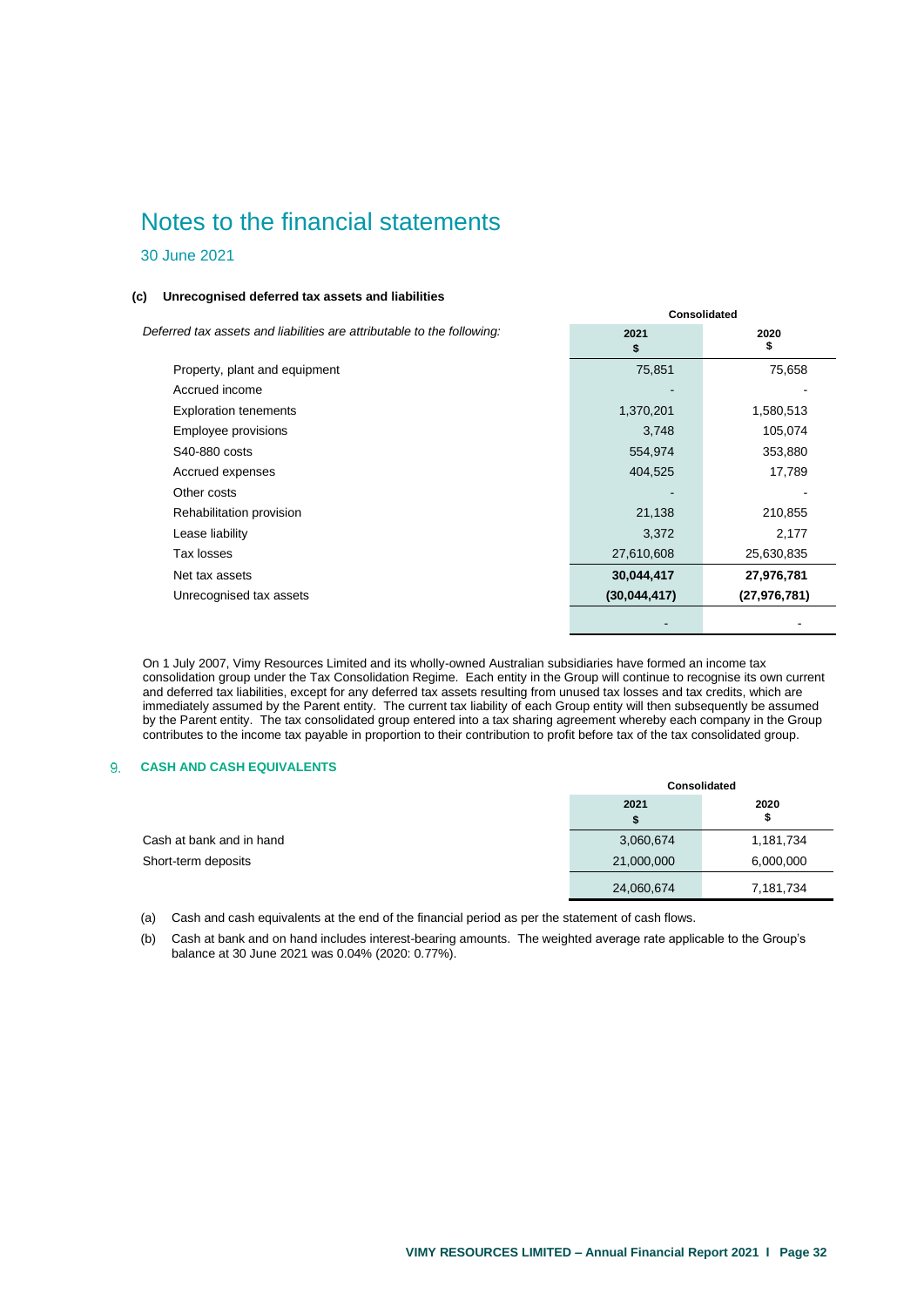# Notes to the financial statements

30 June 2021

**(c) Unrecognised deferred tax assets and liabilities**

| *Deferred tax assets and liabilities are attributable to the following:* | Consolidated | |
|---|---|---|
| | **2021 $** | **2020 $** |
| Property, plant and equipment | 75,851 | 75,658 |
| Accrued income | - | - |
| Exploration tenements | 1,370,201 | 1,580,513 |
| Employee provisions | 3,748 | 105,074 |
| S40-880 costs | 554,974 | 353,880 |
| Accrued expenses | 404,525 | 17,789 |
| Other costs | - | - |
| Rehabilitation provision | 21,138 | 210,855 |
| Lease liability | 3,372 | 2,177 |
| Tax losses | 27,610,608 | 25,630,835 |
| Net tax assets | **30,044,417** | **27,976,781** |
| Unrecognised tax assets | **(30,044,417)** | **(27,976,781)** |
| | - | - |

On 1 July 2007, Vimy Resources Limited and its wholly-owned Australian subsidiaries have formed an income tax consolidation group under the Tax Consolidation Regime. Each entity in the Group will continue to recognise its own current and deferred tax liabilities, except for any deferred tax assets resulting from unused tax losses and tax credits, which are immediately assumed by the Parent entity. The current tax liability of each Group entity will then subsequently be assumed by the Parent entity. The tax consolidated group entered into a tax sharing agreement whereby each company in the Group contributes to the income tax payable in proportion to their contribution to profit before tax of the tax consolidated group.

## 9. CASH AND CASH EQUIVALENTS

| | Consolidated | |
|---|---|---|
| | **2021 $** | **2020 $** |
| Cash at bank and in hand | 3,060,674 | 1,181,734 |
| Short-term deposits | 21,000,000 | 6,000,000 |
| | 24,060,674 | 7,181,734 |

(a) Cash and cash equivalents at the end of the financial period as per the statement of cash flows.

(b) Cash at bank and on hand includes interest-bearing amounts. The weighted average rate applicable to the Group's balance at 30 June 2021 was 0.04% (2020: 0.77%).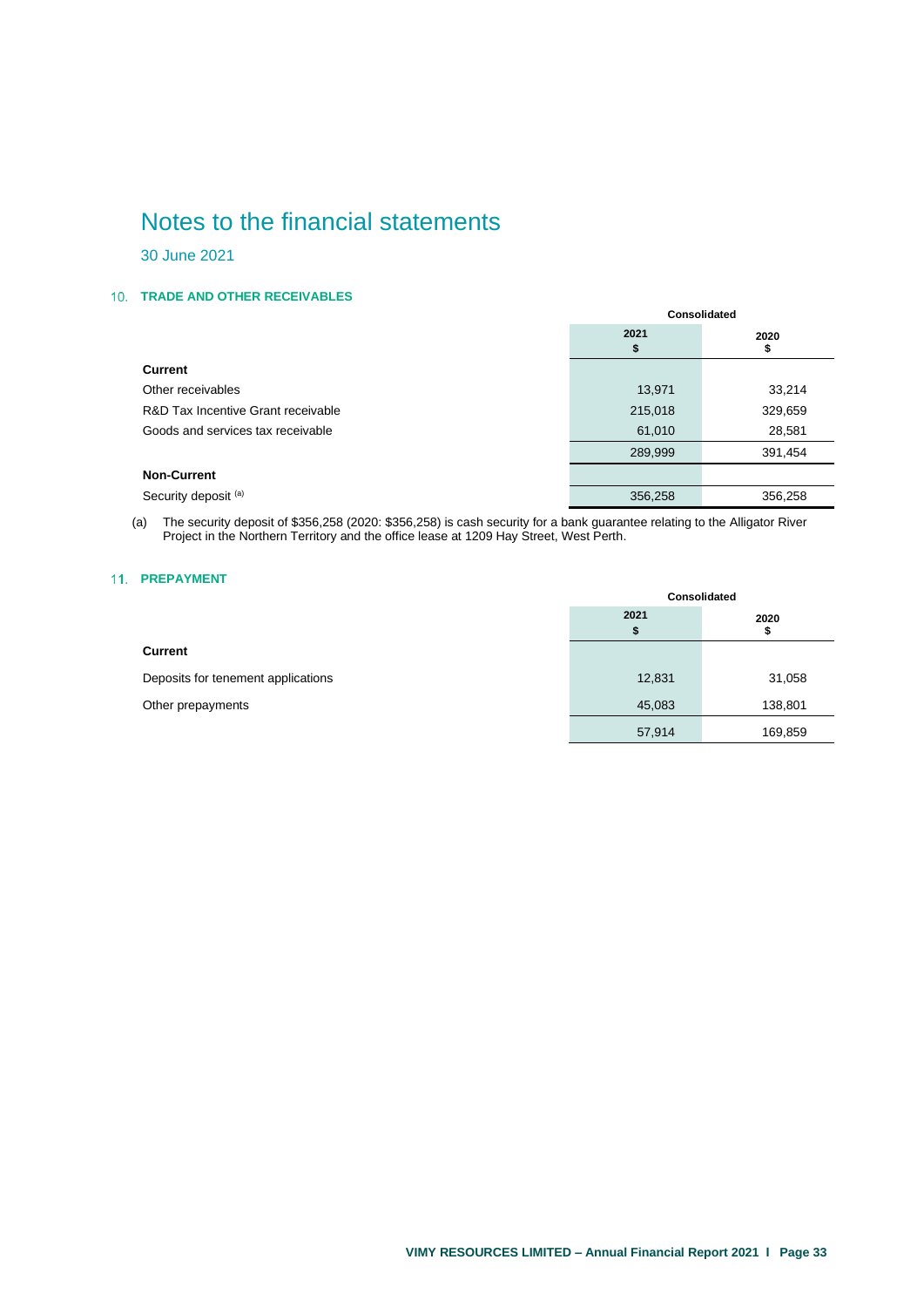# Notes to the financial statements

30 June 2021

## 10. TRADE AND OTHER RECEIVABLES

| | Consolidated | |
|---|---|---|
| | 2021<br>$ | 2020<br>$ |
| **Current** | | |
| Other receivables | 13,971 | 33,214 |
| R&D Tax Incentive Grant receivable | 215,018 | 329,659 |
| Goods and services tax receivable | 61,010 | 28,581 |
| | 289,999 | 391,454 |
| **Non-Current** | | |
| Security deposit [(a)] | 356,258 | 356,258 |

(a) The security deposit of $356,258 (2020: $356,258) is cash security for a bank guarantee relating to the Alligator River Project in the Northern Territory and the office lease at 1209 Hay Street, West Perth.

## 11. PREPAYMENT

| | Consolidated | |
|---|---|---|
| | 2021<br>$ | 2020<br>$ |
| **Current** | | |
| Deposits for tenement applications | 12,831 | 31,058 |
| Other prepayments | 45,083 | 138,801 |
| | 57,914 | 169,859 |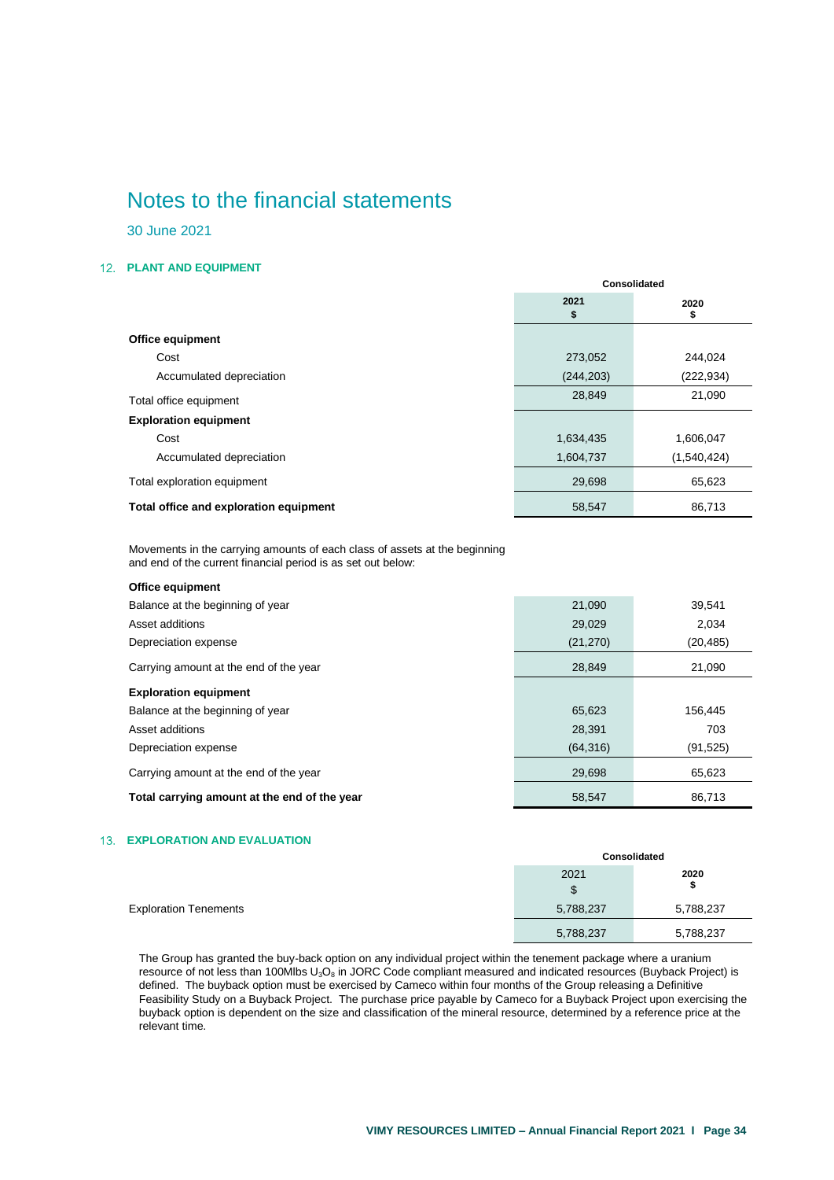# Notes to the financial statements

30 June 2021

## 12. PLANT AND EQUIPMENT

| | Consolidated | |
|---|---|---|
| | 2021<br>$ | 2020<br>$ |
| **Office equipment** | | |
| Cost | 273,052 | 244,024 |
| Accumulated depreciation | (244,203) | (222,934) |
| Total office equipment | 28,849 | 21,090 |
| **Exploration equipment** | | |
| Cost | 1,634,435 | 1,606,047 |
| Accumulated depreciation | 1,604,737 | (1,540,424) |
| Total exploration equipment | 29,698 | 65,623 |
| **Total office and exploration equipment** | 58,547 | 86,713 |

Movements in the carrying amounts of each class of assets at the beginning and end of the current financial period is as set out below:

| | 2021 | 2020 |
|---|---|---|
| **Office equipment** | | |
| Balance at the beginning of year | 21,090 | 39,541 |
| Asset additions | 29,029 | 2,034 |
| Depreciation expense | (21,270) | (20,485) |
| Carrying amount at the end of the year | 28,849 | 21,090 |
| **Exploration equipment** | | |
| Balance at the beginning of year | 65,623 | 156,445 |
| Asset additions | 28,391 | 703 |
| Depreciation expense | (64,316) | (91,525) |
| Carrying amount at the end of the year | 29,698 | 65,623 |
| **Total carrying amount at the end of the year** | 58,547 | 86,713 |

## 13. EXPLORATION AND EVALUATION

| | Consolidated | |
|---|---|---|
| | 2021<br>$ | 2020<br>$ |
| Exploration Tenements | 5,788,237 | 5,788,237 |
| | 5,788,237 | 5,788,237 |

The Group has granted the buy-back option on any individual project within the tenement package where a uranium resource of not less than 100Mlbs $U_3O_8$ in JORC Code compliant measured and indicated resources (Buyback Project) is defined. The buyback option must be exercised by Cameco within four months of the Group releasing a Definitive Feasibility Study on a Buyback Project. The purchase price payable by Cameco for a Buyback Project upon exercising the buyback option is dependent on the size and classification of the mineral resource, determined by a reference price at the relevant time.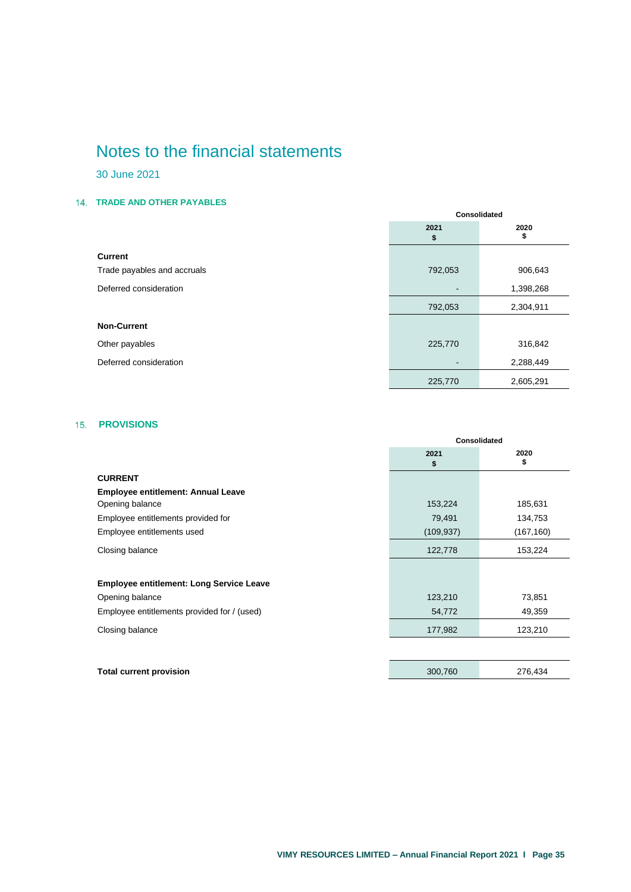# Notes to the financial statements

30 June 2021

## 14. TRADE AND OTHER PAYABLES

| | Consolidated | |
|---|---|---|
| | **2021** **$** | **2020** **$** |
| **Current** | | |
| Trade payables and accruals | 792,053 | 906,643 |
| Deferred consideration | - | 1,398,268 |
| | 792,053 | 2,304,911 |
| **Non-Current** | | |
| Other payables | 225,770 | 316,842 |
| Deferred consideration | - | 2,288,449 |
| | 225,770 | 2,605,291 |

## 15. PROVISIONS

| | Consolidated | |
|---|---|---|
| | **2021** **$** | **2020** **$** |
| **CURRENT** | | |
| **Employee entitlement: Annual Leave** | | |
| Opening balance | 153,224 | 185,631 |
| Employee entitlements provided for | 79,491 | 134,753 |
| Employee entitlements used | (109,937) | (167,160) |
| Closing balance | 122,778 | 153,224 |
| | | |
| **Employee entitlement: Long Service Leave** | | |
| Opening balance | 123,210 | 73,851 |
| Employee entitlements provided for / (used) | 54,772 | 49,359 |
| Closing balance | 177,982 | 123,210 |
| | | |
| **Total current provision** | 300,760 | 276,434 |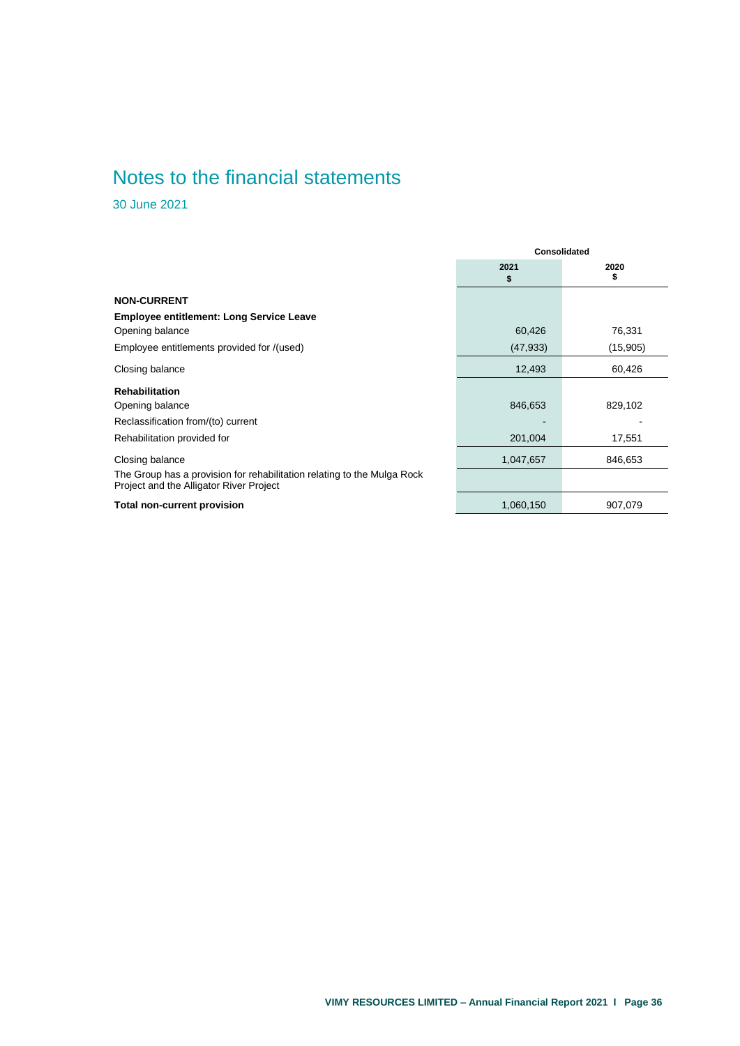# Notes to the financial statements

30 June 2021

| | Consolidated | |
|---|---|---|
| | 2021<br>$ | 2020<br>$ |
| **NON-CURRENT** | | |
| **Employee entitlement: Long Service Leave** | | |
| Opening balance | 60,426 | 76,331 |
| Employee entitlements provided for /(used) | (47,933) | (15,905) |
| Closing balance | 12,493 | 60,426 |
| **Rehabilitation** | | |
| Opening balance | 846,653 | 829,102 |
| Reclassification from/(to) current | - | - |
| Rehabilitation provided for | 201,004 | 17,551 |
| Closing balance | 1,047,657 | 846,653 |
| The Group has a provision for rehabilitation relating to the Mulga Rock Project and the Alligator River Project | | |
| **Total non-current provision** | 1,060,150 | 907,079 |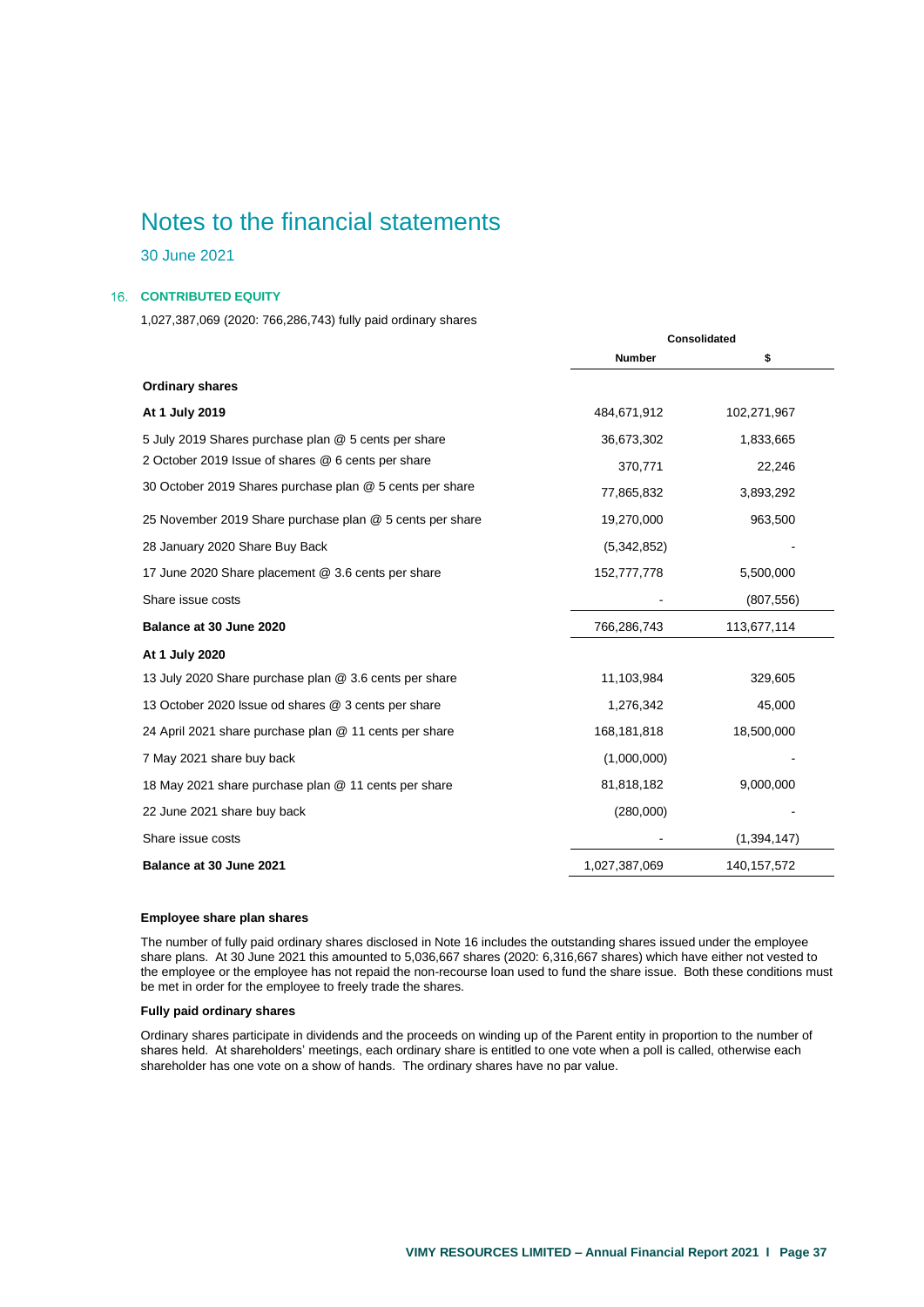# Notes to the financial statements

30 June 2021

## 16. CONTRIBUTED EQUITY

1,027,387,069 (2020: 766,286,743) fully paid ordinary shares

| | Consolidated | |
|---|---|---|
| | Number | $ |
| **Ordinary shares** | | |
| **At 1 July 2019** | 484,671,912 | 102,271,967 |
| 5 July 2019 Shares purchase plan @ 5 cents per share | 36,673,302 | 1,833,665 |
| 2 October 2019 Issue of shares @ 6 cents per share | 370,771 | 22,246 |
| 30 October 2019 Shares purchase plan @ 5 cents per share | 77,865,832 | 3,893,292 |
| 25 November 2019 Share purchase plan @ 5 cents per share | 19,270,000 | 963,500 |
| 28 January 2020 Share Buy Back | (5,342,852) | - |
| 17 June 2020 Share placement @ 3.6 cents per share | 152,777,778 | 5,500,000 |
| Share issue costs | - | (807,556) |
| **Balance at 30 June 2020** | 766,286,743 | 113,677,114 |
| **At 1 July 2020** | | |
| 13 July 2020 Share purchase plan @ 3.6 cents per share | 11,103,984 | 329,605 |
| 13 October 2020 Issue od shares @ 3 cents per share | 1,276,342 | 45,000 |
| 24 April 2021 share purchase plan @ 11 cents per share | 168,181,818 | 18,500,000 |
| 7 May 2021 share buy back | (1,000,000) | - |
| 18 May 2021 share purchase plan @ 11 cents per share | 81,818,182 | 9,000,000 |
| 22 June 2021 share buy back | (280,000) | - |
| Share issue costs | - | (1,394,147) |
| **Balance at 30 June 2021** | 1,027,387,069 | 140,157,572 |

### Employee share plan shares

The number of fully paid ordinary shares disclosed in Note 16 includes the outstanding shares issued under the employee share plans. At 30 June 2021 this amounted to 5,036,667 shares (2020: 6,316,667 shares) which have either not vested to the employee or the employee has not repaid the non-recourse loan used to fund the share issue. Both these conditions must be met in order for the employee to freely trade the shares.

### Fully paid ordinary shares

Ordinary shares participate in dividends and the proceeds on winding up of the Parent entity in proportion to the number of shares held. At shareholders' meetings, each ordinary share is entitled to one vote when a poll is called, otherwise each shareholder has one vote on a show of hands. The ordinary shares have no par value.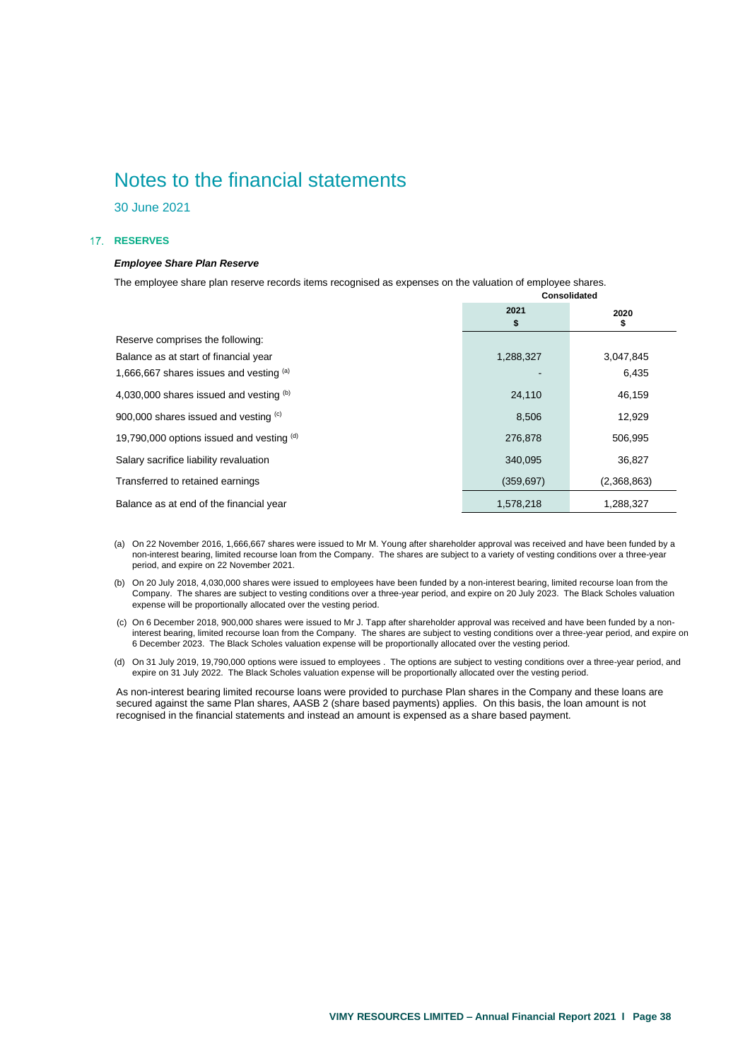# Notes to the financial statements

30 June 2021

## 17. RESERVES

### *Employee Share Plan Reserve*

The employee share plan reserve records items recognised as expenses on the valuation of employee shares.

| | Consolidated | |
|---|---|---|
| | **2021** **$** | **2020** **$** |
| Reserve comprises the following: | | |
| Balance as at start of financial year | 1,288,327 | 3,047,845 |
| 1,666,667 shares issues and vesting [(a)] | - | 6,435 |
| 4,030,000 shares issued and vesting [(b)] | 24,110 | 46,159 |
| 900,000 shares issued and vesting [(c)] | 8,506 | 12,929 |
| 19,790,000 options issued and vesting [(d)] | 276,878 | 506,995 |
| Salary sacrifice liability revaluation | 340,095 | 36,827 |
| Transferred to retained earnings | (359,697) | (2,368,863) |
| Balance as at end of the financial year | 1,578,218 | 1,288,327 |

(a) On 22 November 2016, 1,666,667 shares were issued to Mr M. Young after shareholder approval was received and have been funded by a non-interest bearing, limited recourse loan from the Company. The shares are subject to a variety of vesting conditions over a three-year period, and expire on 22 November 2021.

(b) On 20 July 2018, 4,030,000 shares were issued to employees have been funded by a non-interest bearing, limited recourse loan from the Company. The shares are subject to vesting conditions over a three-year period, and expire on 20 July 2023. The Black Scholes valuation expense will be proportionally allocated over the vesting period.

(c) On 6 December 2018, 900,000 shares were issued to Mr J. Tapp after shareholder approval was received and have been funded by a non-interest bearing, limited recourse loan from the Company. The shares are subject to vesting conditions over a three-year period, and expire on 6 December 2023. The Black Scholes valuation expense will be proportionally allocated over the vesting period.

(d) On 31 July 2019, 19,790,000 options were issued to employees . The options are subject to vesting conditions over a three-year period, and expire on 31 July 2022. The Black Scholes valuation expense will be proportionally allocated over the vesting period.

As non-interest bearing limited recourse loans were provided to purchase Plan shares in the Company and these loans are secured against the same Plan shares, AASB 2 (share based payments) applies. On this basis, the loan amount is not recognised in the financial statements and instead an amount is expensed as a share based payment.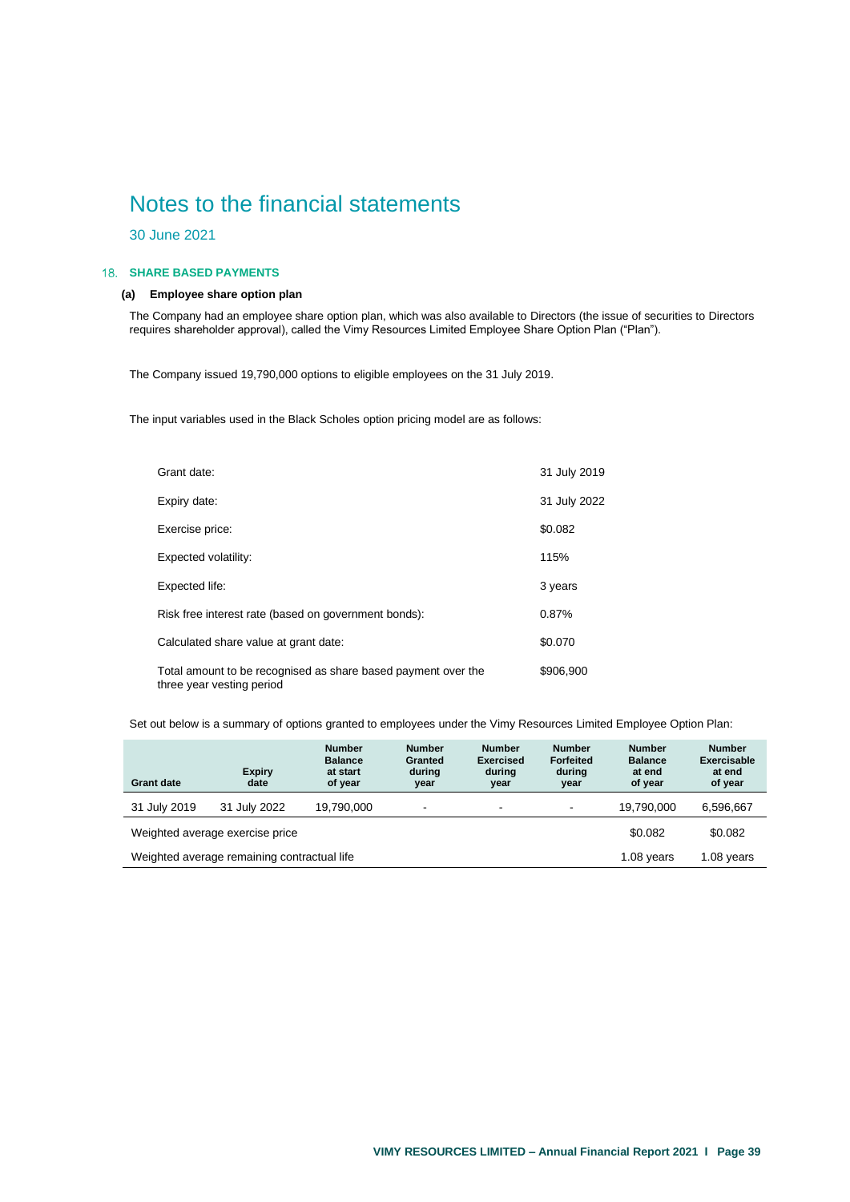# Notes to the financial statements

30 June 2021

## 18. SHARE BASED PAYMENTS

### (a) Employee share option plan

The Company had an employee share option plan, which was also available to Directors (the issue of securities to Directors requires shareholder approval), called the Vimy Resources Limited Employee Share Option Plan ("Plan").

The Company issued 19,790,000 options to eligible employees on the 31 July 2019.

The input variables used in the Black Scholes option pricing model are as follows:

| | |
|---|---|
| Grant date: | 31 July 2019 |
| Expiry date: | 31 July 2022 |
| Exercise price: | $0.082 |
| Expected volatility: | 115% |
| Expected life: | 3 years |
| Risk free interest rate (based on government bonds): | 0.87% |
| Calculated share value at grant date: | $0.070 |
| Total amount to be recognised as share based payment over the three year vesting period | $906,900 |

Set out below is a summary of options granted to employees under the Vimy Resources Limited Employee Option Plan:

| Grant date | Expiry date | Number Balance at start of year | Number Granted during year | Number Exercised during year | Number Forfeited during year | Number Balance at end of year | Number Exercisable at end of year |
|---|---|---|---|---|---|---|---|
| 31 July 2019 | 31 July 2022 | 19,790,000 | - | - | - | 19,790,000 | 6,596,667 |
| Weighted average exercise price | | | | | | $0.082 | $0.082 |
| Weighted average remaining contractual life | | | | | | 1.08 years | 1.08 years |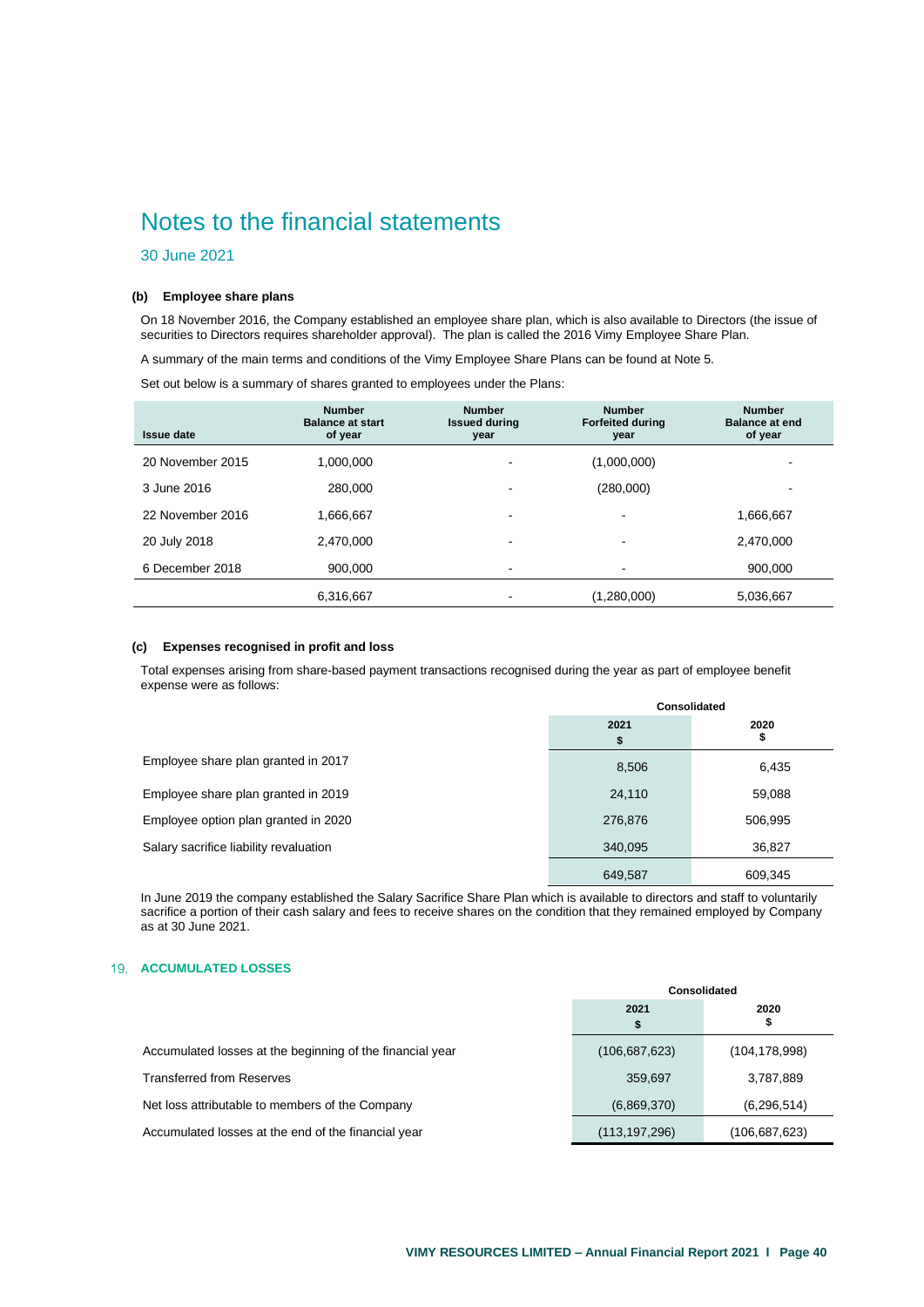# Notes to the financial statements

30 June 2021

#### (b) Employee share plans

On 18 November 2016, the Company established an employee share plan, which is also available to Directors (the issue of securities to Directors requires shareholder approval). The plan is called the 2016 Vimy Employee Share Plan.

A summary of the main terms and conditions of the Vimy Employee Share Plans can be found at Note 5.

Set out below is a summary of shares granted to employees under the Plans:

| Issue date | Number Balance at start of year | Number Issued during year | Number Forfeited during year | Number Balance at end of year |
|---|---|---|---|---|
| 20 November 2015 | 1,000,000 | - | (1,000,000) | - |
| 3 June 2016 | 280,000 | - | (280,000) | - |
| 22 November 2016 | 1,666,667 | - | - | 1,666,667 |
| 20 July 2018 | 2,470,000 | - | - | 2,470,000 |
| 6 December 2018 | 900,000 | - | - | 900,000 |
| | 6,316,667 | - | (1,280,000) | 5,036,667 |

#### (c) Expenses recognised in profit and loss

Total expenses arising from share-based payment transactions recognised during the year as part of employee benefit expense were as follows:

| | Consolidated | |
|---|---|---|
| | 2021 $ | 2020 $ |
| Employee share plan granted in 2017 | 8,506 | 6,435 |
| Employee share plan granted in 2019 | 24,110 | 59,088 |
| Employee option plan granted in 2020 | 276,876 | 506,995 |
| Salary sacrifice liability revaluation | 340,095 | 36,827 |
| | 649,587 | 609,345 |

In June 2019 the company established the Salary Sacrifice Share Plan which is available to directors and staff to voluntarily sacrifice a portion of their cash salary and fees to receive shares on the condition that they remained employed by Company as at 30 June 2021.

## 19. ACCUMULATED LOSSES

| | Consolidated | |
|---|---|---|
| | 2021 $ | 2020 $ |
| Accumulated losses at the beginning of the financial year | (106,687,623) | (104,178,998) |
| Transferred from Reserves | 359,697 | 3,787,889 |
| Net loss attributable to members of the Company | (6,869,370) | (6,296,514) |
| Accumulated losses at the end of the financial year | (113,197,296) | (106,687,623) |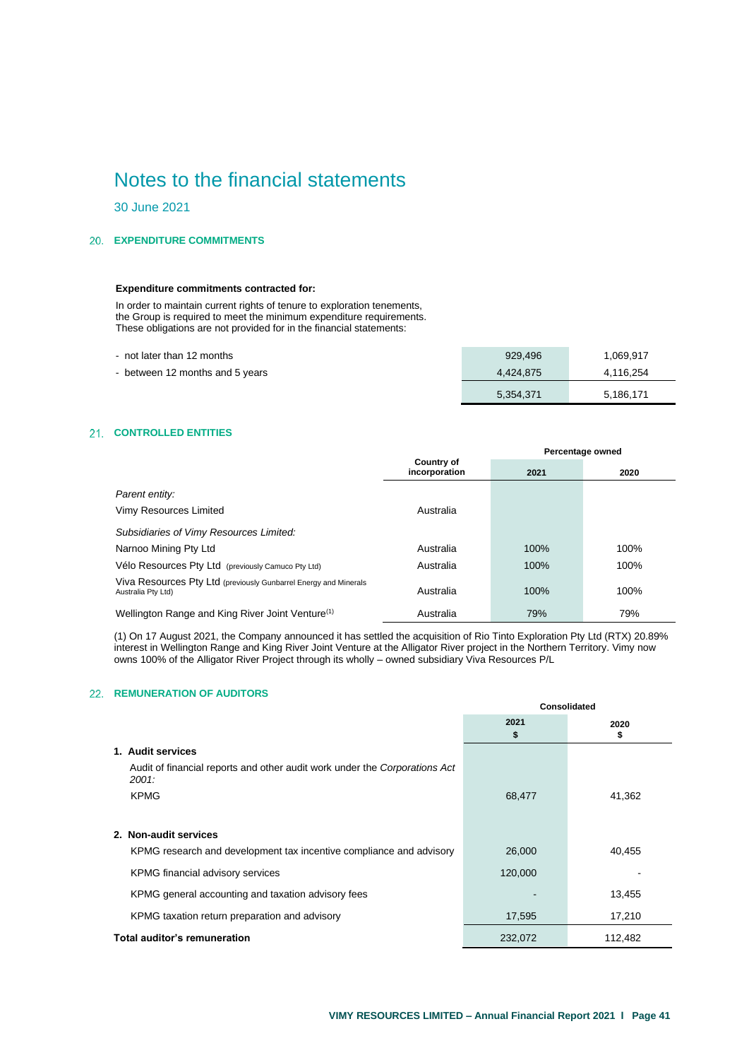# Notes to the financial statements

30 June 2021

## 20. EXPENDITURE COMMITMENTS

**Expenditure commitments contracted for:**

In order to maintain current rights of tenure to exploration tenements, the Group is required to meet the minimum expenditure requirements. These obligations are not provided for in the financial statements:

| | | |
|---|---|---|
| - not later than 12 months | 929,496 | 1,069,917 |
| - between 12 months and 5 years | 4,424,875 | 4,116,254 |
| | 5,354,371 | 5,186,171 |

## 21. CONTROLLED ENTITIES

| | Country of incorporation | Percentage owned | |
|---|---|---|---|
| | | 2021 | 2020 |
| *Parent entity:* | | | |
| Vimy Resources Limited | Australia | | |
| *Subsidiaries of Vimy Resources Limited:* | | | |
| Narnoo Mining Pty Ltd | Australia | 100% | 100% |
| Vélo Resources Pty Ltd (previously Camuco Pty Ltd) | Australia | 100% | 100% |
| Viva Resources Pty Ltd (previously Gunbarrel Energy and Minerals Australia Pty Ltd) | Australia | 100% | 100% |
| Wellington Range and King River Joint Venture(1) | Australia | 79% | 79% |

(1) On 17 August 2021, the Company announced it has settled the acquisition of Rio Tinto Exploration Pty Ltd (RTX) 20.89% interest in Wellington Range and King River Joint Venture at the Alligator River project in the Northern Territory. Vimy now owns 100% of the Alligator River Project through its wholly – owned subsidiary Viva Resources P/L

## 22. REMUNERATION OF AUDITORS

| | Consolidated | |
|---|---|---|
| | 2021 $ | 2020 $ |
| **1. Audit services** | | |
| Audit of financial reports and other audit work under the *Corporations Act 2001:* | | |
| KPMG | 68,477 | 41,362 |
| **2. Non-audit services** | | |
| KPMG research and development tax incentive compliance and advisory | 26,000 | 40,455 |
| KPMG financial advisory services | 120,000 | - |
| KPMG general accounting and taxation advisory fees | - | 13,455 |
| KPMG taxation return preparation and advisory | 17,595 | 17,210 |
| **Total auditor's remuneration** | 232,072 | 112,482 |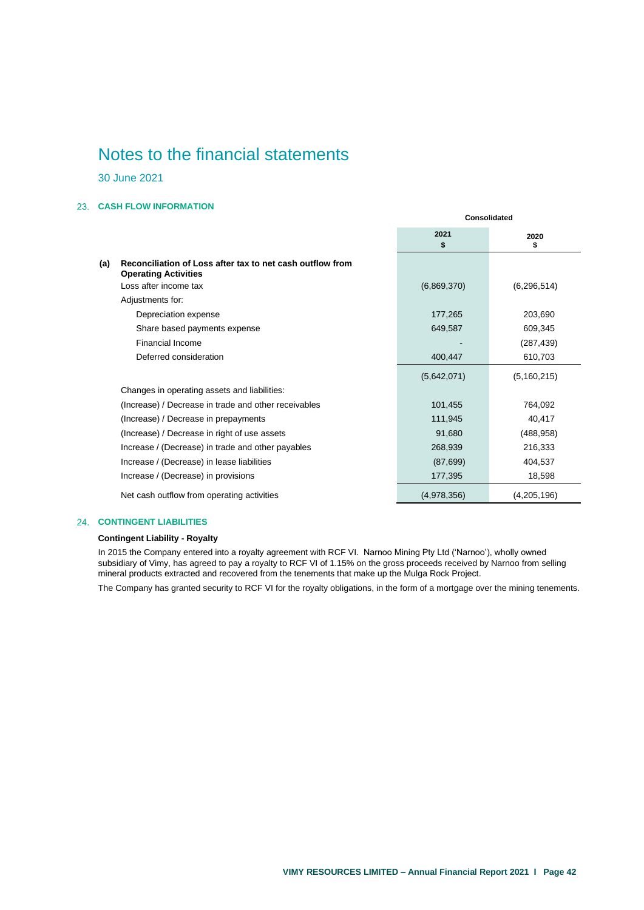# Notes to the financial statements

30 June 2021

## 23. CASH FLOW INFORMATION

| | | Consolidated | |
|---|---|---|---|
| | | 2021<br>$ | 2020<br>$ |
| (a) | **Reconciliation of Loss after tax to net cash outflow from Operating Activities** | | |
| | Loss after income tax | (6,869,370) | (6,296,514) |
| | Adjustments for: | | |
| | Depreciation expense | 177,265 | 203,690 |
| | Share based payments expense | 649,587 | 609,345 |
| | Financial Income | - | (287,439) |
| | Deferred consideration | 400,447 | 610,703 |
| | | (5,642,071) | (5,160,215) |
| | Changes in operating assets and liabilities: | | |
| | (Increase) / Decrease in trade and other receivables | 101,455 | 764,092 |
| | (Increase) / Decrease in prepayments | 111,945 | 40,417 |
| | (Increase) / Decrease in right of use assets | 91,680 | (488,958) |
| | Increase / (Decrease) in trade and other payables | 268,939 | 216,333 |
| | Increase / (Decrease) in lease liabilities | (87,699) | 404,537 |
| | Increase / (Decrease) in provisions | 177,395 | 18,598 |
| | Net cash outflow from operating activities | (4,978,356) | (4,205,196) |

## 24. CONTINGENT LIABILITIES

**Contingent Liability - Royalty**

In 2015 the Company entered into a royalty agreement with RCF VI. Narnoo Mining Pty Ltd ('Narnoo'), wholly owned subsidiary of Vimy, has agreed to pay a royalty to RCF VI of 1.15% on the gross proceeds received by Narnoo from selling mineral products extracted and recovered from the tenements that make up the Mulga Rock Project.

The Company has granted security to RCF VI for the royalty obligations, in the form of a mortgage over the mining tenements.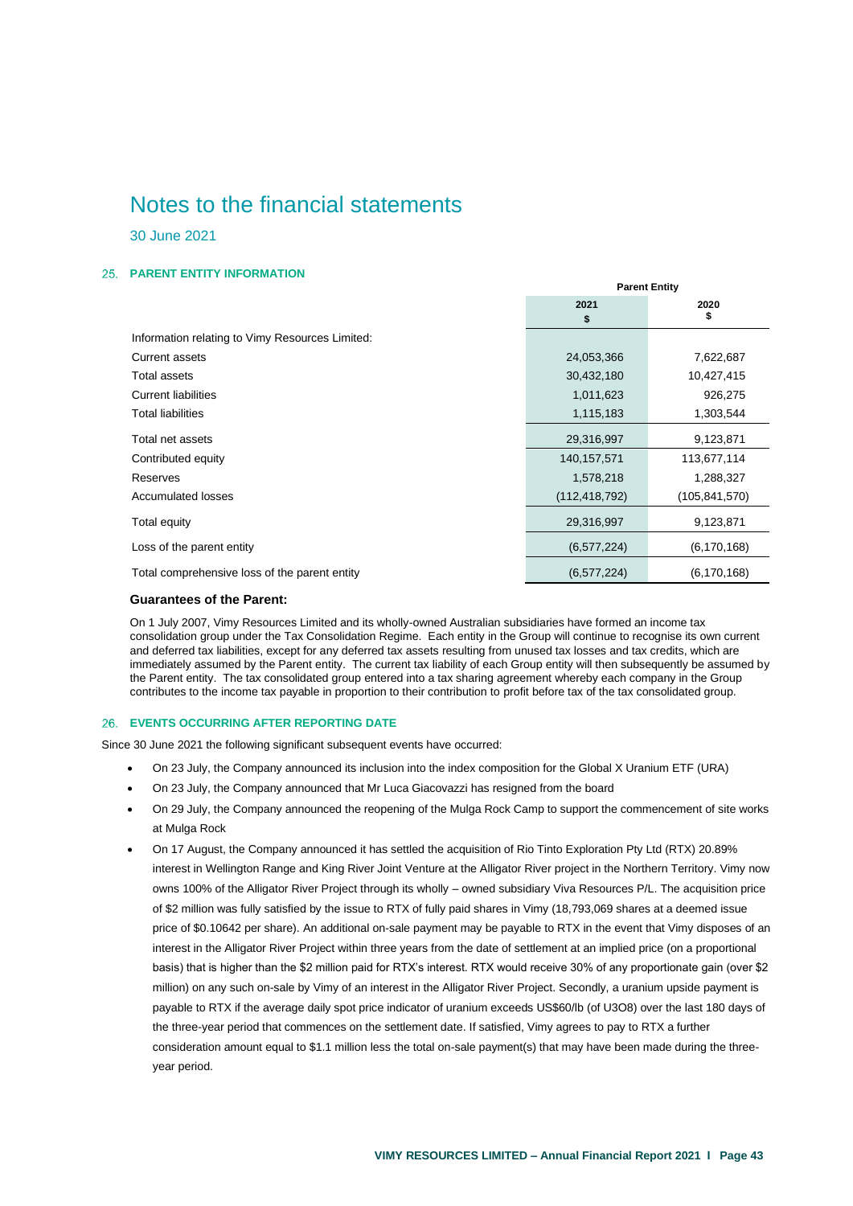# Notes to the financial statements

30 June 2021

## 25. PARENT ENTITY INFORMATION

| | Parent Entity | |
|---|---|---|
| | 2021 $ | 2020 $ |
| Information relating to Vimy Resources Limited: | | |
| Current assets | 24,053,366 | 7,622,687 |
| Total assets | 30,432,180 | 10,427,415 |
| Current liabilities | 1,011,623 | 926,275 |
| Total liabilities | 1,115,183 | 1,303,544 |
| Total net assets | 29,316,997 | 9,123,871 |
| Contributed equity | 140,157,571 | 113,677,114 |
| Reserves | 1,578,218 | 1,288,327 |
| Accumulated losses | (112,418,792) | (105,841,570) |
| Total equity | 29,316,997 | 9,123,871 |
| Loss of the parent entity | (6,577,224) | (6,170,168) |
| Total comprehensive loss of the parent entity | (6,577,224) | (6,170,168) |

### Guarantees of the Parent:

On 1 July 2007, Vimy Resources Limited and its wholly-owned Australian subsidiaries have formed an income tax consolidation group under the Tax Consolidation Regime. Each entity in the Group will continue to recognise its own current and deferred tax liabilities, except for any deferred tax assets resulting from unused tax losses and tax credits, which are immediately assumed by the Parent entity. The current tax liability of each Group entity will then subsequently be assumed by the Parent entity. The tax consolidated group entered into a tax sharing agreement whereby each company in the Group contributes to the income tax payable in proportion to their contribution to profit before tax of the tax consolidated group.

## 26. EVENTS OCCURRING AFTER REPORTING DATE

Since 30 June 2021 the following significant subsequent events have occurred:

- On 23 July, the Company announced its inclusion into the index composition for the Global X Uranium ETF (URA)
- On 23 July, the Company announced that Mr Luca Giacovazzi has resigned from the board
- On 29 July, the Company announced the reopening of the Mulga Rock Camp to support the commencement of site works at Mulga Rock
- On 17 August, the Company announced it has settled the acquisition of Rio Tinto Exploration Pty Ltd (RTX) 20.89% interest in Wellington Range and King River Joint Venture at the Alligator River project in the Northern Territory. Vimy now owns 100% of the Alligator River Project through its wholly – owned subsidiary Viva Resources P/L. The acquisition price of $2 million was fully satisfied by the issue to RTX of fully paid shares in Vimy (18,793,069 shares at a deemed issue price of $0.10642 per share). An additional on-sale payment may be payable to RTX in the event that Vimy disposes of an interest in the Alligator River Project within three years from the date of settlement at an implied price (on a proportional basis) that is higher than the $2 million paid for RTX's interest. RTX would receive 30% of any proportionate gain (over $2 million) on any such on-sale by Vimy of an interest in the Alligator River Project. Secondly, a uranium upside payment is payable to RTX if the average daily spot price indicator of uranium exceeds US$60/lb (of $U_3O_8$) over the last 180 days of the three-year period that commences on the settlement date. If satisfied, Vimy agrees to pay to RTX a further consideration amount equal to $1.1 million less the total on-sale payment(s) that may have been made during the three-year period.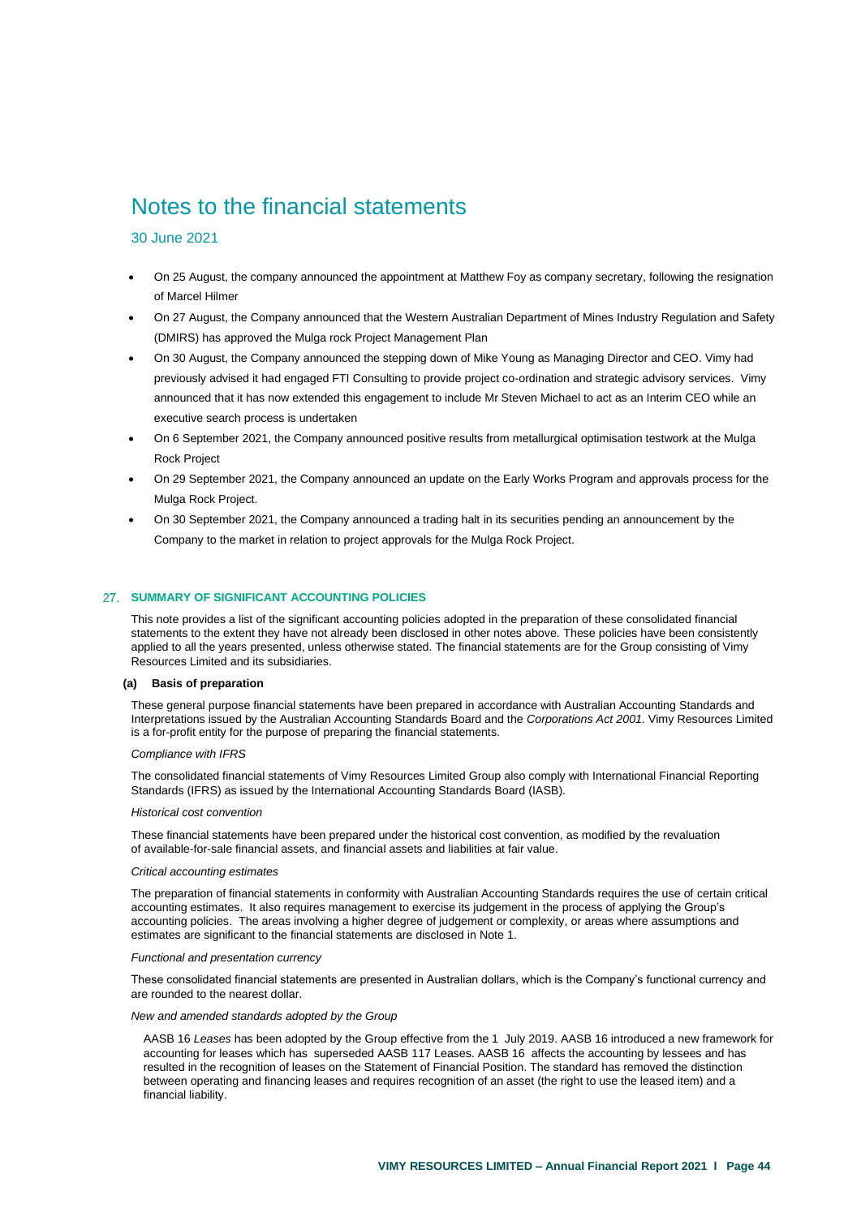# Notes to the financial statements

30 June 2021

- On 25 August, the company announced the appointment at Matthew Foy as company secretary, following the resignation of Marcel Hilmer
- On 27 August, the Company announced that the Western Australian Department of Mines Industry Regulation and Safety (DMIRS) has approved the Mulga rock Project Management Plan
- On 30 August, the Company announced the stepping down of Mike Young as Managing Director and CEO. Vimy had previously advised it had engaged FTI Consulting to provide project co-ordination and strategic advisory services. Vimy announced that it has now extended this engagement to include Mr Steven Michael to act as an Interim CEO while an executive search process is undertaken
- On 6 September 2021, the Company announced positive results from metallurgical optimisation testwork at the Mulga Rock Project
- On 29 September 2021, the Company announced an update on the Early Works Program and approvals process for the Mulga Rock Project.
- On 30 September 2021, the Company announced a trading halt in its securities pending an announcement by the Company to the market in relation to project approvals for the Mulga Rock Project.

## 27. SUMMARY OF SIGNIFICANT ACCOUNTING POLICIES

This note provides a list of the significant accounting policies adopted in the preparation of these consolidated financial statements to the extent they have not already been disclosed in other notes above. These policies have been consistently applied to all the years presented, unless otherwise stated. The financial statements are for the Group consisting of Vimy Resources Limited and its subsidiaries.

### (a) Basis of preparation

These general purpose financial statements have been prepared in accordance with Australian Accounting Standards and Interpretations issued by the Australian Accounting Standards Board and the *Corporations Act 2001*. Vimy Resources Limited is a for-profit entity for the purpose of preparing the financial statements.

*Compliance with IFRS*

The consolidated financial statements of Vimy Resources Limited Group also comply with International Financial Reporting Standards (IFRS) as issued by the International Accounting Standards Board (IASB).

*Historical cost convention*

These financial statements have been prepared under the historical cost convention, as modified by the revaluation of available-for-sale financial assets, and financial assets and liabilities at fair value.

*Critical accounting estimates*

The preparation of financial statements in conformity with Australian Accounting Standards requires the use of certain critical accounting estimates. It also requires management to exercise its judgement in the process of applying the Group's accounting policies. The areas involving a higher degree of judgement or complexity, or areas where assumptions and estimates are significant to the financial statements are disclosed in Note 1.

*Functional and presentation currency*

These consolidated financial statements are presented in Australian dollars, which is the Company's functional currency and are rounded to the nearest dollar.

*New and amended standards adopted by the Group*

AASB 16 *Leases* has been adopted by the Group effective from the 1 July 2019. AASB 16 introduced a new framework for accounting for leases which has superseded AASB 117 Leases. AASB 16 affects the accounting by lessees and has resulted in the recognition of leases on the Statement of Financial Position. The standard has removed the distinction between operating and financing leases and requires recognition of an asset (the right to use the leased item) and a financial liability.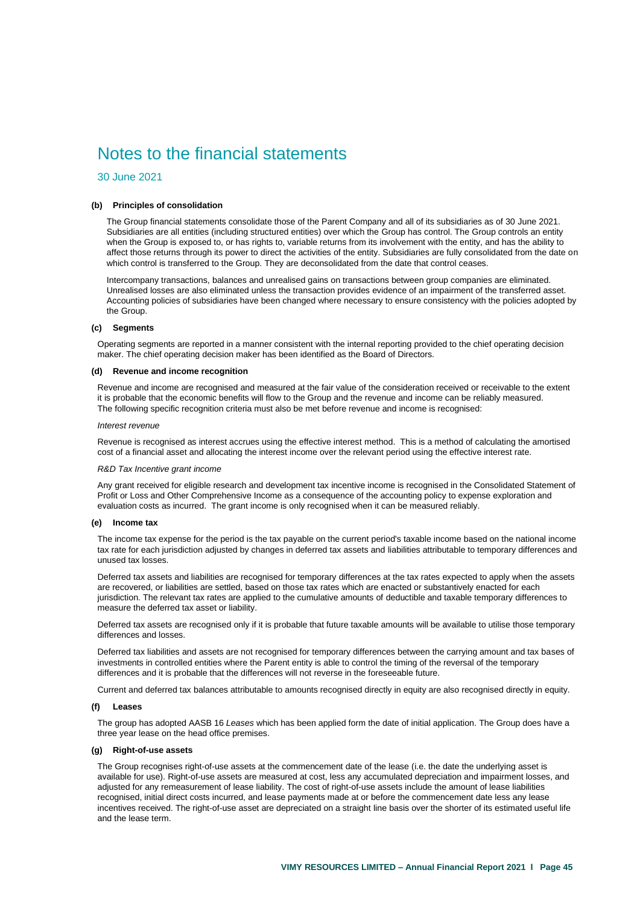# Notes to the financial statements

30 June 2021

**(b) Principles of consolidation**

The Group financial statements consolidate those of the Parent Company and all of its subsidiaries as of 30 June 2021. Subsidiaries are all entities (including structured entities) over which the Group has control. The Group controls an entity when the Group is exposed to, or has rights to, variable returns from its involvement with the entity, and has the ability to affect those returns through its power to direct the activities of the entity. Subsidiaries are fully consolidated from the date on which control is transferred to the Group. They are deconsolidated from the date that control ceases.

Intercompany transactions, balances and unrealised gains on transactions between group companies are eliminated. Unrealised losses are also eliminated unless the transaction provides evidence of an impairment of the transferred asset. Accounting policies of subsidiaries have been changed where necessary to ensure consistency with the policies adopted by the Group.

**(c) Segments**

Operating segments are reported in a manner consistent with the internal reporting provided to the chief operating decision maker. The chief operating decision maker has been identified as the Board of Directors.

**(d) Revenue and income recognition**

Revenue and income are recognised and measured at the fair value of the consideration received or receivable to the extent it is probable that the economic benefits will flow to the Group and the revenue and income can be reliably measured. The following specific recognition criteria must also be met before revenue and income is recognised:

*Interest revenue*

Revenue is recognised as interest accrues using the effective interest method. This is a method of calculating the amortised cost of a financial asset and allocating the interest income over the relevant period using the effective interest rate.

*R&D Tax Incentive grant income*

Any grant received for eligible research and development tax incentive income is recognised in the Consolidated Statement of Profit or Loss and Other Comprehensive Income as a consequence of the accounting policy to expense exploration and evaluation costs as incurred. The grant income is only recognised when it can be measured reliably.

**(e) Income tax**

The income tax expense for the period is the tax payable on the current period's taxable income based on the national income tax rate for each jurisdiction adjusted by changes in deferred tax assets and liabilities attributable to temporary differences and unused tax losses.

Deferred tax assets and liabilities are recognised for temporary differences at the tax rates expected to apply when the assets are recovered, or liabilities are settled, based on those tax rates which are enacted or substantively enacted for each jurisdiction. The relevant tax rates are applied to the cumulative amounts of deductible and taxable temporary differences to measure the deferred tax asset or liability.

Deferred tax assets are recognised only if it is probable that future taxable amounts will be available to utilise those temporary differences and losses.

Deferred tax liabilities and assets are not recognised for temporary differences between the carrying amount and tax bases of investments in controlled entities where the Parent entity is able to control the timing of the reversal of the temporary differences and it is probable that the differences will not reverse in the foreseeable future.

Current and deferred tax balances attributable to amounts recognised directly in equity are also recognised directly in equity.

**(f) Leases**

The group has adopted AASB 16 *Leases* which has been applied form the date of initial application. The Group does have a three year lease on the head office premises.

**(g) Right-of-use assets**

The Group recognises right-of-use assets at the commencement date of the lease (i.e. the date the underlying asset is available for use). Right-of-use assets are measured at cost, less any accumulated depreciation and impairment losses, and adjusted for any remeasurement of lease liability. The cost of right-of-use assets include the amount of lease liabilities recognised, initial direct costs incurred, and lease payments made at or before the commencement date less any lease incentives received. The right-of-use asset are depreciated on a straight line basis over the shorter of its estimated useful life and the lease term.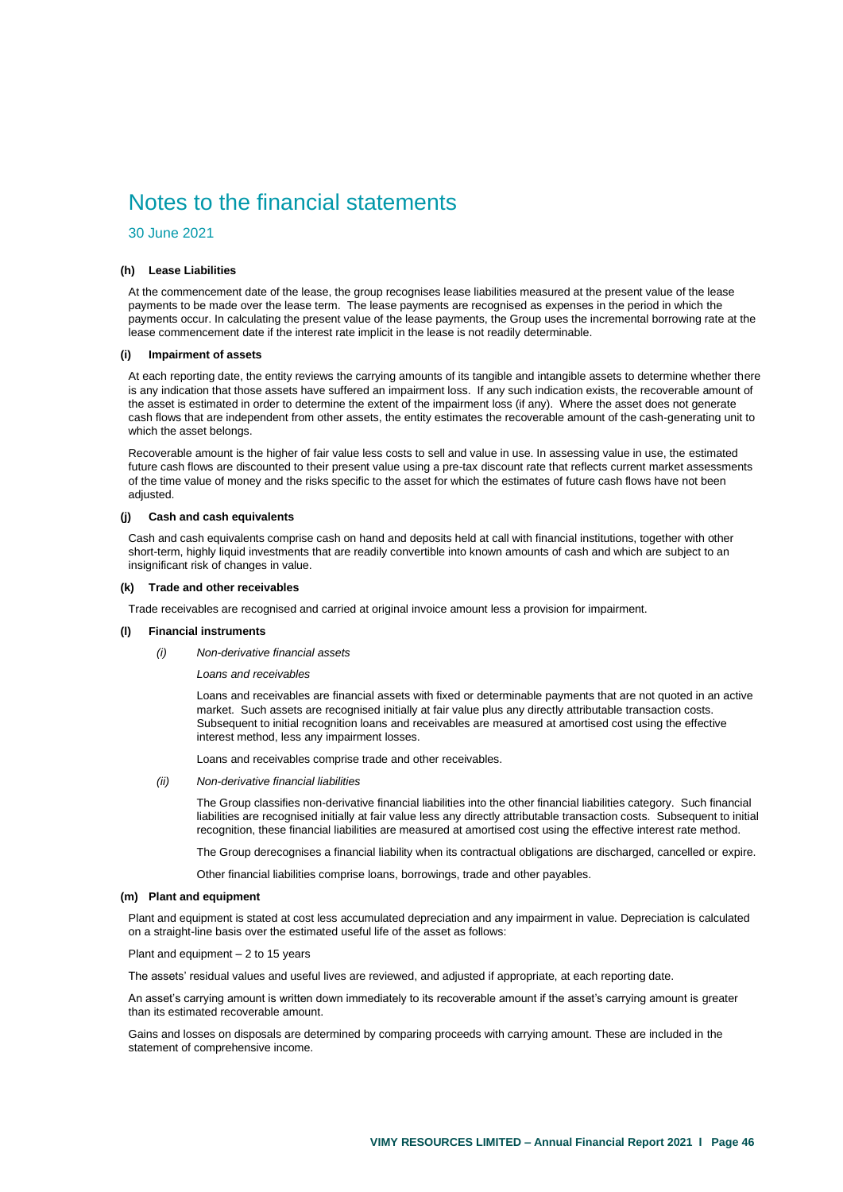# Notes to the financial statements

30 June 2021

#### (h) Lease Liabilities

At the commencement date of the lease, the group recognises lease liabilities measured at the present value of the lease payments to be made over the lease term. The lease payments are recognised as expenses in the period in which the payments occur. In calculating the present value of the lease payments, the Group uses the incremental borrowing rate at the lease commencement date if the interest rate implicit in the lease is not readily determinable.

#### (i) Impairment of assets

At each reporting date, the entity reviews the carrying amounts of its tangible and intangible assets to determine whether there is any indication that those assets have suffered an impairment loss. If any such indication exists, the recoverable amount of the asset is estimated in order to determine the extent of the impairment loss (if any). Where the asset does not generate cash flows that are independent from other assets, the entity estimates the recoverable amount of the cash-generating unit to which the asset belongs.

Recoverable amount is the higher of fair value less costs to sell and value in use. In assessing value in use, the estimated future cash flows are discounted to their present value using a pre-tax discount rate that reflects current market assessments of the time value of money and the risks specific to the asset for which the estimates of future cash flows have not been adjusted.

#### (j) Cash and cash equivalents

Cash and cash equivalents comprise cash on hand and deposits held at call with financial institutions, together with other short-term, highly liquid investments that are readily convertible into known amounts of cash and which are subject to an insignificant risk of changes in value.

#### (k) Trade and other receivables

Trade receivables are recognised and carried at original invoice amount less a provision for impairment.

#### (l) Financial instruments

*(i) Non-derivative financial assets*

*Loans and receivables*

Loans and receivables are financial assets with fixed or determinable payments that are not quoted in an active market. Such assets are recognised initially at fair value plus any directly attributable transaction costs. Subsequent to initial recognition loans and receivables are measured at amortised cost using the effective interest method, less any impairment losses.

Loans and receivables comprise trade and other receivables.

*(ii) Non-derivative financial liabilities*

The Group classifies non-derivative financial liabilities into the other financial liabilities category. Such financial liabilities are recognised initially at fair value less any directly attributable transaction costs. Subsequent to initial recognition, these financial liabilities are measured at amortised cost using the effective interest rate method.

The Group derecognises a financial liability when its contractual obligations are discharged, cancelled or expire.

Other financial liabilities comprise loans, borrowings, trade and other payables.

#### (m) Plant and equipment

Plant and equipment is stated at cost less accumulated depreciation and any impairment in value. Depreciation is calculated on a straight-line basis over the estimated useful life of the asset as follows:

Plant and equipment – 2 to 15 years

The assets' residual values and useful lives are reviewed, and adjusted if appropriate, at each reporting date.

An asset's carrying amount is written down immediately to its recoverable amount if the asset's carrying amount is greater than its estimated recoverable amount.

Gains and losses on disposals are determined by comparing proceeds with carrying amount. These are included in the statement of comprehensive income.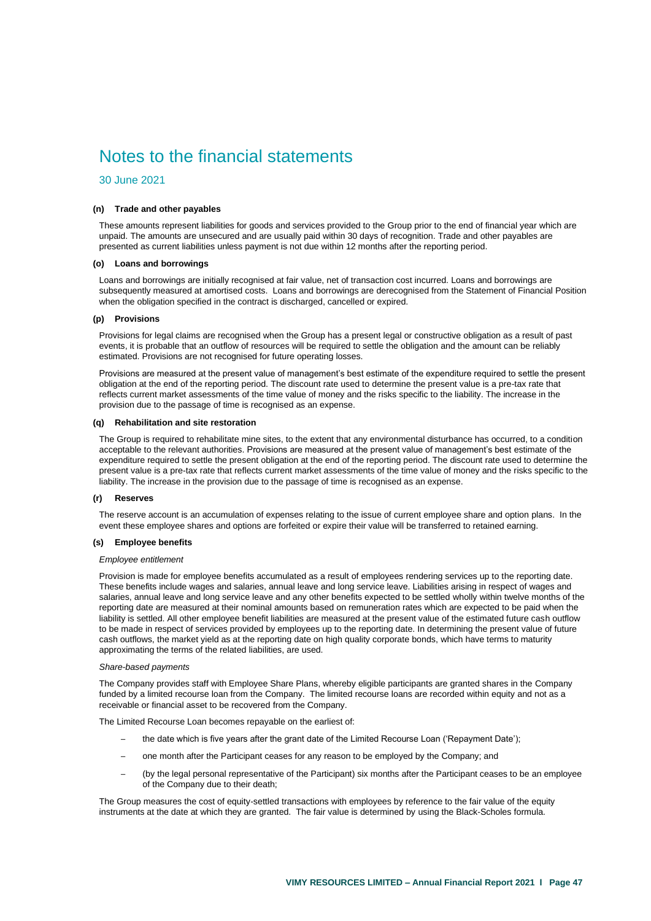# Notes to the financial statements

30 June 2021

#### (n) Trade and other payables

These amounts represent liabilities for goods and services provided to the Group prior to the end of financial year which are unpaid. The amounts are unsecured and are usually paid within 30 days of recognition. Trade and other payables are presented as current liabilities unless payment is not due within 12 months after the reporting period.

#### (o) Loans and borrowings

Loans and borrowings are initially recognised at fair value, net of transaction cost incurred. Loans and borrowings are subsequently measured at amortised costs. Loans and borrowings are derecognised from the Statement of Financial Position when the obligation specified in the contract is discharged, cancelled or expired.

#### (p) Provisions

Provisions for legal claims are recognised when the Group has a present legal or constructive obligation as a result of past events, it is probable that an outflow of resources will be required to settle the obligation and the amount can be reliably estimated. Provisions are not recognised for future operating losses.

Provisions are measured at the present value of management's best estimate of the expenditure required to settle the present obligation at the end of the reporting period. The discount rate used to determine the present value is a pre-tax rate that reflects current market assessments of the time value of money and the risks specific to the liability. The increase in the provision due to the passage of time is recognised as an expense.

#### (q) Rehabilitation and site restoration

The Group is required to rehabilitate mine sites, to the extent that any environmental disturbance has occurred, to a condition acceptable to the relevant authorities. Provisions are measured at the present value of management's best estimate of the expenditure required to settle the present obligation at the end of the reporting period. The discount rate used to determine the present value is a pre-tax rate that reflects current market assessments of the time value of money and the risks specific to the liability. The increase in the provision due to the passage of time is recognised as an expense.

#### (r) Reserves

The reserve account is an accumulation of expenses relating to the issue of current employee share and option plans. In the event these employee shares and options are forfeited or expire their value will be transferred to retained earning.

#### (s) Employee benefits

*Employee entitlement*

Provision is made for employee benefits accumulated as a result of employees rendering services up to the reporting date. These benefits include wages and salaries, annual leave and long service leave. Liabilities arising in respect of wages and salaries, annual leave and long service leave and any other benefits expected to be settled wholly within twelve months of the reporting date are measured at their nominal amounts based on remuneration rates which are expected to be paid when the liability is settled. All other employee benefit liabilities are measured at the present value of the estimated future cash outflow to be made in respect of services provided by employees up to the reporting date. In determining the present value of future cash outflows, the market yield as at the reporting date on high quality corporate bonds, which have terms to maturity approximating the terms of the related liabilities, are used.

*Share-based payments*

The Company provides staff with Employee Share Plans, whereby eligible participants are granted shares in the Company funded by a limited recourse loan from the Company. The limited recourse loans are recorded within equity and not as a receivable or financial asset to be recovered from the Company.

The Limited Recourse Loan becomes repayable on the earliest of:

- the date which is five years after the grant date of the Limited Recourse Loan ('Repayment Date');
- one month after the Participant ceases for any reason to be employed by the Company; and
- (by the legal personal representative of the Participant) six months after the Participant ceases to be an employee of the Company due to their death;

The Group measures the cost of equity-settled transactions with employees by reference to the fair value of the equity instruments at the date at which they are granted. The fair value is determined by using the Black-Scholes formula.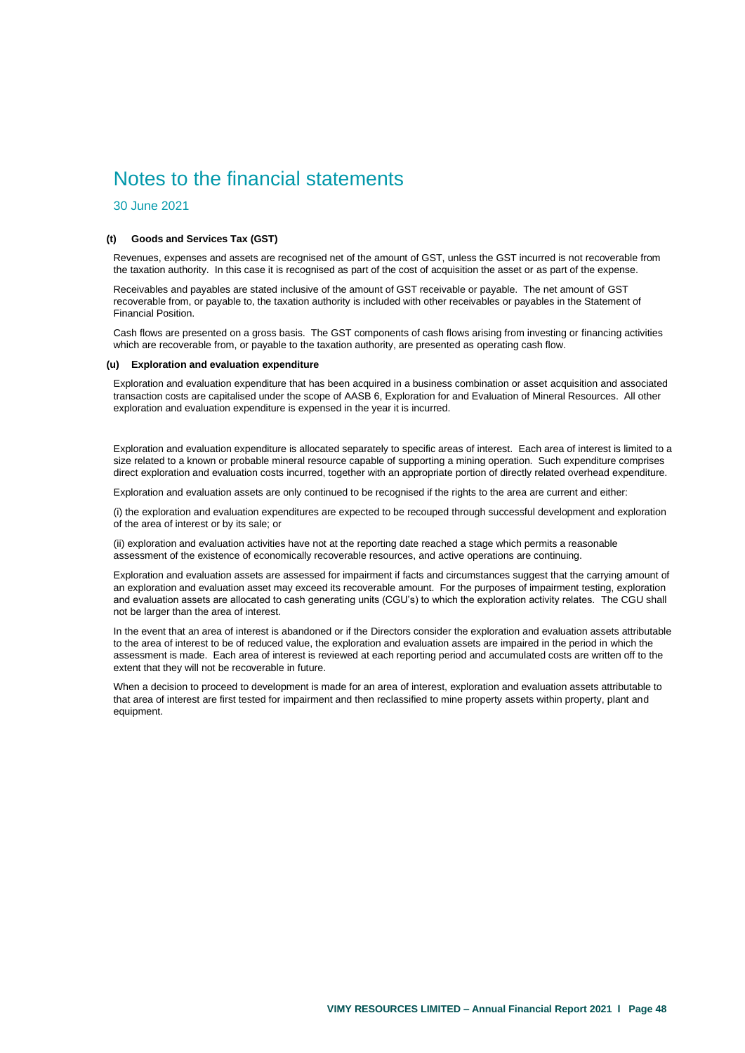# Notes to the financial statements

30 June 2021

**(t) Goods and Services Tax (GST)**

Revenues, expenses and assets are recognised net of the amount of GST, unless the GST incurred is not recoverable from the taxation authority. In this case it is recognised as part of the cost of acquisition the asset or as part of the expense.

Receivables and payables are stated inclusive of the amount of GST receivable or payable. The net amount of GST recoverable from, or payable to, the taxation authority is included with other receivables or payables in the Statement of Financial Position.

Cash flows are presented on a gross basis. The GST components of cash flows arising from investing or financing activities which are recoverable from, or payable to the taxation authority, are presented as operating cash flow.

**(u) Exploration and evaluation expenditure**

Exploration and evaluation expenditure that has been acquired in a business combination or asset acquisition and associated transaction costs are capitalised under the scope of AASB 6, Exploration for and Evaluation of Mineral Resources. All other exploration and evaluation expenditure is expensed in the year it is incurred.

Exploration and evaluation expenditure is allocated separately to specific areas of interest. Each area of interest is limited to a size related to a known or probable mineral resource capable of supporting a mining operation. Such expenditure comprises direct exploration and evaluation costs incurred, together with an appropriate portion of directly related overhead expenditure.

Exploration and evaluation assets are only continued to be recognised if the rights to the area are current and either:

(i) the exploration and evaluation expenditures are expected to be recouped through successful development and exploration of the area of interest or by its sale; or

(ii) exploration and evaluation activities have not at the reporting date reached a stage which permits a reasonable assessment of the existence of economically recoverable resources, and active operations are continuing.

Exploration and evaluation assets are assessed for impairment if facts and circumstances suggest that the carrying amount of an exploration and evaluation asset may exceed its recoverable amount. For the purposes of impairment testing, exploration and evaluation assets are allocated to cash generating units (CGU's) to which the exploration activity relates. The CGU shall not be larger than the area of interest.

In the event that an area of interest is abandoned or if the Directors consider the exploration and evaluation assets attributable to the area of interest to be of reduced value, the exploration and evaluation assets are impaired in the period in which the assessment is made. Each area of interest is reviewed at each reporting period and accumulated costs are written off to the extent that they will not be recoverable in future.

When a decision to proceed to development is made for an area of interest, exploration and evaluation assets attributable to that area of interest are first tested for impairment and then reclassified to mine property assets within property, plant and equipment.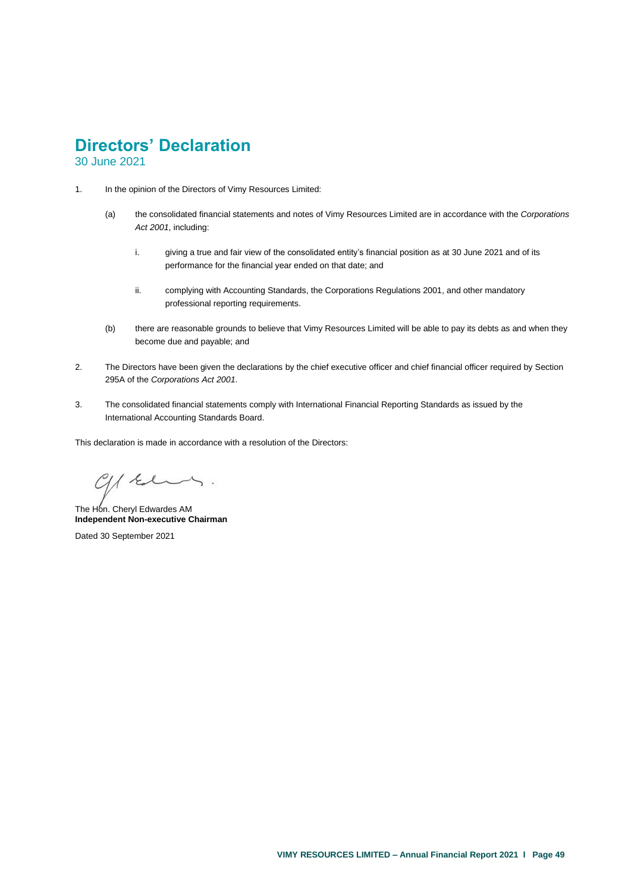# Directors' Declaration

30 June 2021

1. In the opinion of the Directors of Vimy Resources Limited:

   (a) the consolidated financial statements and notes of Vimy Resources Limited are in accordance with the *Corporations Act 2001*, including:

      i. giving a true and fair view of the consolidated entity's financial position as at 30 June 2021 and of its performance for the financial year ended on that date; and

      ii. complying with Accounting Standards, the Corporations Regulations 2001, and other mandatory professional reporting requirements.

   (b) there are reasonable grounds to believe that Vimy Resources Limited will be able to pay its debts as and when they become due and payable; and

2. The Directors have been given the declarations by the chief executive officer and chief financial officer required by Section 295A of the *Corporations Act 2001*.

3. The consolidated financial statements comply with International Financial Reporting Standards as issued by the International Accounting Standards Board.

This declaration is made in accordance with a resolution of the Directors:

The Hon. Cheryl Edwardes AM
**Independent Non-executive Chairman**

Dated 30 September 2021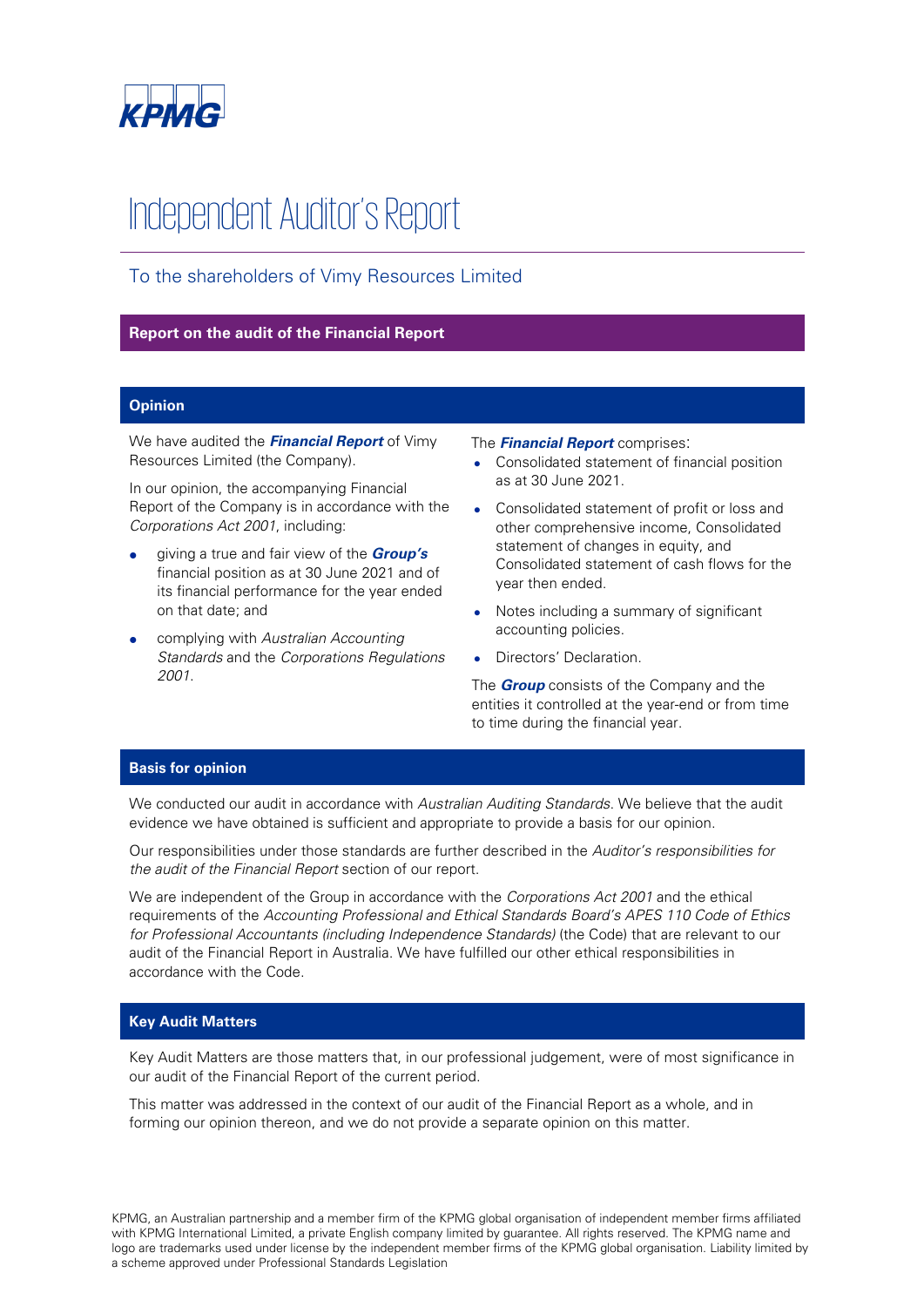# Independent Auditor's Report

## To the shareholders of Vimy Resources Limited

### Report on the audit of the Financial Report

#### Opinion

We have audited the ***Financial Report*** of Vimy Resources Limited (the Company).

In our opinion, the accompanying Financial Report of the Company is in accordance with the *Corporations Act 2001*, including:

- giving a true and fair view of the ***Group's*** financial position as at 30 June 2021 and of its financial performance for the year ended on that date; and
- complying with *Australian Accounting Standards* and the *Corporations Regulations 2001*.

The ***Financial Report*** comprises:

- Consolidated statement of financial position as at 30 June 2021.
- Consolidated statement of profit or loss and other comprehensive income, Consolidated statement of changes in equity, and Consolidated statement of cash flows for the year then ended.
- Notes including a summary of significant accounting policies.
- Directors' Declaration.

The ***Group*** consists of the Company and the entities it controlled at the year-end or from time to time during the financial year.

#### Basis for opinion

We conducted our audit in accordance with *Australian Auditing Standards*. We believe that the audit evidence we have obtained is sufficient and appropriate to provide a basis for our opinion.

Our responsibilities under those standards are further described in the *Auditor's responsibilities for the audit of the Financial Report* section of our report.

We are independent of the Group in accordance with the *Corporations Act 2001* and the ethical requirements of the *Accounting Professional and Ethical Standards Board's APES 110 Code of Ethics for Professional Accountants (including Independence Standards)* (the Code) that are relevant to our audit of the Financial Report in Australia. We have fulfilled our other ethical responsibilities in accordance with the Code.

#### Key Audit Matters

Key Audit Matters are those matters that, in our professional judgement, were of most significance in our audit of the Financial Report of the current period.

This matter was addressed in the context of our audit of the Financial Report as a whole, and in forming our opinion thereon, and we do not provide a separate opinion on this matter.

KPMG, an Australian partnership and a member firm of the KPMG global organisation of independent member firms affiliated with KPMG International Limited, a private English company limited by guarantee. All rights reserved. The KPMG name and logo are trademarks used under license by the independent member firms of the KPMG global organisation. Liability limited by a scheme approved under Professional Standards Legislation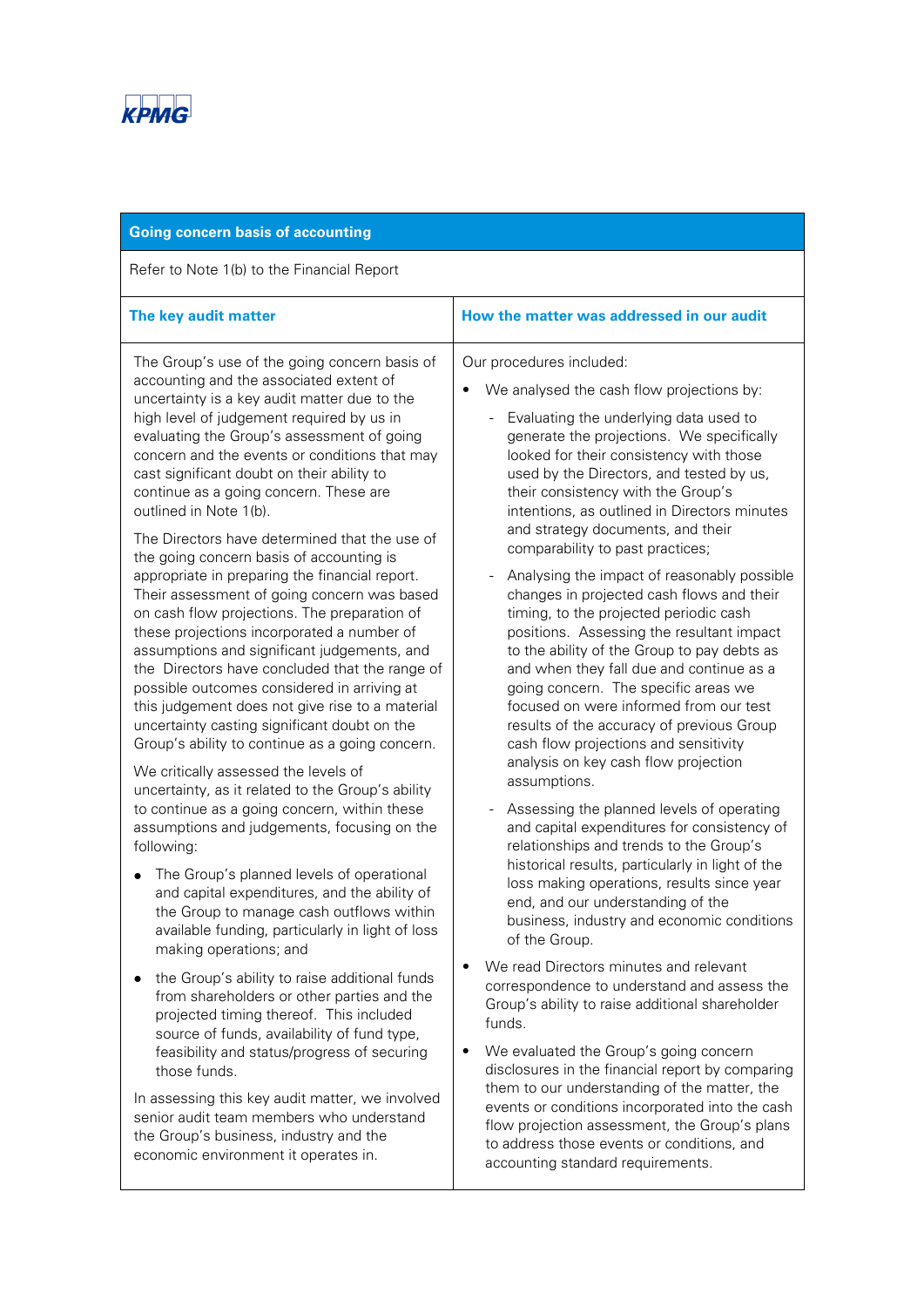## Going concern basis of accounting

Refer to Note 1(b) to the Financial Report

| The key audit matter | How the matter was addressed in our audit |
|---|---|
| The Group's use of the going concern basis of accounting and the associated extent of uncertainty is a key audit matter due to the high level of judgement required by us in evaluating the Group's assessment of going concern and the events or conditions that may cast significant doubt on their ability to continue as a going concern. These are outlined in Note 1(b).<br><br>The Directors have determined that the use of the going concern basis of accounting is appropriate in preparing the financial report. Their assessment of going concern was based on cash flow projections. The preparation of these projections incorporated a number of assumptions and significant judgements, and the Directors have concluded that the range of possible outcomes considered in arriving at this judgement does not give rise to a material uncertainty casting significant doubt on the Group's ability to continue as a going concern.<br><br>We critically assessed the levels of uncertainty, as it related to the Group's ability to continue as a going concern, within these assumptions and judgements, focusing on the following:<br><br>• The Group's planned levels of operational and capital expenditures, and the ability of the Group to manage cash outflows within available funding, particularly in light of loss making operations; and<br><br>• the Group's ability to raise additional funds from shareholders or other parties and the projected timing thereof. This included source of funds, availability of fund type, feasibility and status/progress of securing those funds.<br><br>In assessing this key audit matter, we involved senior audit team members who understand the Group's business, industry and the economic environment it operates in. | Our procedures included:<br><br>• We analysed the cash flow projections by:<br><br>- Evaluating the underlying data used to generate the projections. We specifically looked for their consistency with those used by the Directors, and tested by us, their consistency with the Group's intentions, as outlined in Directors minutes and strategy documents, and their comparability to past practices;<br><br>- Analysing the impact of reasonably possible changes in projected cash flows and their timing, to the projected periodic cash positions. Assessing the resultant impact to the ability of the Group to pay debts as and when they fall due and continue as a going concern. The specific areas we focused on were informed from our test results of the accuracy of previous Group cash flow projections and sensitivity analysis on key cash flow projection assumptions.<br><br>- Assessing the planned levels of operating and capital expenditures for consistency of relationships and trends to the Group's historical results, particularly in light of the loss making operations, results since year end, and our understanding of the business, industry and economic conditions of the Group.<br><br>• We read Directors minutes and relevant correspondence to understand and assess the Group's ability to raise additional shareholder funds.<br><br>• We evaluated the Group's going concern disclosures in the financial report by comparing them to our understanding of the matter, the events or conditions incorporated into the cash flow projection assessment, the Group's plans to address those events or conditions, and accounting standard requirements. |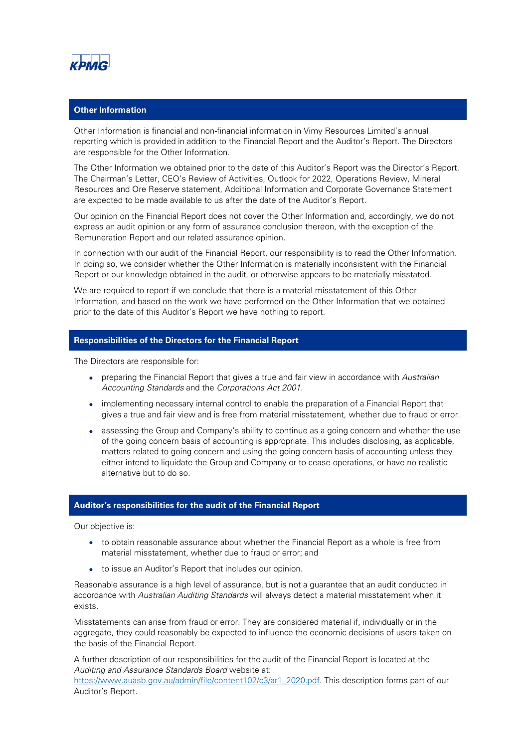## Other Information

Other Information is financial and non-financial information in Vimy Resources Limited's annual reporting which is provided in addition to the Financial Report and the Auditor's Report. The Directors are responsible for the Other Information.

The Other Information we obtained prior to the date of this Auditor's Report was the Director's Report. The Chairman's Letter, CEO's Review of Activities, Outlook for 2022, Operations Review, Mineral Resources and Ore Reserve statement, Additional Information and Corporate Governance Statement are expected to be made available to us after the date of the Auditor's Report.

Our opinion on the Financial Report does not cover the Other Information and, accordingly, we do not express an audit opinion or any form of assurance conclusion thereon, with the exception of the Remuneration Report and our related assurance opinion.

In connection with our audit of the Financial Report, our responsibility is to read the Other Information. In doing so, we consider whether the Other Information is materially inconsistent with the Financial Report or our knowledge obtained in the audit, or otherwise appears to be materially misstated.

We are required to report if we conclude that there is a material misstatement of this Other Information, and based on the work we have performed on the Other Information that we obtained prior to the date of this Auditor's Report we have nothing to report.

## Responsibilities of the Directors for the Financial Report

The Directors are responsible for:

- preparing the Financial Report that gives a true and fair view in accordance with *Australian Accounting Standards* and the *Corporations Act 2001.*
- implementing necessary internal control to enable the preparation of a Financial Report that gives a true and fair view and is free from material misstatement, whether due to fraud or error.
- assessing the Group and Company's ability to continue as a going concern and whether the use of the going concern basis of accounting is appropriate. This includes disclosing, as applicable, matters related to going concern and using the going concern basis of accounting unless they either intend to liquidate the Group and Company or to cease operations, or have no realistic alternative but to do so.

## Auditor's responsibilities for the audit of the Financial Report

Our objective is:

- to obtain reasonable assurance about whether the Financial Report as a whole is free from material misstatement, whether due to fraud or error; and
- to issue an Auditor's Report that includes our opinion.

Reasonable assurance is a high level of assurance, but is not a guarantee that an audit conducted in accordance with *Australian Auditing Standards* will always detect a material misstatement when it exists.

Misstatements can arise from fraud or error. They are considered material if, individually or in the aggregate, they could reasonably be expected to influence the economic decisions of users taken on the basis of the Financial Report.

A further description of our responsibilities for the audit of the Financial Report is located at the *Auditing and Assurance Standards Board* website at: https://www.auasb.gov.au/admin/file/content102/c3/ar1_2020.pdf. This description forms part of our Auditor's Report.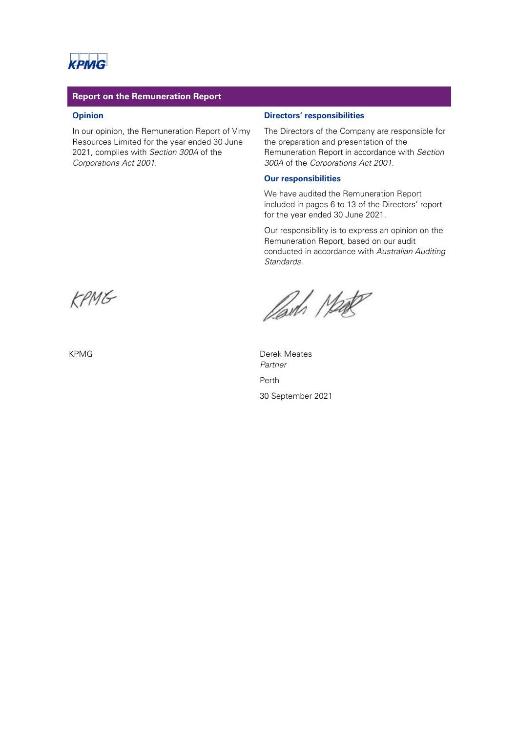## Report on the Remuneration Report

### Opinion

In our opinion, the Remuneration Report of Vimy Resources Limited for the year ended 30 June 2021, complies with *Section 300A* of the *Corporations Act 2001*.

### Directors' responsibilities

The Directors of the Company are responsible for the preparation and presentation of the Remuneration Report in accordance with *Section 300A* of the *Corporations Act 2001*.

### Our responsibilities

We have audited the Remuneration Report included in pages 6 to 13 of the Directors' report for the year ended 30 June 2021.

Our responsibility is to express an opinion on the Remuneration Report, based on our audit conducted in accordance with *Australian Auditing Standards*.

KPMG

Derek Meates
*Partner*

Perth

30 September 2021